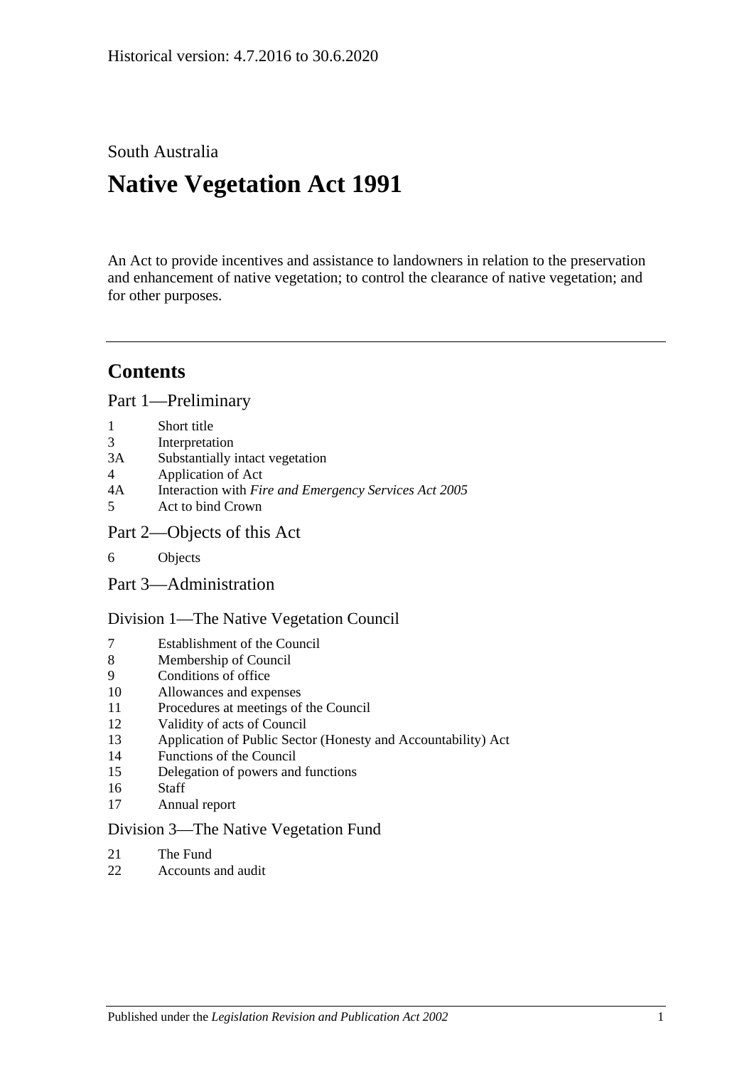Historical version: 4.7.2016 to 30.6.2020

South Australia

# Native Vegetation Act 1991

An Act to provide incentives and assistance to landowners in relation to the preservation and enhancement of native vegetation; to control the clearance of native vegetation; and for other purposes.

## Contents

### Part 1—Preliminary

- 1 Short title
- 3 Interpretation
- 3A Substantially intact vegetation
- 4 Application of Act
- 4A Interaction with *Fire and Emergency Services Act 2005*
- 5 Act to bind Crown

### Part 2—Objects of this Act

- 6 Objects

### Part 3—Administration

#### Division 1—The Native Vegetation Council

- 7 Establishment of the Council
- 8 Membership of Council
- 9 Conditions of office
- 10 Allowances and expenses
- 11 Procedures at meetings of the Council
- 12 Validity of acts of Council
- 13 Application of Public Sector (Honesty and Accountability) Act
- 14 Functions of the Council
- 15 Delegation of powers and functions
- 16 Staff
- 17 Annual report

#### Division 3—The Native Vegetation Fund

- 21 The Fund
- 22 Accounts and audit

Published under the *Legislation Revision and Publication Act 2002*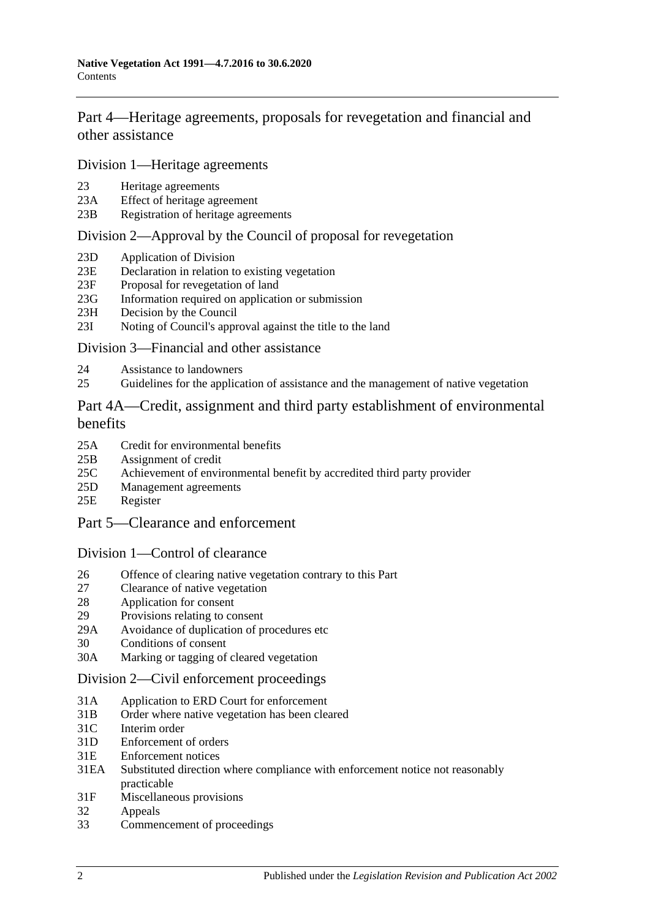## Part 4—Heritage agreements, proposals for revegetation and financial and other assistance

### Division 1—Heritage agreements

23 Heritage agreements
23A Effect of heritage agreement
23B Registration of heritage agreements

### Division 2—Approval by the Council of proposal for revegetation

23D Application of Division
23E Declaration in relation to existing vegetation
23F Proposal for revegetation of land
23G Information required on application or submission
23H Decision by the Council
23I Noting of Council's approval against the title to the land

### Division 3—Financial and other assistance

24 Assistance to landowners
25 Guidelines for the application of assistance and the management of native vegetation

## Part 4A—Credit, assignment and third party establishment of environmental benefits

25A Credit for environmental benefits
25B Assignment of credit
25C Achievement of environmental benefit by accredited third party provider
25D Management agreements
25E Register

## Part 5—Clearance and enforcement

### Division 1—Control of clearance

26 Offence of clearing native vegetation contrary to this Part
27 Clearance of native vegetation
28 Application for consent
29 Provisions relating to consent
29A Avoidance of duplication of procedures etc
30 Conditions of consent
30A Marking or tagging of cleared vegetation

### Division 2—Civil enforcement proceedings

31A Application to ERD Court for enforcement
31B Order where native vegetation has been cleared
31C Interim order
31D Enforcement of orders
31E Enforcement notices
31EA Substituted direction where compliance with enforcement notice not reasonably practicable
31F Miscellaneous provisions
32 Appeals
33 Commencement of proceedings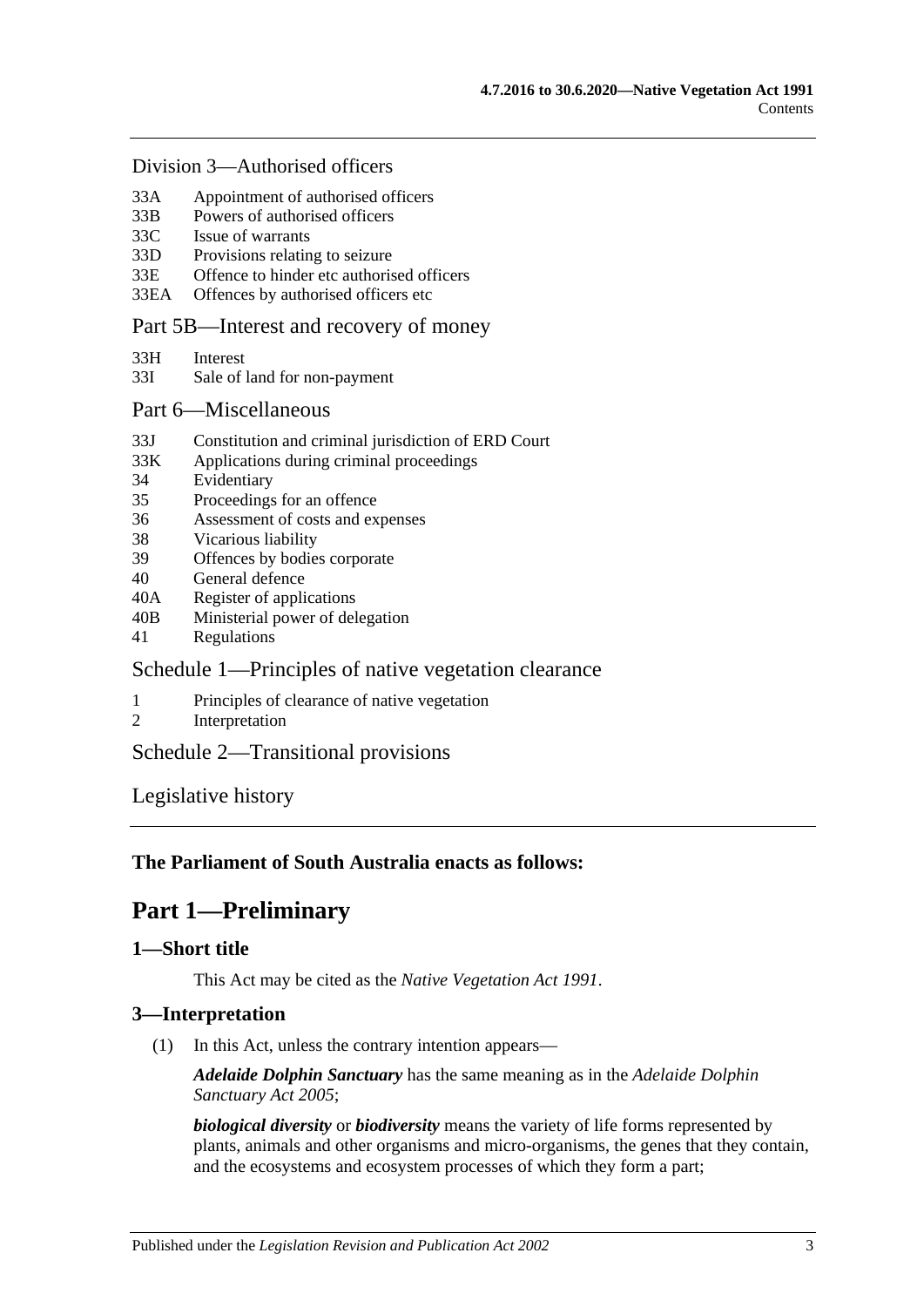Division 3—Authorised officers

33A Appointment of authorised officers
33B Powers of authorised officers
33C Issue of warrants
33D Provisions relating to seizure
33E Offence to hinder etc authorised officers
33EA Offences by authorised officers etc

Part 5B—Interest and recovery of money

33H Interest
33I Sale of land for non-payment

Part 6—Miscellaneous

33J Constitution and criminal jurisdiction of ERD Court
33K Applications during criminal proceedings
34 Evidentiary
35 Proceedings for an offence
36 Assessment of costs and expenses
38 Vicarious liability
39 Offences by bodies corporate
40 General defence
40A Register of applications
40B Ministerial power of delegation
41 Regulations

Schedule 1—Principles of native vegetation clearance

1 Principles of clearance of native vegetation
2 Interpretation

Schedule 2—Transitional provisions

Legislative history

**The Parliament of South Australia enacts as follows:**

# Part 1—Preliminary

## 1—Short title

This Act may be cited as the *Native Vegetation Act 1991*.

## 3—Interpretation

(1) In this Act, unless the contrary intention appears—

***Adelaide Dolphin Sanctuary*** has the same meaning as in the *Adelaide Dolphin Sanctuary Act 2005*;

***biological diversity*** or ***biodiversity*** means the variety of life forms represented by plants, animals and other organisms and micro-organisms, the genes that they contain, and the ecosystems and ecosystem processes of which they form a part;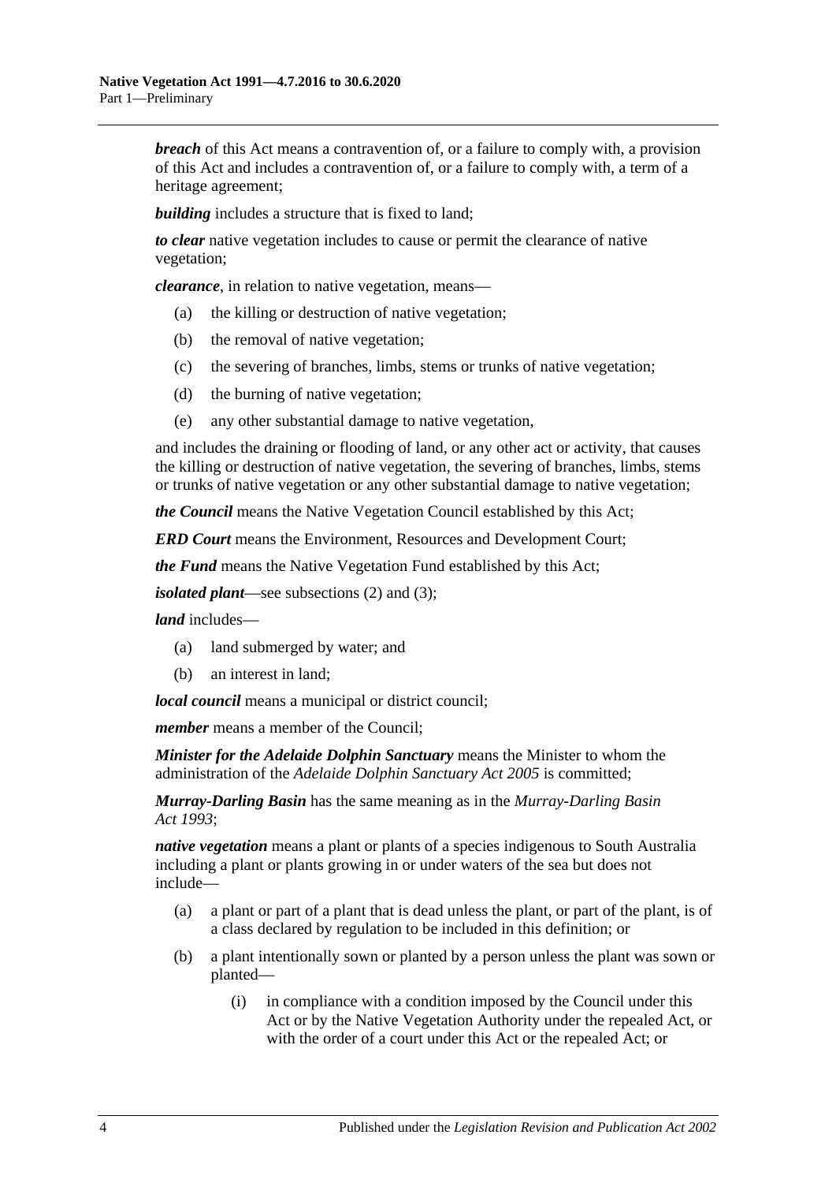***breach*** of this Act means a contravention of, or a failure to comply with, a provision of this Act and includes a contravention of, or a failure to comply with, a term of a heritage agreement;

***building*** includes a structure that is fixed to land;

***to clear*** native vegetation includes to cause or permit the clearance of native vegetation;

***clearance***, in relation to native vegetation, means—

(a) the killing or destruction of native vegetation;

(b) the removal of native vegetation;

(c) the severing of branches, limbs, stems or trunks of native vegetation;

(d) the burning of native vegetation;

(e) any other substantial damage to native vegetation,

and includes the draining or flooding of land, or any other act or activity, that causes the killing or destruction of native vegetation, the severing of branches, limbs, stems or trunks of native vegetation or any other substantial damage to native vegetation;

***the Council*** means the Native Vegetation Council established by this Act;

***ERD Court*** means the Environment, Resources and Development Court;

***the Fund*** means the Native Vegetation Fund established by this Act;

***isolated plant***—see subsections (2) and (3);

***land*** includes—

(a) land submerged by water; and

(b) an interest in land;

***local council*** means a municipal or district council;

***member*** means a member of the Council;

***Minister for the Adelaide Dolphin Sanctuary*** means the Minister to whom the administration of the *Adelaide Dolphin Sanctuary Act 2005* is committed;

***Murray-Darling Basin*** has the same meaning as in the *Murray-Darling Basin Act 1993*;

***native vegetation*** means a plant or plants of a species indigenous to South Australia including a plant or plants growing in or under waters of the sea but does not include—

(a) a plant or part of a plant that is dead unless the plant, or part of the plant, is of a class declared by regulation to be included in this definition; or

(b) a plant intentionally sown or planted by a person unless the plant was sown or planted—

(i) in compliance with a condition imposed by the Council under this Act or by the Native Vegetation Authority under the repealed Act, or with the order of a court under this Act or the repealed Act; or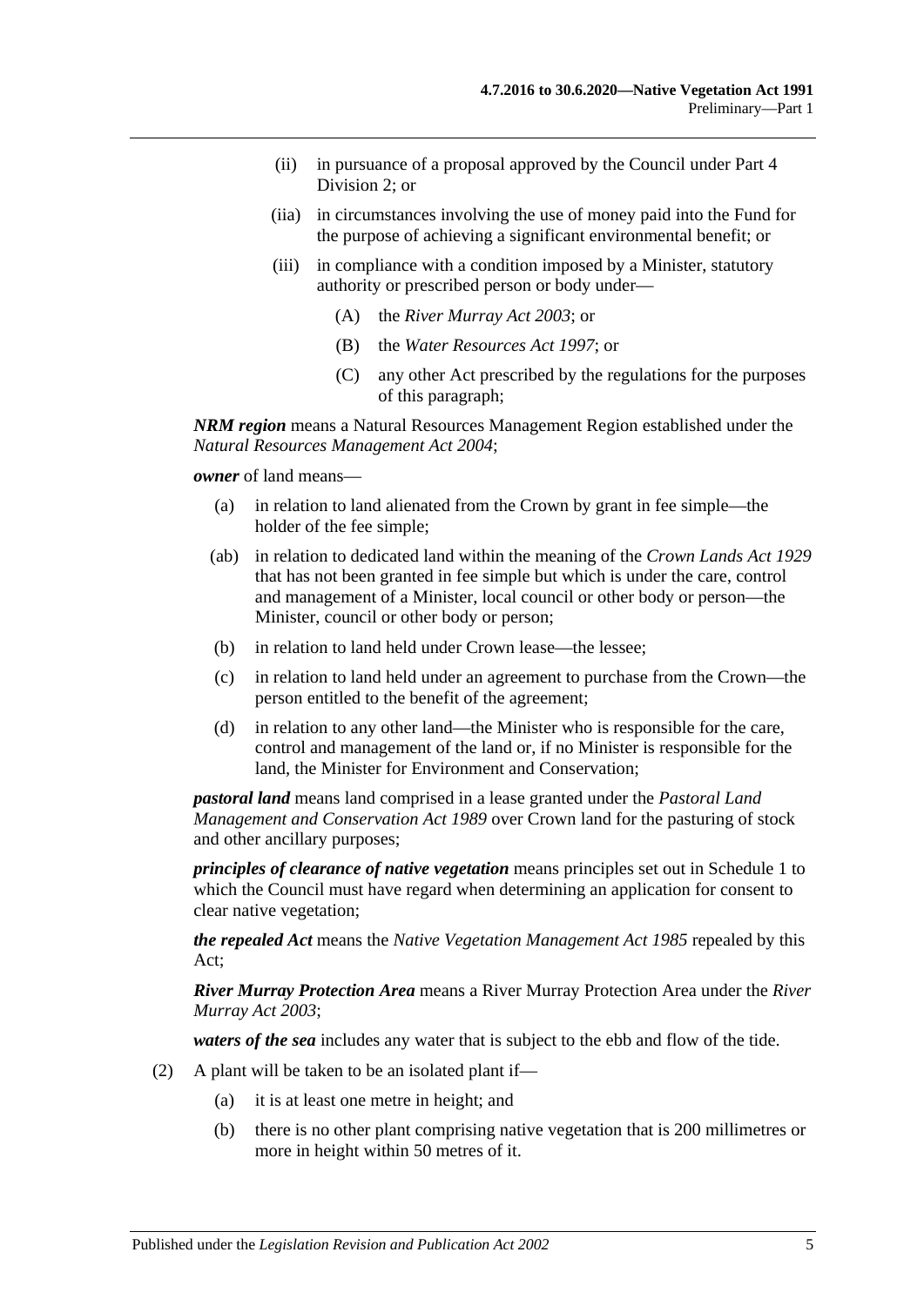(ii) in pursuance of a proposal approved by the Council under Part 4 Division 2; or

(iia) in circumstances involving the use of money paid into the Fund for the purpose of achieving a significant environmental benefit; or

(iii) in compliance with a condition imposed by a Minister, statutory authority or prescribed person or body under—

(A) the *River Murray Act 2003*; or

(B) the *Water Resources Act 1997*; or

(C) any other Act prescribed by the regulations for the purposes of this paragraph;

***NRM region*** means a Natural Resources Management Region established under the *Natural Resources Management Act 2004*;

***owner*** of land means—

(a) in relation to land alienated from the Crown by grant in fee simple—the holder of the fee simple;

(ab) in relation to dedicated land within the meaning of the *Crown Lands Act 1929* that has not been granted in fee simple but which is under the care, control and management of a Minister, local council or other body or person—the Minister, council or other body or person;

(b) in relation to land held under Crown lease—the lessee;

(c) in relation to land held under an agreement to purchase from the Crown—the person entitled to the benefit of the agreement;

(d) in relation to any other land—the Minister who is responsible for the care, control and management of the land or, if no Minister is responsible for the land, the Minister for Environment and Conservation;

***pastoral land*** means land comprised in a lease granted under the *Pastoral Land Management and Conservation Act 1989* over Crown land for the pasturing of stock and other ancillary purposes;

***principles of clearance of native vegetation*** means principles set out in Schedule 1 to which the Council must have regard when determining an application for consent to clear native vegetation;

***the repealed Act*** means the *Native Vegetation Management Act 1985* repealed by this Act;

***River Murray Protection Area*** means a River Murray Protection Area under the *River Murray Act 2003*;

***waters of the sea*** includes any water that is subject to the ebb and flow of the tide.

(2) A plant will be taken to be an isolated plant if—

(a) it is at least one metre in height; and

(b) there is no other plant comprising native vegetation that is 200 millimetres or more in height within 50 metres of it.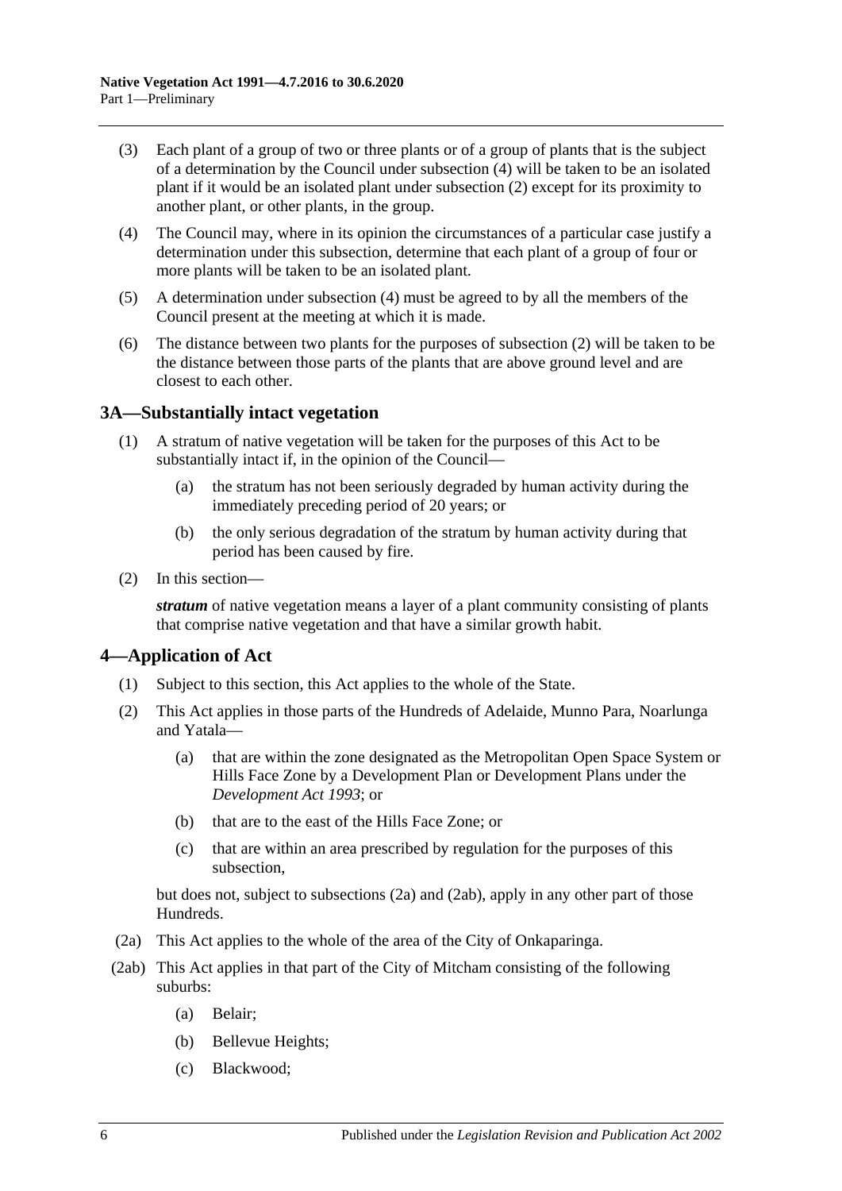(3) Each plant of a group of two or three plants or of a group of plants that is the subject of a determination by the Council under subsection (4) will be taken to be an isolated plant if it would be an isolated plant under subsection (2) except for its proximity to another plant, or other plants, in the group.

(4) The Council may, where in its opinion the circumstances of a particular case justify a determination under this subsection, determine that each plant of a group of four or more plants will be taken to be an isolated plant.

(5) A determination under subsection (4) must be agreed to by all the members of the Council present at the meeting at which it is made.

(6) The distance between two plants for the purposes of subsection (2) will be taken to be the distance between those parts of the plants that are above ground level and are closest to each other.

## 3A—Substantially intact vegetation

(1) A stratum of native vegetation will be taken for the purposes of this Act to be substantially intact if, in the opinion of the Council—

(a) the stratum has not been seriously degraded by human activity during the immediately preceding period of 20 years; or

(b) the only serious degradation of the stratum by human activity during that period has been caused by fire.

(2) In this section—

***stratum*** of native vegetation means a layer of a plant community consisting of plants that comprise native vegetation and that have a similar growth habit.

## 4—Application of Act

(1) Subject to this section, this Act applies to the whole of the State.

(2) This Act applies in those parts of the Hundreds of Adelaide, Munno Para, Noarlunga and Yatala—

(a) that are within the zone designated as the Metropolitan Open Space System or Hills Face Zone by a Development Plan or Development Plans under the *Development Act 1993*; or

(b) that are to the east of the Hills Face Zone; or

(c) that are within an area prescribed by regulation for the purposes of this subsection,

but does not, subject to subsections (2a) and (2ab), apply in any other part of those Hundreds.

(2a) This Act applies to the whole of the area of the City of Onkaparinga.

(2ab) This Act applies in that part of the City of Mitcham consisting of the following suburbs:

(a) Belair;

(b) Bellevue Heights;

(c) Blackwood;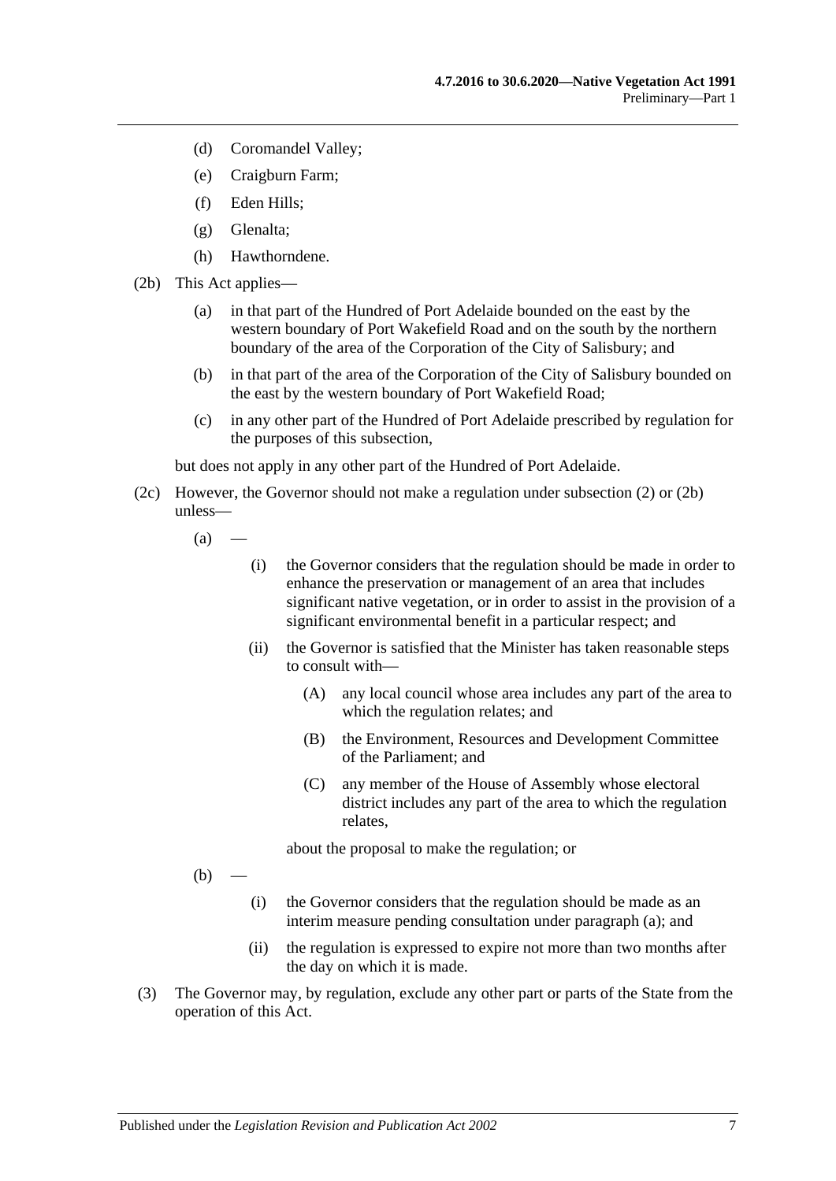(d) Coromandel Valley;

(e) Craigburn Farm;

(f) Eden Hills;

(g) Glenalta;

(h) Hawthorndene.

(2b) This Act applies—

(a) in that part of the Hundred of Port Adelaide bounded on the east by the western boundary of Port Wakefield Road and on the south by the northern boundary of the area of the Corporation of the City of Salisbury; and

(b) in that part of the area of the Corporation of the City of Salisbury bounded on the east by the western boundary of Port Wakefield Road;

(c) in any other part of the Hundred of Port Adelaide prescribed by regulation for the purposes of this subsection,

but does not apply in any other part of the Hundred of Port Adelaide.

(2c) However, the Governor should not make a regulation under subsection (2) or (2b) unless—

(a) —

(i) the Governor considers that the regulation should be made in order to enhance the preservation or management of an area that includes significant native vegetation, or in order to assist in the provision of a significant environmental benefit in a particular respect; and

(ii) the Governor is satisfied that the Minister has taken reasonable steps to consult with—

(A) any local council whose area includes any part of the area to which the regulation relates; and

(B) the Environment, Resources and Development Committee of the Parliament; and

(C) any member of the House of Assembly whose electoral district includes any part of the area to which the regulation relates,

about the proposal to make the regulation; or

(b) —

(i) the Governor considers that the regulation should be made as an interim measure pending consultation under paragraph (a); and

(ii) the regulation is expressed to expire not more than two months after the day on which it is made.

(3) The Governor may, by regulation, exclude any other part or parts of the State from the operation of this Act.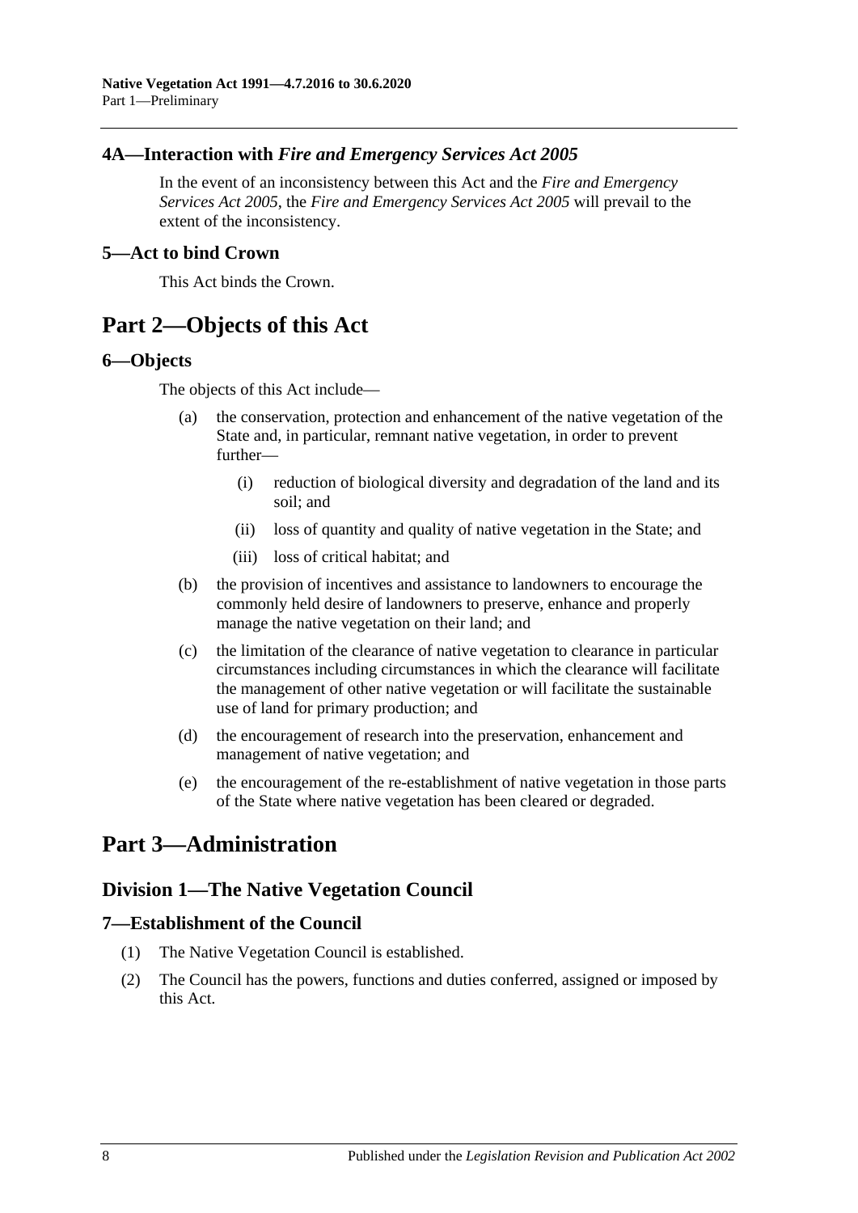### 4A—Interaction with *Fire and Emergency Services Act 2005*

In the event of an inconsistency between this Act and the *Fire and Emergency Services Act 2005*, the *Fire and Emergency Services Act 2005* will prevail to the extent of the inconsistency.

### 5—Act to bind Crown

This Act binds the Crown.

# Part 2—Objects of this Act

### 6—Objects

The objects of this Act include—

(a) the conservation, protection and enhancement of the native vegetation of the State and, in particular, remnant native vegetation, in order to prevent further—

  (i) reduction of biological diversity and degradation of the land and its soil; and

  (ii) loss of quantity and quality of native vegetation in the State; and

  (iii) loss of critical habitat; and

(b) the provision of incentives and assistance to landowners to encourage the commonly held desire of landowners to preserve, enhance and properly manage the native vegetation on their land; and

(c) the limitation of the clearance of native vegetation to clearance in particular circumstances including circumstances in which the clearance will facilitate the management of other native vegetation or will facilitate the sustainable use of land for primary production; and

(d) the encouragement of research into the preservation, enhancement and management of native vegetation; and

(e) the encouragement of the re-establishment of native vegetation in those parts of the State where native vegetation has been cleared or degraded.

# Part 3—Administration

## Division 1—The Native Vegetation Council

### 7—Establishment of the Council

(1) The Native Vegetation Council is established.

(2) The Council has the powers, functions and duties conferred, assigned or imposed by this Act.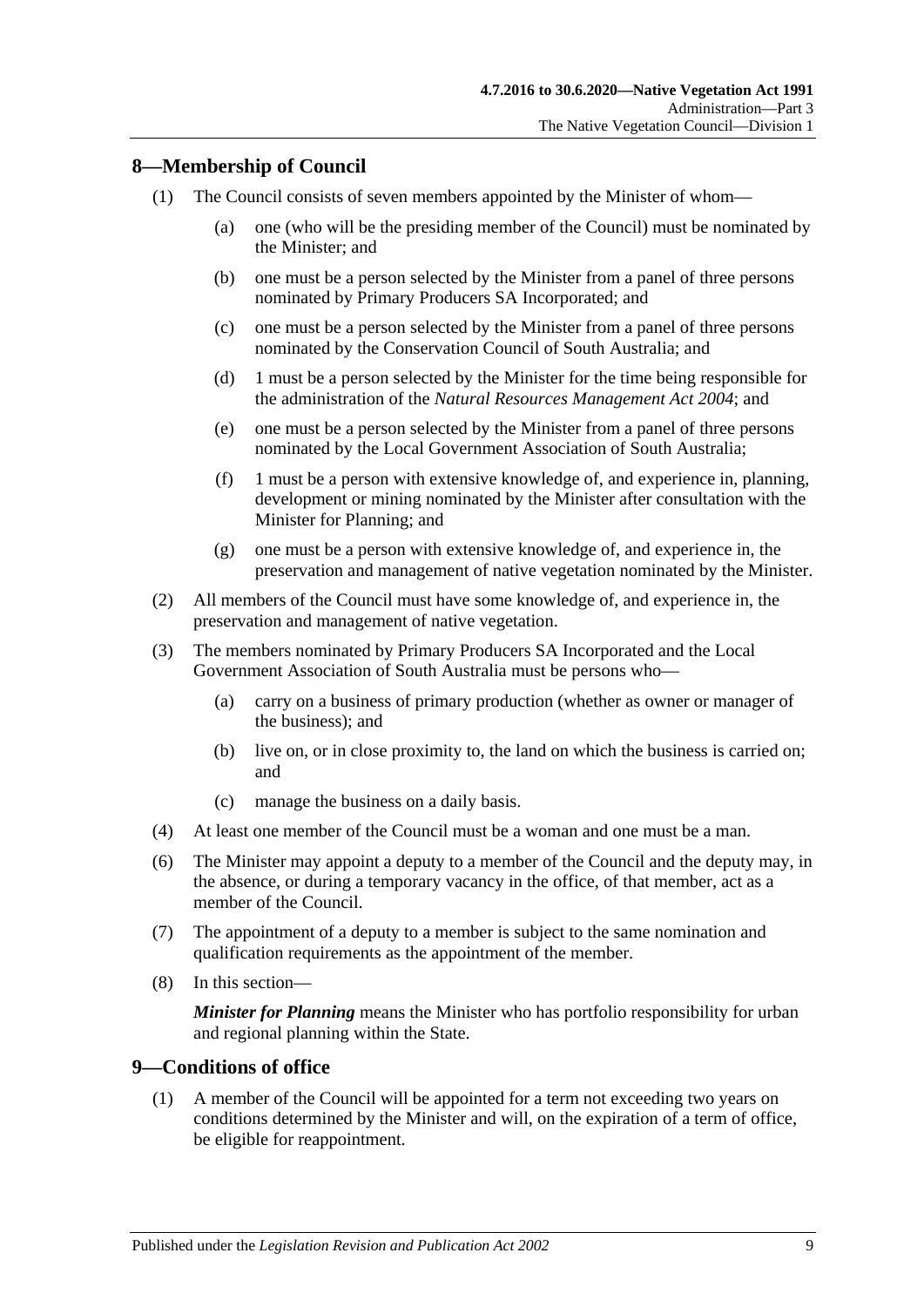## 8—Membership of Council

(1) The Council consists of seven members appointed by the Minister of whom—

(a) one (who will be the presiding member of the Council) must be nominated by the Minister; and

(b) one must be a person selected by the Minister from a panel of three persons nominated by Primary Producers SA Incorporated; and

(c) one must be a person selected by the Minister from a panel of three persons nominated by the Conservation Council of South Australia; and

(d) 1 must be a person selected by the Minister for the time being responsible for the administration of the *Natural Resources Management Act 2004*; and

(e) one must be a person selected by the Minister from a panel of three persons nominated by the Local Government Association of South Australia;

(f) 1 must be a person with extensive knowledge of, and experience in, planning, development or mining nominated by the Minister after consultation with the Minister for Planning; and

(g) one must be a person with extensive knowledge of, and experience in, the preservation and management of native vegetation nominated by the Minister.

(2) All members of the Council must have some knowledge of, and experience in, the preservation and management of native vegetation.

(3) The members nominated by Primary Producers SA Incorporated and the Local Government Association of South Australia must be persons who—

(a) carry on a business of primary production (whether as owner or manager of the business); and

(b) live on, or in close proximity to, the land on which the business is carried on; and

(c) manage the business on a daily basis.

(4) At least one member of the Council must be a woman and one must be a man.

(6) The Minister may appoint a deputy to a member of the Council and the deputy may, in the absence, or during a temporary vacancy in the office, of that member, act as a member of the Council.

(7) The appointment of a deputy to a member is subject to the same nomination and qualification requirements as the appointment of the member.

(8) In this section—

***Minister for Planning*** means the Minister who has portfolio responsibility for urban and regional planning within the State.

## 9—Conditions of office

(1) A member of the Council will be appointed for a term not exceeding two years on conditions determined by the Minister and will, on the expiration of a term of office, be eligible for reappointment.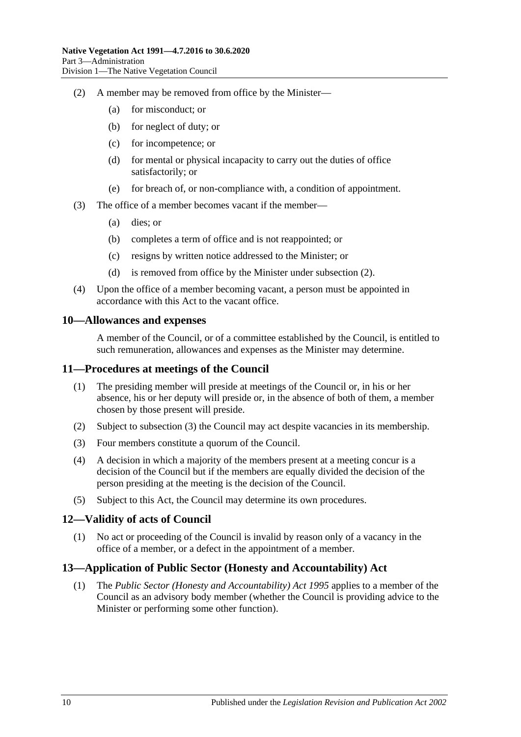(2) A member may be removed from office by the Minister—

(a) for misconduct; or

(b) for neglect of duty; or

(c) for incompetence; or

(d) for mental or physical incapacity to carry out the duties of office satisfactorily; or

(e) for breach of, or non-compliance with, a condition of appointment.

(3) The office of a member becomes vacant if the member—

(a) dies; or

(b) completes a term of office and is not reappointed; or

(c) resigns by written notice addressed to the Minister; or

(d) is removed from office by the Minister under subsection (2).

(4) Upon the office of a member becoming vacant, a person must be appointed in accordance with this Act to the vacant office.

## 10—Allowances and expenses

A member of the Council, or of a committee established by the Council, is entitled to such remuneration, allowances and expenses as the Minister may determine.

## 11—Procedures at meetings of the Council

(1) The presiding member will preside at meetings of the Council or, in his or her absence, his or her deputy will preside or, in the absence of both of them, a member chosen by those present will preside.

(2) Subject to subsection (3) the Council may act despite vacancies in its membership.

(3) Four members constitute a quorum of the Council.

(4) A decision in which a majority of the members present at a meeting concur is a decision of the Council but if the members are equally divided the decision of the person presiding at the meeting is the decision of the Council.

(5) Subject to this Act, the Council may determine its own procedures.

## 12—Validity of acts of Council

(1) No act or proceeding of the Council is invalid by reason only of a vacancy in the office of a member, or a defect in the appointment of a member.

## 13—Application of Public Sector (Honesty and Accountability) Act

(1) The *Public Sector (Honesty and Accountability) Act 1995* applies to a member of the Council as an advisory body member (whether the Council is providing advice to the Minister or performing some other function).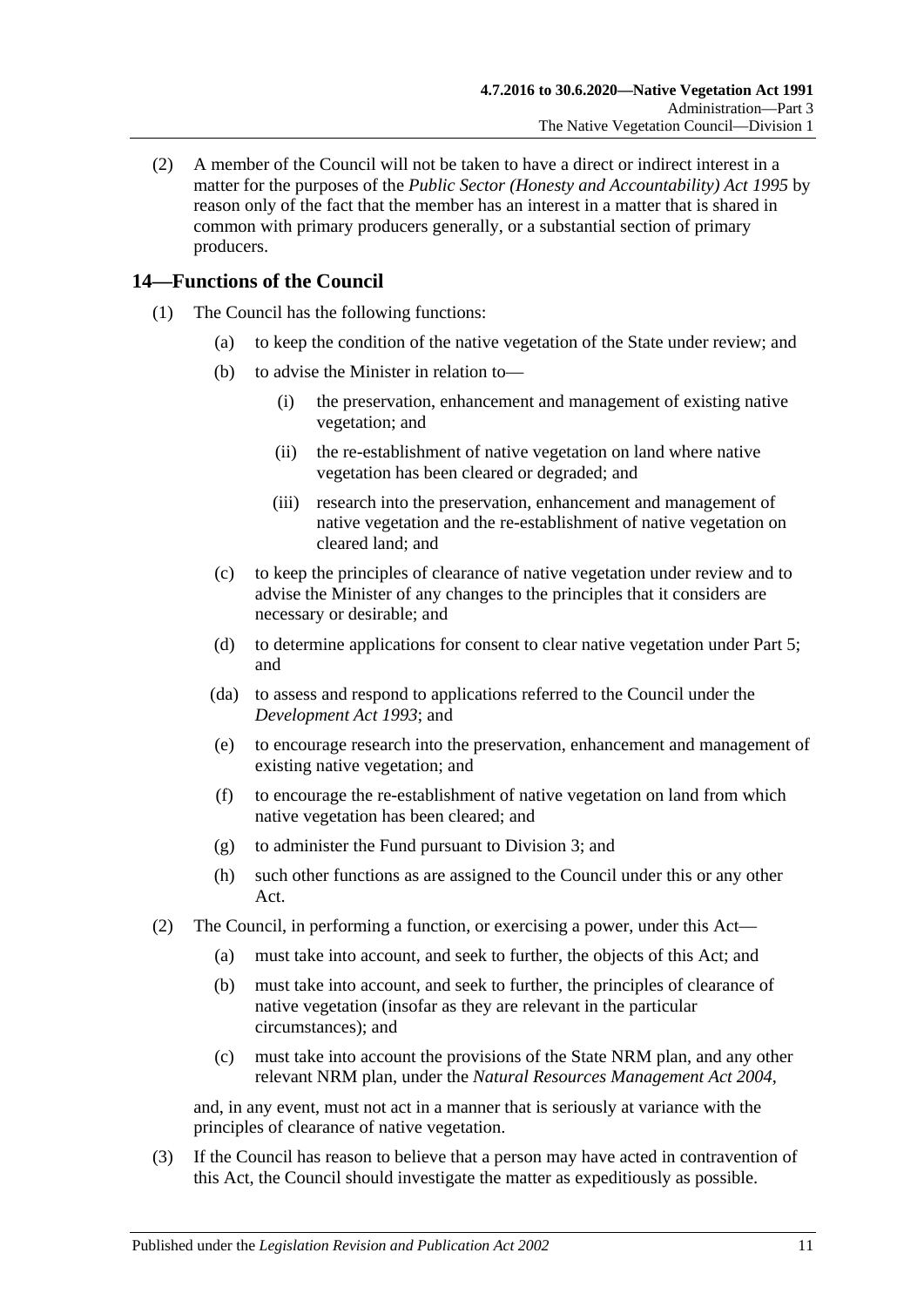(2) A member of the Council will not be taken to have a direct or indirect interest in a matter for the purposes of the *Public Sector (Honesty and Accountability) Act 1995* by reason only of the fact that the member has an interest in a matter that is shared in common with primary producers generally, or a substantial section of primary producers.

## 14—Functions of the Council

(1) The Council has the following functions:

(a) to keep the condition of the native vegetation of the State under review; and

(b) to advise the Minister in relation to—

(i) the preservation, enhancement and management of existing native vegetation; and

(ii) the re-establishment of native vegetation on land where native vegetation has been cleared or degraded; and

(iii) research into the preservation, enhancement and management of native vegetation and the re-establishment of native vegetation on cleared land; and

(c) to keep the principles of clearance of native vegetation under review and to advise the Minister of any changes to the principles that it considers are necessary or desirable; and

(d) to determine applications for consent to clear native vegetation under Part 5; and

(da) to assess and respond to applications referred to the Council under the *Development Act 1993*; and

(e) to encourage research into the preservation, enhancement and management of existing native vegetation; and

(f) to encourage the re-establishment of native vegetation on land from which native vegetation has been cleared; and

(g) to administer the Fund pursuant to Division 3; and

(h) such other functions as are assigned to the Council under this or any other Act.

(2) The Council, in performing a function, or exercising a power, under this Act—

(a) must take into account, and seek to further, the objects of this Act; and

(b) must take into account, and seek to further, the principles of clearance of native vegetation (insofar as they are relevant in the particular circumstances); and

(c) must take into account the provisions of the State NRM plan, and any other relevant NRM plan, under the *Natural Resources Management Act 2004*,

and, in any event, must not act in a manner that is seriously at variance with the principles of clearance of native vegetation.

(3) If the Council has reason to believe that a person may have acted in contravention of this Act, the Council should investigate the matter as expeditiously as possible.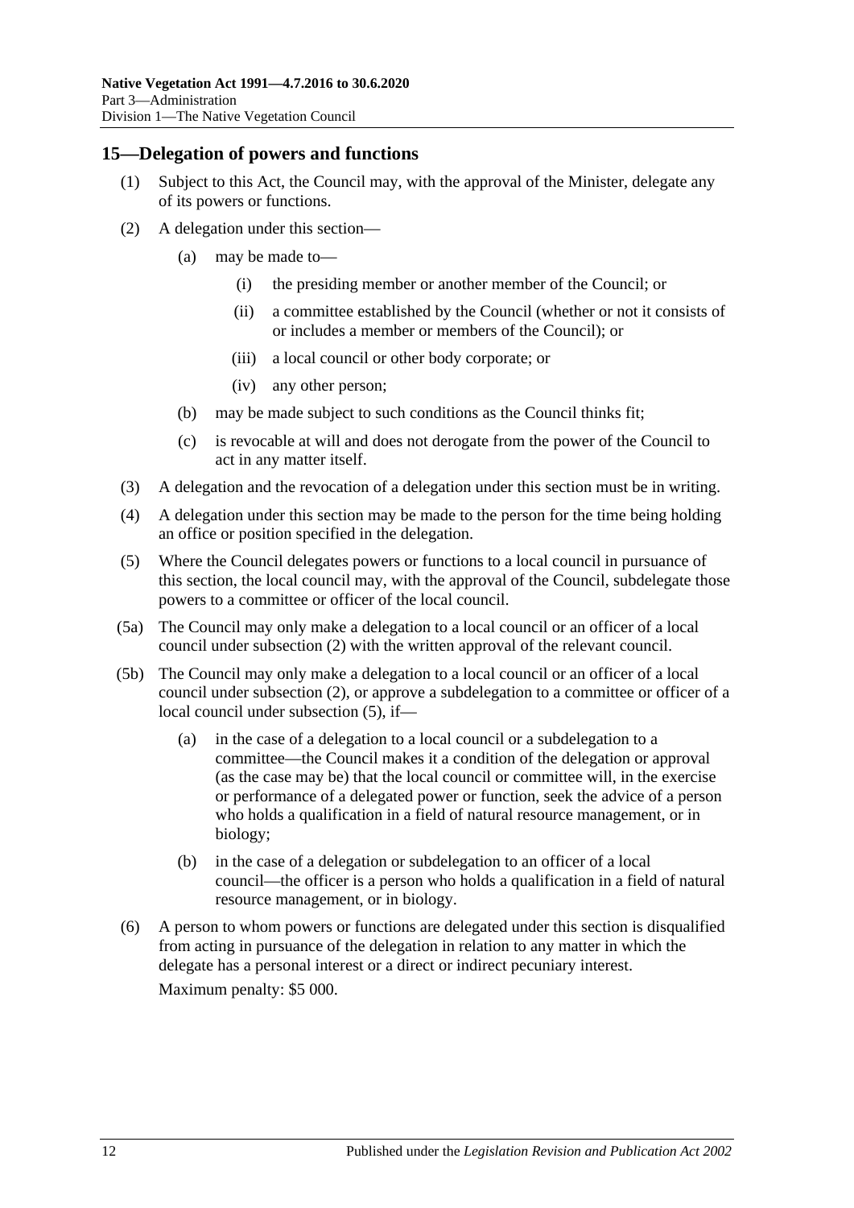## 15—Delegation of powers and functions

(1) Subject to this Act, the Council may, with the approval of the Minister, delegate any of its powers or functions.

(2) A delegation under this section—

(a) may be made to—

(i) the presiding member or another member of the Council; or

(ii) a committee established by the Council (whether or not it consists of or includes a member or members of the Council); or

(iii) a local council or other body corporate; or

(iv) any other person;

(b) may be made subject to such conditions as the Council thinks fit;

(c) is revocable at will and does not derogate from the power of the Council to act in any matter itself.

(3) A delegation and the revocation of a delegation under this section must be in writing.

(4) A delegation under this section may be made to the person for the time being holding an office or position specified in the delegation.

(5) Where the Council delegates powers or functions to a local council in pursuance of this section, the local council may, with the approval of the Council, subdelegate those powers to a committee or officer of the local council.

(5a) The Council may only make a delegation to a local council or an officer of a local council under subsection (2) with the written approval of the relevant council.

(5b) The Council may only make a delegation to a local council or an officer of a local council under subsection (2), or approve a subdelegation to a committee or officer of a local council under subsection (5), if—

(a) in the case of a delegation to a local council or a subdelegation to a committee—the Council makes it a condition of the delegation or approval (as the case may be) that the local council or committee will, in the exercise or performance of a delegated power or function, seek the advice of a person who holds a qualification in a field of natural resource management, or in biology;

(b) in the case of a delegation or subdelegation to an officer of a local council—the officer is a person who holds a qualification in a field of natural resource management, or in biology.

(6) A person to whom powers or functions are delegated under this section is disqualified from acting in pursuance of the delegation in relation to any matter in which the delegate has a personal interest or a direct or indirect pecuniary interest.

Maximum penalty: $5 000.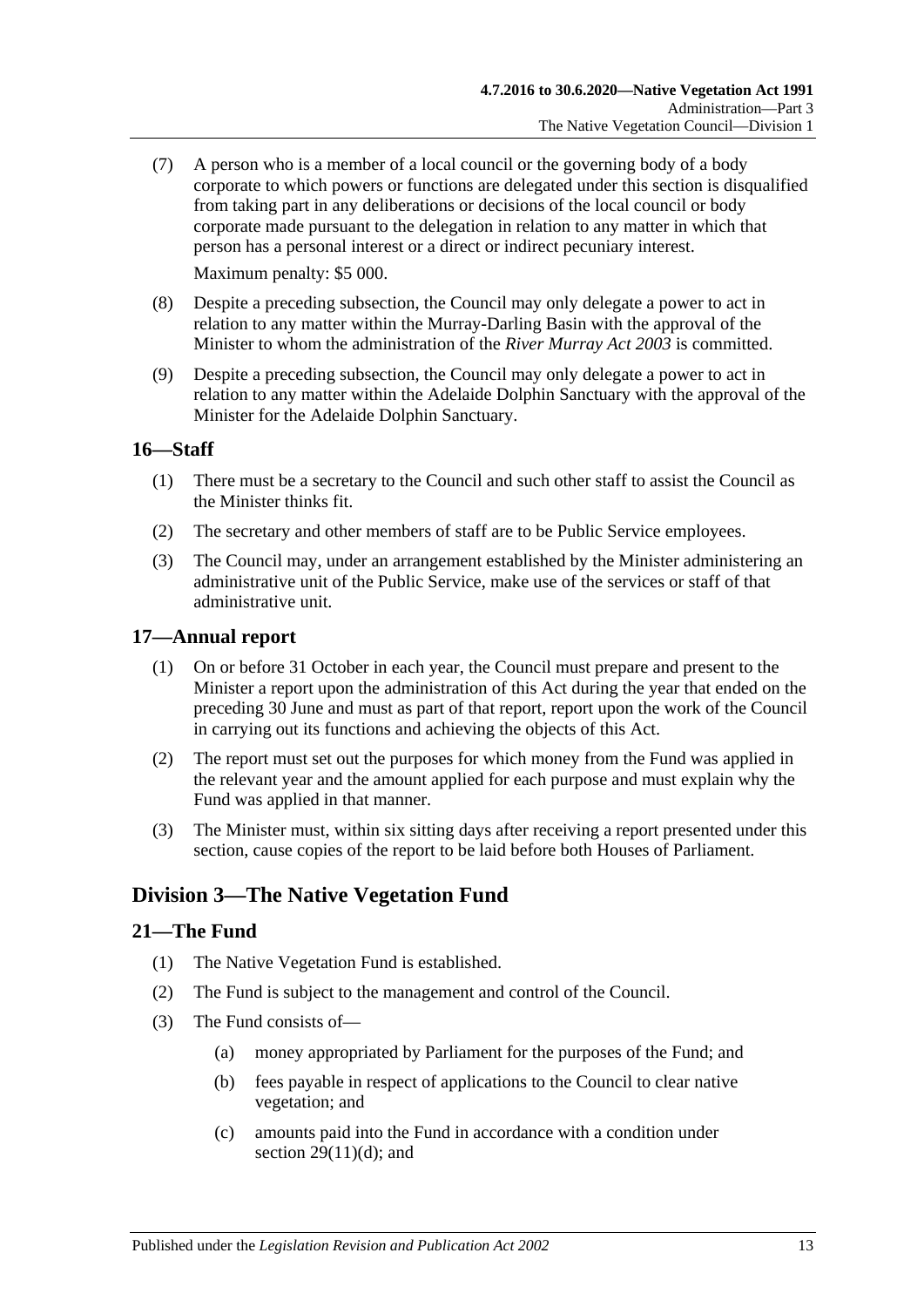(7) A person who is a member of a local council or the governing body of a body corporate to which powers or functions are delegated under this section is disqualified from taking part in any deliberations or decisions of the local council or body corporate made pursuant to the delegation in relation to any matter in which that person has a personal interest or a direct or indirect pecuniary interest.

Maximum penalty: $5 000.

(8) Despite a preceding subsection, the Council may only delegate a power to act in relation to any matter within the Murray-Darling Basin with the approval of the Minister to whom the administration of the *River Murray Act 2003* is committed.

(9) Despite a preceding subsection, the Council may only delegate a power to act in relation to any matter within the Adelaide Dolphin Sanctuary with the approval of the Minister for the Adelaide Dolphin Sanctuary.

## 16—Staff

(1) There must be a secretary to the Council and such other staff to assist the Council as the Minister thinks fit.

(2) The secretary and other members of staff are to be Public Service employees.

(3) The Council may, under an arrangement established by the Minister administering an administrative unit of the Public Service, make use of the services or staff of that administrative unit.

## 17—Annual report

(1) On or before 31 October in each year, the Council must prepare and present to the Minister a report upon the administration of this Act during the year that ended on the preceding 30 June and must as part of that report, report upon the work of the Council in carrying out its functions and achieving the objects of this Act.

(2) The report must set out the purposes for which money from the Fund was applied in the relevant year and the amount applied for each purpose and must explain why the Fund was applied in that manner.

(3) The Minister must, within six sitting days after receiving a report presented under this section, cause copies of the report to be laid before both Houses of Parliament.

# Division 3—The Native Vegetation Fund

## 21—The Fund

(1) The Native Vegetation Fund is established.

(2) The Fund is subject to the management and control of the Council.

(3) The Fund consists of—

(a) money appropriated by Parliament for the purposes of the Fund; and

(b) fees payable in respect of applications to the Council to clear native vegetation; and

(c) amounts paid into the Fund in accordance with a condition under section 29(11)(d); and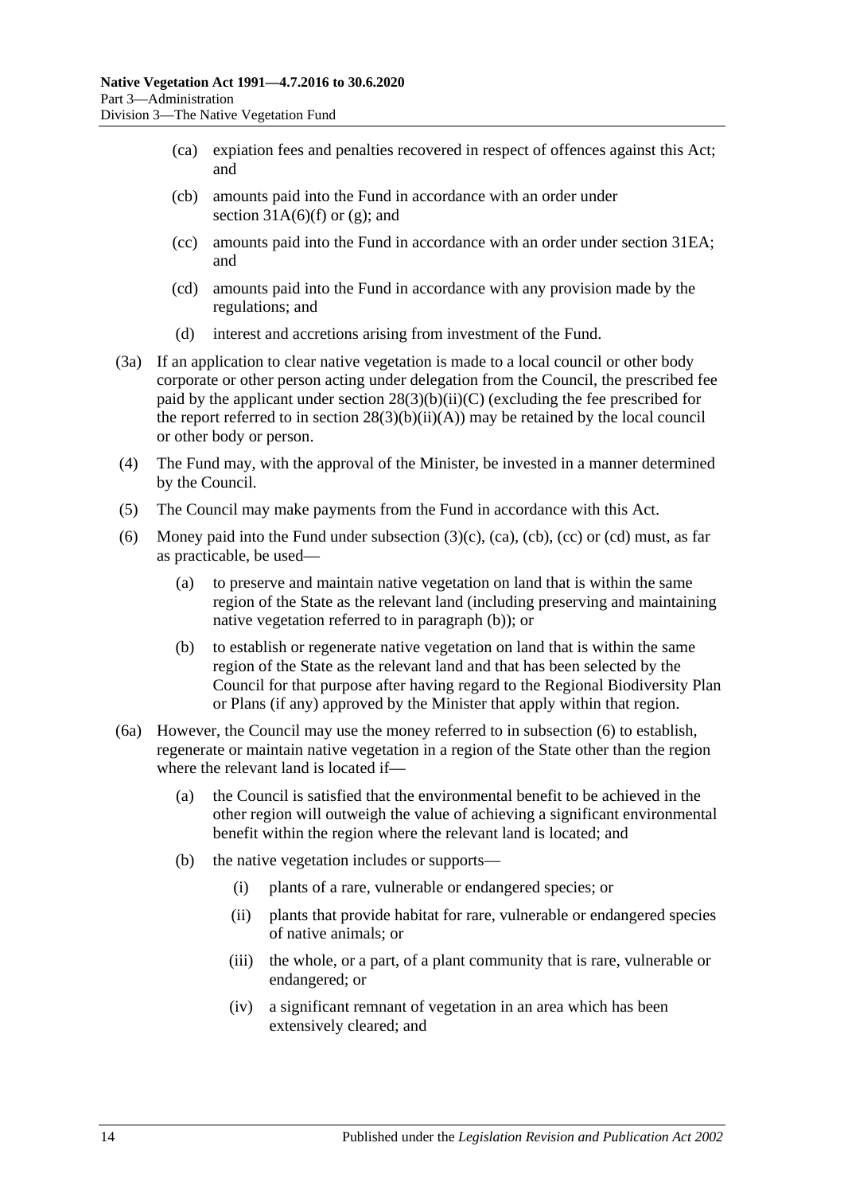(ca) expiation fees and penalties recovered in respect of offences against this Act; and

(cb) amounts paid into the Fund in accordance with an order under section 31A(6)(f) or (g); and

(cc) amounts paid into the Fund in accordance with an order under section 31EA; and

(cd) amounts paid into the Fund in accordance with any provision made by the regulations; and

(d) interest and accretions arising from investment of the Fund.

(3a) If an application to clear native vegetation is made to a local council or other body corporate or other person acting under delegation from the Council, the prescribed fee paid by the applicant under section 28(3)(b)(ii)(C) (excluding the fee prescribed for the report referred to in section 28(3)(b)(ii)(A)) may be retained by the local council or other body or person.

(4) The Fund may, with the approval of the Minister, be invested in a manner determined by the Council.

(5) The Council may make payments from the Fund in accordance with this Act.

(6) Money paid into the Fund under subsection (3)(c), (ca), (cb), (cc) or (cd) must, as far as practicable, be used—

(a) to preserve and maintain native vegetation on land that is within the same region of the State as the relevant land (including preserving and maintaining native vegetation referred to in paragraph (b)); or

(b) to establish or regenerate native vegetation on land that is within the same region of the State as the relevant land and that has been selected by the Council for that purpose after having regard to the Regional Biodiversity Plan or Plans (if any) approved by the Minister that apply within that region.

(6a) However, the Council may use the money referred to in subsection (6) to establish, regenerate or maintain native vegetation in a region of the State other than the region where the relevant land is located if—

(a) the Council is satisfied that the environmental benefit to be achieved in the other region will outweigh the value of achieving a significant environmental benefit within the region where the relevant land is located; and

(b) the native vegetation includes or supports—

(i) plants of a rare, vulnerable or endangered species; or

(ii) plants that provide habitat for rare, vulnerable or endangered species of native animals; or

(iii) the whole, or a part, of a plant community that is rare, vulnerable or endangered; or

(iv) a significant remnant of vegetation in an area which has been extensively cleared; and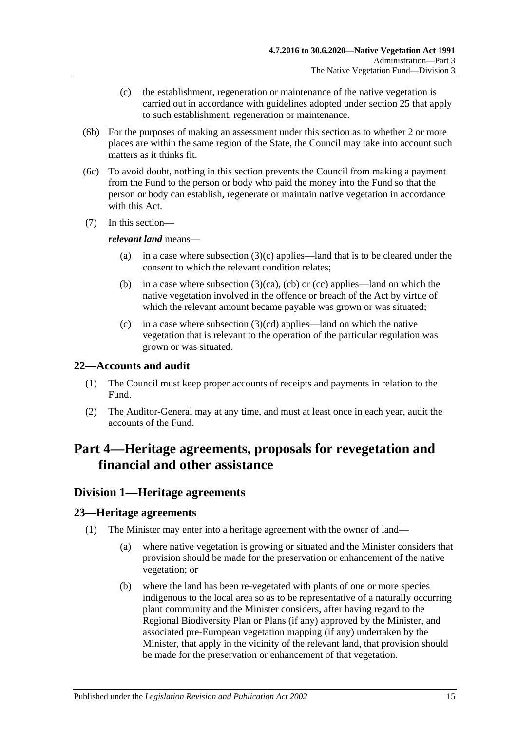(c) the establishment, regeneration or maintenance of the native vegetation is carried out in accordance with guidelines adopted under section 25 that apply to such establishment, regeneration or maintenance.

(6b) For the purposes of making an assessment under this section as to whether 2 or more places are within the same region of the State, the Council may take into account such matters as it thinks fit.

(6c) To avoid doubt, nothing in this section prevents the Council from making a payment from the Fund to the person or body who paid the money into the Fund so that the person or body can establish, regenerate or maintain native vegetation in accordance with this Act.

(7) In this section—

***relevant land*** means—

(a) in a case where subsection (3)(c) applies—land that is to be cleared under the consent to which the relevant condition relates;

(b) in a case where subsection (3)(ca), (cb) or (cc) applies—land on which the native vegetation involved in the offence or breach of the Act by virtue of which the relevant amount became payable was grown or was situated;

(c) in a case where subsection (3)(cd) applies—land on which the native vegetation that is relevant to the operation of the particular regulation was grown or was situated.

### 22—Accounts and audit

(1) The Council must keep proper accounts of receipts and payments in relation to the Fund.

(2) The Auditor-General may at any time, and must at least once in each year, audit the accounts of the Fund.

# Part 4—Heritage agreements, proposals for revegetation and financial and other assistance

## Division 1—Heritage agreements

### 23—Heritage agreements

(1) The Minister may enter into a heritage agreement with the owner of land—

(a) where native vegetation is growing or situated and the Minister considers that provision should be made for the preservation or enhancement of the native vegetation; or

(b) where the land has been re-vegetated with plants of one or more species indigenous to the local area so as to be representative of a naturally occurring plant community and the Minister considers, after having regard to the Regional Biodiversity Plan or Plans (if any) approved by the Minister, and associated pre-European vegetation mapping (if any) undertaken by the Minister, that apply in the vicinity of the relevant land, that provision should be made for the preservation or enhancement of that vegetation.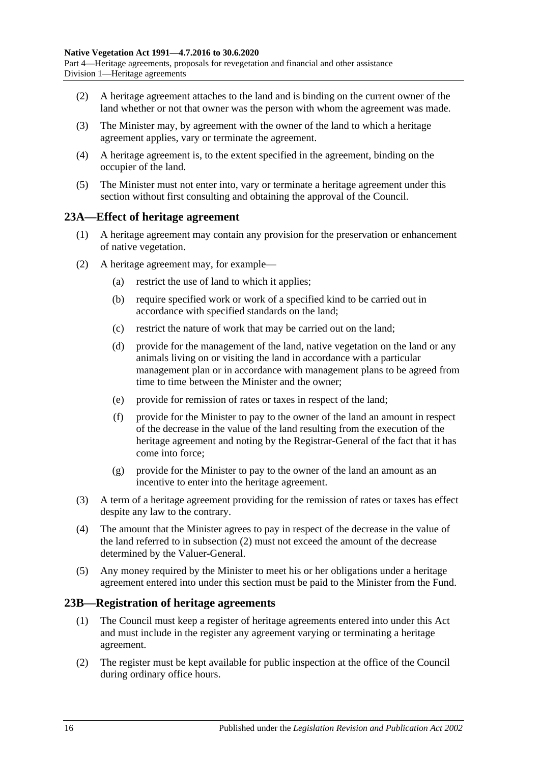(2) A heritage agreement attaches to the land and is binding on the current owner of the land whether or not that owner was the person with whom the agreement was made.

(3) The Minister may, by agreement with the owner of the land to which a heritage agreement applies, vary or terminate the agreement.

(4) A heritage agreement is, to the extent specified in the agreement, binding on the occupier of the land.

(5) The Minister must not enter into, vary or terminate a heritage agreement under this section without first consulting and obtaining the approval of the Council.

## 23A—Effect of heritage agreement

(1) A heritage agreement may contain any provision for the preservation or enhancement of native vegetation.

(2) A heritage agreement may, for example—

(a) restrict the use of land to which it applies;

(b) require specified work or work of a specified kind to be carried out in accordance with specified standards on the land;

(c) restrict the nature of work that may be carried out on the land;

(d) provide for the management of the land, native vegetation on the land or any animals living on or visiting the land in accordance with a particular management plan or in accordance with management plans to be agreed from time to time between the Minister and the owner;

(e) provide for remission of rates or taxes in respect of the land;

(f) provide for the Minister to pay to the owner of the land an amount in respect of the decrease in the value of the land resulting from the execution of the heritage agreement and noting by the Registrar-General of the fact that it has come into force;

(g) provide for the Minister to pay to the owner of the land an amount as an incentive to enter into the heritage agreement.

(3) A term of a heritage agreement providing for the remission of rates or taxes has effect despite any law to the contrary.

(4) The amount that the Minister agrees to pay in respect of the decrease in the value of the land referred to in subsection (2) must not exceed the amount of the decrease determined by the Valuer-General.

(5) Any money required by the Minister to meet his or her obligations under a heritage agreement entered into under this section must be paid to the Minister from the Fund.

## 23B—Registration of heritage agreements

(1) The Council must keep a register of heritage agreements entered into under this Act and must include in the register any agreement varying or terminating a heritage agreement.

(2) The register must be kept available for public inspection at the office of the Council during ordinary office hours.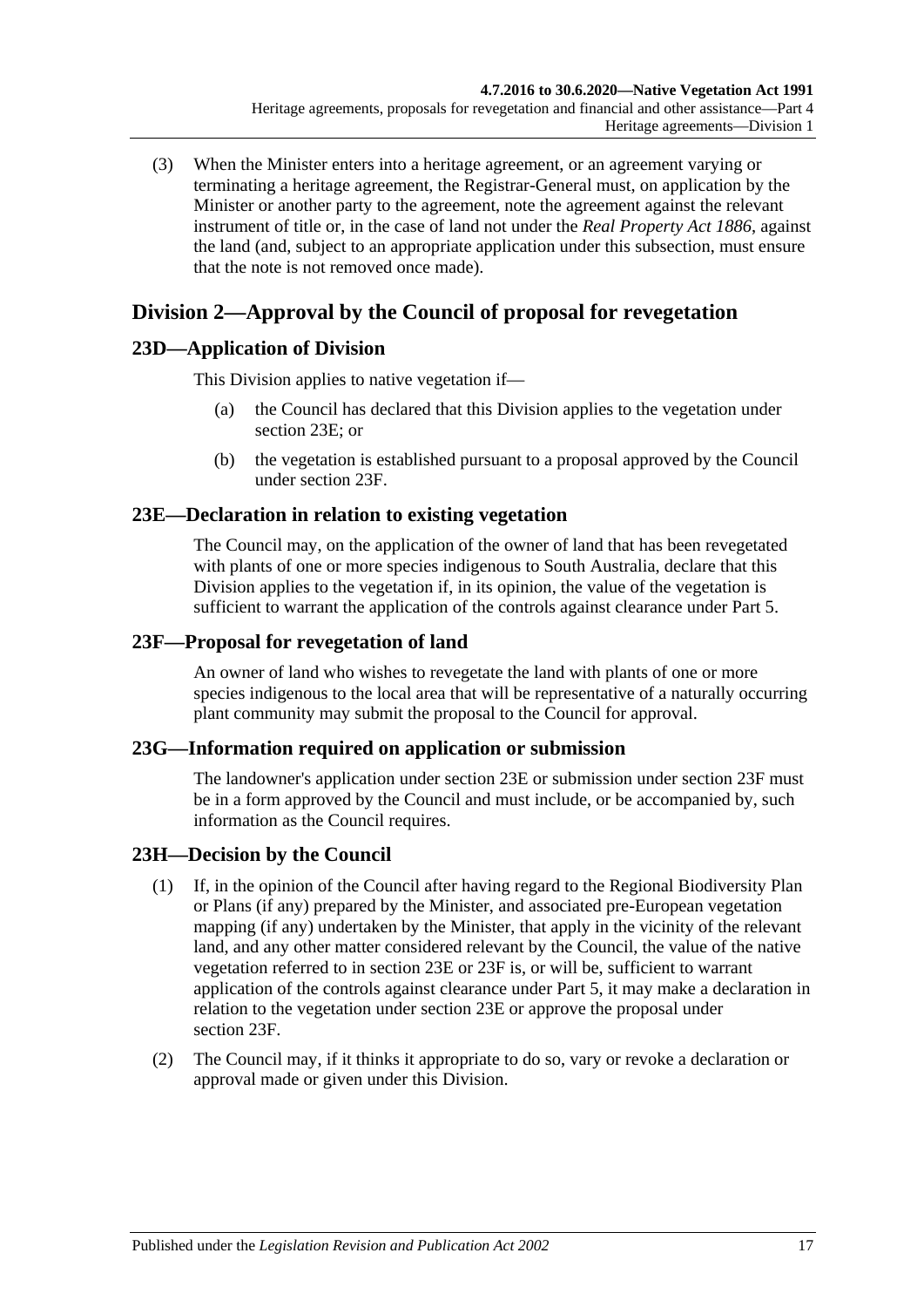(3) When the Minister enters into a heritage agreement, or an agreement varying or terminating a heritage agreement, the Registrar-General must, on application by the Minister or another party to the agreement, note the agreement against the relevant instrument of title or, in the case of land not under the *Real Property Act 1886*, against the land (and, subject to an appropriate application under this subsection, must ensure that the note is not removed once made).

## Division 2—Approval by the Council of proposal for revegetation

### 23D—Application of Division

This Division applies to native vegetation if—

(a) the Council has declared that this Division applies to the vegetation under section 23E; or

(b) the vegetation is established pursuant to a proposal approved by the Council under section 23F.

### 23E—Declaration in relation to existing vegetation

The Council may, on the application of the owner of land that has been revegetated with plants of one or more species indigenous to South Australia, declare that this Division applies to the vegetation if, in its opinion, the value of the vegetation is sufficient to warrant the application of the controls against clearance under Part 5.

### 23F—Proposal for revegetation of land

An owner of land who wishes to revegetate the land with plants of one or more species indigenous to the local area that will be representative of a naturally occurring plant community may submit the proposal to the Council for approval.

### 23G—Information required on application or submission

The landowner's application under section 23E or submission under section 23F must be in a form approved by the Council and must include, or be accompanied by, such information as the Council requires.

### 23H—Decision by the Council

(1) If, in the opinion of the Council after having regard to the Regional Biodiversity Plan or Plans (if any) prepared by the Minister, and associated pre-European vegetation mapping (if any) undertaken by the Minister, that apply in the vicinity of the relevant land, and any other matter considered relevant by the Council, the value of the native vegetation referred to in section 23E or 23F is, or will be, sufficient to warrant application of the controls against clearance under Part 5, it may make a declaration in relation to the vegetation under section 23E or approve the proposal under section 23F.

(2) The Council may, if it thinks it appropriate to do so, vary or revoke a declaration or approval made or given under this Division.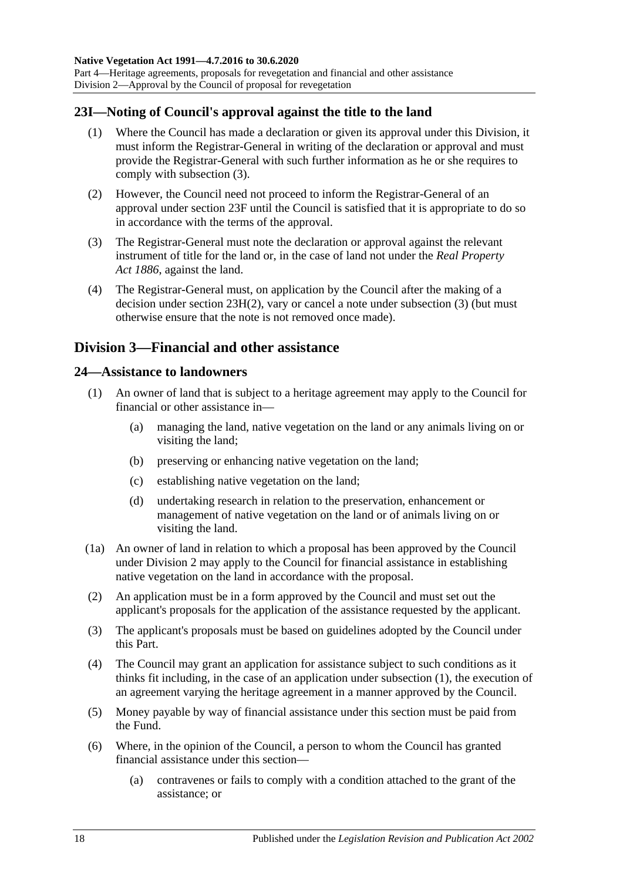## 23I—Noting of Council's approval against the title to the land

(1) Where the Council has made a declaration or given its approval under this Division, it must inform the Registrar-General in writing of the declaration or approval and must provide the Registrar-General with such further information as he or she requires to comply with subsection (3).

(2) However, the Council need not proceed to inform the Registrar-General of an approval under section 23F until the Council is satisfied that it is appropriate to do so in accordance with the terms of the approval.

(3) The Registrar-General must note the declaration or approval against the relevant instrument of title for the land or, in the case of land not under the *Real Property Act 1886*, against the land.

(4) The Registrar-General must, on application by the Council after the making of a decision under section 23H(2), vary or cancel a note under subsection (3) (but must otherwise ensure that the note is not removed once made).

# Division 3—Financial and other assistance

## 24—Assistance to landowners

(1) An owner of land that is subject to a heritage agreement may apply to the Council for financial or other assistance in—

- (a) managing the land, native vegetation on the land or any animals living on or visiting the land;
- (b) preserving or enhancing native vegetation on the land;
- (c) establishing native vegetation on the land;
- (d) undertaking research in relation to the preservation, enhancement or management of native vegetation on the land or of animals living on or visiting the land.

(1a) An owner of land in relation to which a proposal has been approved by the Council under Division 2 may apply to the Council for financial assistance in establishing native vegetation on the land in accordance with the proposal.

(2) An application must be in a form approved by the Council and must set out the applicant's proposals for the application of the assistance requested by the applicant.

(3) The applicant's proposals must be based on guidelines adopted by the Council under this Part.

(4) The Council may grant an application for assistance subject to such conditions as it thinks fit including, in the case of an application under subsection (1), the execution of an agreement varying the heritage agreement in a manner approved by the Council.

(5) Money payable by way of financial assistance under this section must be paid from the Fund.

(6) Where, in the opinion of the Council, a person to whom the Council has granted financial assistance under this section—

- (a) contravenes or fails to comply with a condition attached to the grant of the assistance; or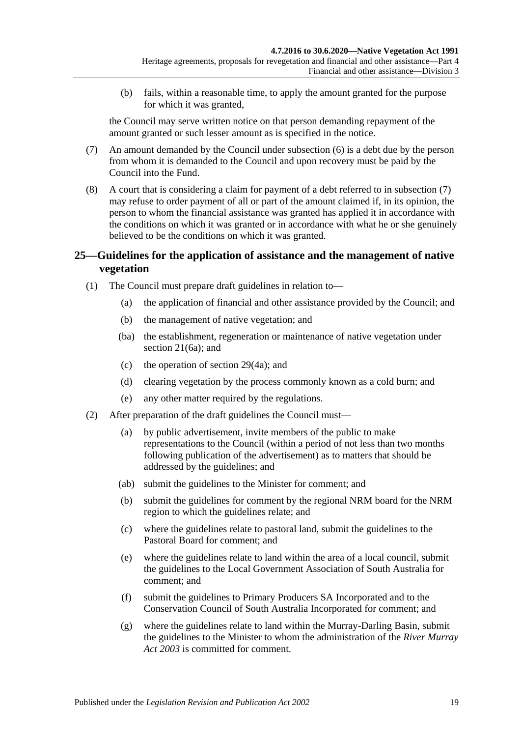(b) fails, within a reasonable time, to apply the amount granted for the purpose for which it was granted,

the Council may serve written notice on that person demanding repayment of the amount granted or such lesser amount as is specified in the notice.

(7) An amount demanded by the Council under subsection (6) is a debt due by the person from whom it is demanded to the Council and upon recovery must be paid by the Council into the Fund.

(8) A court that is considering a claim for payment of a debt referred to in subsection (7) may refuse to order payment of all or part of the amount claimed if, in its opinion, the person to whom the financial assistance was granted has applied it in accordance with the conditions on which it was granted or in accordance with what he or she genuinely believed to be the conditions on which it was granted.

## 25—Guidelines for the application of assistance and the management of native vegetation

(1) The Council must prepare draft guidelines in relation to—

(a) the application of financial and other assistance provided by the Council; and

(b) the management of native vegetation; and

(ba) the establishment, regeneration or maintenance of native vegetation under section 21(6a); and

(c) the operation of section 29(4a); and

(d) clearing vegetation by the process commonly known as a cold burn; and

(e) any other matter required by the regulations.

(2) After preparation of the draft guidelines the Council must—

(a) by public advertisement, invite members of the public to make representations to the Council (within a period of not less than two months following publication of the advertisement) as to matters that should be addressed by the guidelines; and

(ab) submit the guidelines to the Minister for comment; and

(b) submit the guidelines for comment by the regional NRM board for the NRM region to which the guidelines relate; and

(c) where the guidelines relate to pastoral land, submit the guidelines to the Pastoral Board for comment; and

(e) where the guidelines relate to land within the area of a local council, submit the guidelines to the Local Government Association of South Australia for comment; and

(f) submit the guidelines to Primary Producers SA Incorporated and to the Conservation Council of South Australia Incorporated for comment; and

(g) where the guidelines relate to land within the Murray-Darling Basin, submit the guidelines to the Minister to whom the administration of the *River Murray Act 2003* is committed for comment.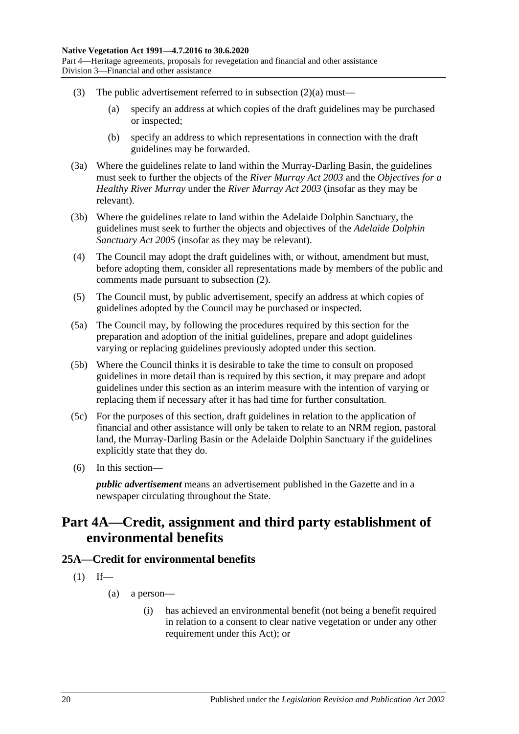(3) The public advertisement referred to in subsection (2)(a) must—

(a) specify an address at which copies of the draft guidelines may be purchased or inspected;

(b) specify an address to which representations in connection with the draft guidelines may be forwarded.

(3a) Where the guidelines relate to land within the Murray-Darling Basin, the guidelines must seek to further the objects of the *River Murray Act 2003* and the *Objectives for a Healthy River Murray* under the *River Murray Act 2003* (insofar as they may be relevant).

(3b) Where the guidelines relate to land within the Adelaide Dolphin Sanctuary, the guidelines must seek to further the objects and objectives of the *Adelaide Dolphin Sanctuary Act 2005* (insofar as they may be relevant).

(4) The Council may adopt the draft guidelines with, or without, amendment but must, before adopting them, consider all representations made by members of the public and comments made pursuant to subsection (2).

(5) The Council must, by public advertisement, specify an address at which copies of guidelines adopted by the Council may be purchased or inspected.

(5a) The Council may, by following the procedures required by this section for the preparation and adoption of the initial guidelines, prepare and adopt guidelines varying or replacing guidelines previously adopted under this section.

(5b) Where the Council thinks it is desirable to take the time to consult on proposed guidelines in more detail than is required by this section, it may prepare and adopt guidelines under this section as an interim measure with the intention of varying or replacing them if necessary after it has had time for further consultation.

(5c) For the purposes of this section, draft guidelines in relation to the application of financial and other assistance will only be taken to relate to an NRM region, pastoral land, the Murray-Darling Basin or the Adelaide Dolphin Sanctuary if the guidelines explicitly state that they do.

(6) In this section—

***public advertisement*** means an advertisement published in the Gazette and in a newspaper circulating throughout the State.

# Part 4A—Credit, assignment and third party establishment of environmental benefits

## 25A—Credit for environmental benefits

(1) If—

(a) a person—

(i) has achieved an environmental benefit (not being a benefit required in relation to a consent to clear native vegetation or under any other requirement under this Act); or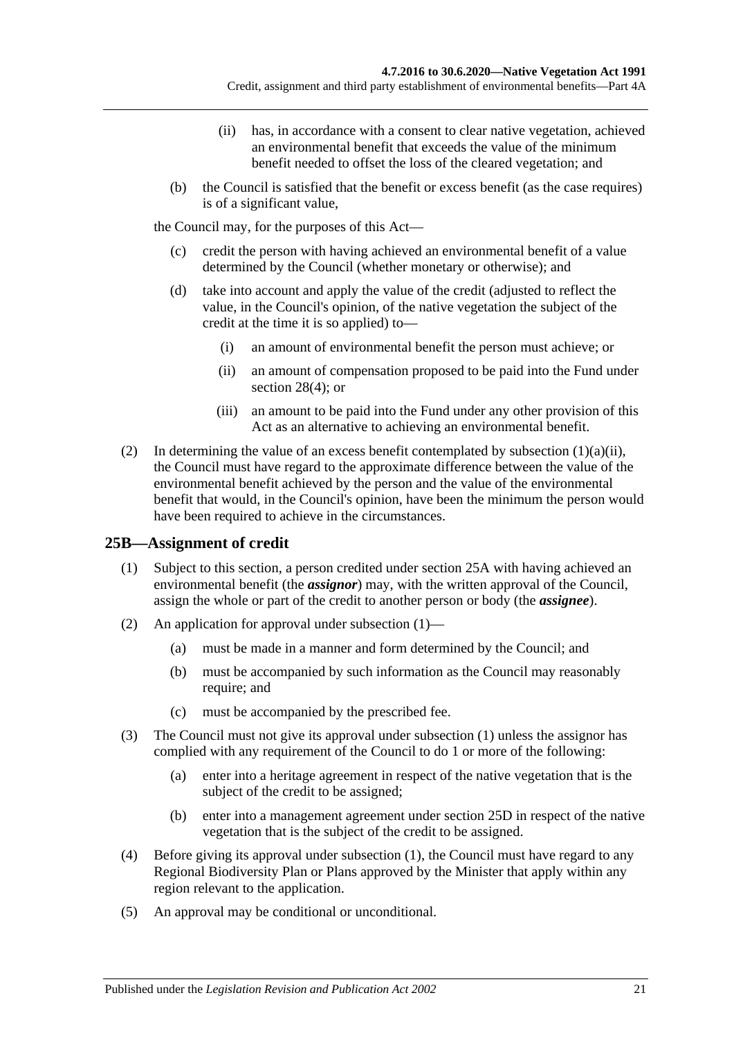(ii) has, in accordance with a consent to clear native vegetation, achieved an environmental benefit that exceeds the value of the minimum benefit needed to offset the loss of the cleared vegetation; and

(b) the Council is satisfied that the benefit or excess benefit (as the case requires) is of a significant value,

the Council may, for the purposes of this Act—

(c) credit the person with having achieved an environmental benefit of a value determined by the Council (whether monetary or otherwise); and

(d) take into account and apply the value of the credit (adjusted to reflect the value, in the Council's opinion, of the native vegetation the subject of the credit at the time it is so applied) to—

(i) an amount of environmental benefit the person must achieve; or

(ii) an amount of compensation proposed to be paid into the Fund under section 28(4); or

(iii) an amount to be paid into the Fund under any other provision of this Act as an alternative to achieving an environmental benefit.

(2) In determining the value of an excess benefit contemplated by subsection (1)(a)(ii), the Council must have regard to the approximate difference between the value of the environmental benefit achieved by the person and the value of the environmental benefit that would, in the Council's opinion, have been the minimum the person would have been required to achieve in the circumstances.

## 25B—Assignment of credit

(1) Subject to this section, a person credited under section 25A with having achieved an environmental benefit (the ***assignor***) may, with the written approval of the Council, assign the whole or part of the credit to another person or body (the ***assignee***).

(2) An application for approval under subsection (1)—

(a) must be made in a manner and form determined by the Council; and

(b) must be accompanied by such information as the Council may reasonably require; and

(c) must be accompanied by the prescribed fee.

(3) The Council must not give its approval under subsection (1) unless the assignor has complied with any requirement of the Council to do 1 or more of the following:

(a) enter into a heritage agreement in respect of the native vegetation that is the subject of the credit to be assigned;

(b) enter into a management agreement under section 25D in respect of the native vegetation that is the subject of the credit to be assigned.

(4) Before giving its approval under subsection (1), the Council must have regard to any Regional Biodiversity Plan or Plans approved by the Minister that apply within any region relevant to the application.

(5) An approval may be conditional or unconditional.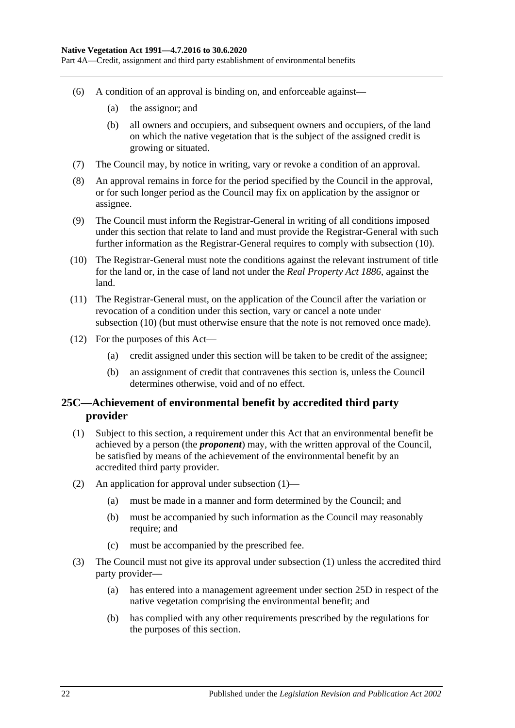(6) A condition of an approval is binding on, and enforceable against—

(a) the assignor; and

(b) all owners and occupiers, and subsequent owners and occupiers, of the land on which the native vegetation that is the subject of the assigned credit is growing or situated.

(7) The Council may, by notice in writing, vary or revoke a condition of an approval.

(8) An approval remains in force for the period specified by the Council in the approval, or for such longer period as the Council may fix on application by the assignor or assignee.

(9) The Council must inform the Registrar-General in writing of all conditions imposed under this section that relate to land and must provide the Registrar-General with such further information as the Registrar-General requires to comply with subsection (10).

(10) The Registrar-General must note the conditions against the relevant instrument of title for the land or, in the case of land not under the *Real Property Act 1886*, against the land.

(11) The Registrar-General must, on the application of the Council after the variation or revocation of a condition under this section, vary or cancel a note under subsection (10) (but must otherwise ensure that the note is not removed once made).

(12) For the purposes of this Act—

(a) credit assigned under this section will be taken to be credit of the assignee;

(b) an assignment of credit that contravenes this section is, unless the Council determines otherwise, void and of no effect.

## 25C—Achievement of environmental benefit by accredited third party provider

(1) Subject to this section, a requirement under this Act that an environmental benefit be achieved by a person (the ***proponent***) may, with the written approval of the Council, be satisfied by means of the achievement of the environmental benefit by an accredited third party provider.

(2) An application for approval under subsection (1)—

(a) must be made in a manner and form determined by the Council; and

(b) must be accompanied by such information as the Council may reasonably require; and

(c) must be accompanied by the prescribed fee.

(3) The Council must not give its approval under subsection (1) unless the accredited third party provider—

(a) has entered into a management agreement under section 25D in respect of the native vegetation comprising the environmental benefit; and

(b) has complied with any other requirements prescribed by the regulations for the purposes of this section.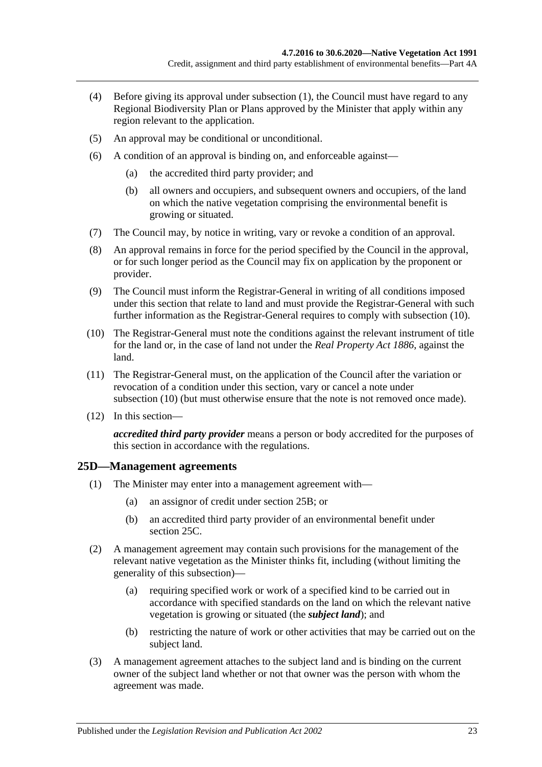(4) Before giving its approval under subsection (1), the Council must have regard to any Regional Biodiversity Plan or Plans approved by the Minister that apply within any region relevant to the application.

(5) An approval may be conditional or unconditional.

(6) A condition of an approval is binding on, and enforceable against—

(a) the accredited third party provider; and

(b) all owners and occupiers, and subsequent owners and occupiers, of the land on which the native vegetation comprising the environmental benefit is growing or situated.

(7) The Council may, by notice in writing, vary or revoke a condition of an approval.

(8) An approval remains in force for the period specified by the Council in the approval, or for such longer period as the Council may fix on application by the proponent or provider.

(9) The Council must inform the Registrar-General in writing of all conditions imposed under this section that relate to land and must provide the Registrar-General with such further information as the Registrar-General requires to comply with subsection (10).

(10) The Registrar-General must note the conditions against the relevant instrument of title for the land or, in the case of land not under the *Real Property Act 1886*, against the land.

(11) The Registrar-General must, on the application of the Council after the variation or revocation of a condition under this section, vary or cancel a note under subsection (10) (but must otherwise ensure that the note is not removed once made).

(12) In this section—

***accredited third party provider*** means a person or body accredited for the purposes of this section in accordance with the regulations.

## 25D—Management agreements

(1) The Minister may enter into a management agreement with—

(a) an assignor of credit under section 25B; or

(b) an accredited third party provider of an environmental benefit under section 25C.

(2) A management agreement may contain such provisions for the management of the relevant native vegetation as the Minister thinks fit, including (without limiting the generality of this subsection)—

(a) requiring specified work or work of a specified kind to be carried out in accordance with specified standards on the land on which the relevant native vegetation is growing or situated (the ***subject land***); and

(b) restricting the nature of work or other activities that may be carried out on the subject land.

(3) A management agreement attaches to the subject land and is binding on the current owner of the subject land whether or not that owner was the person with whom the agreement was made.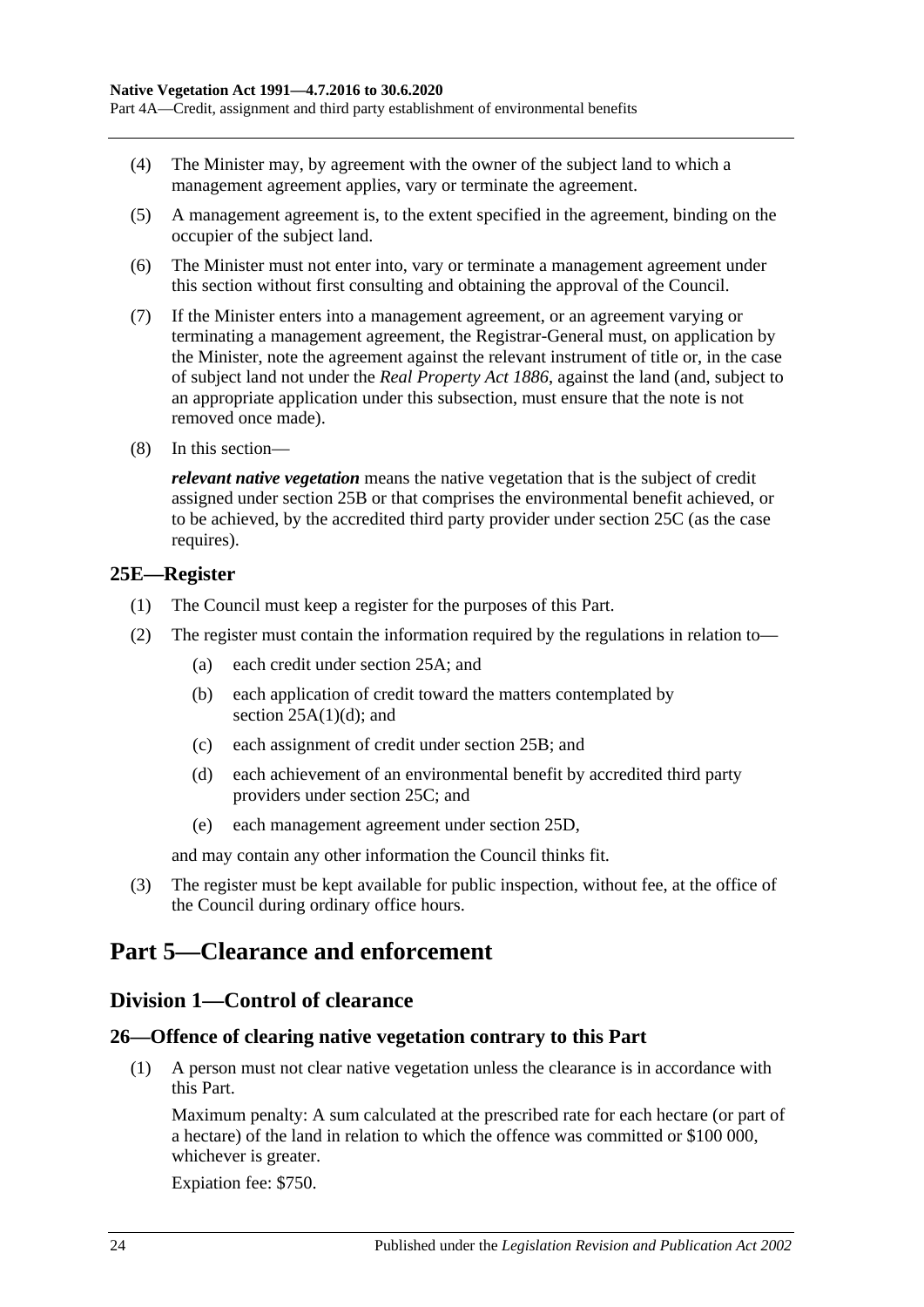(4) The Minister may, by agreement with the owner of the subject land to which a management agreement applies, vary or terminate the agreement.

(5) A management agreement is, to the extent specified in the agreement, binding on the occupier of the subject land.

(6) The Minister must not enter into, vary or terminate a management agreement under this section without first consulting and obtaining the approval of the Council.

(7) If the Minister enters into a management agreement, or an agreement varying or terminating a management agreement, the Registrar-General must, on application by the Minister, note the agreement against the relevant instrument of title or, in the case of subject land not under the *Real Property Act 1886*, against the land (and, subject to an appropriate application under this subsection, must ensure that the note is not removed once made).

(8) In this section—

***relevant native vegetation*** means the native vegetation that is the subject of credit assigned under section 25B or that comprises the environmental benefit achieved, or to be achieved, by the accredited third party provider under section 25C (as the case requires).

### 25E—Register

(1) The Council must keep a register for the purposes of this Part.

(2) The register must contain the information required by the regulations in relation to—

(a) each credit under section 25A; and

(b) each application of credit toward the matters contemplated by section 25A(1)(d); and

(c) each assignment of credit under section 25B; and

(d) each achievement of an environmental benefit by accredited third party providers under section 25C; and

(e) each management agreement under section 25D,

and may contain any other information the Council thinks fit.

(3) The register must be kept available for public inspection, without fee, at the office of the Council during ordinary office hours.

# Part 5—Clearance and enforcement

## Division 1—Control of clearance

### 26—Offence of clearing native vegetation contrary to this Part

(1) A person must not clear native vegetation unless the clearance is in accordance with this Part.

Maximum penalty: A sum calculated at the prescribed rate for each hectare (or part of a hectare) of the land in relation to which the offence was committed or \$100 000, whichever is greater.

Expiation fee: \$750.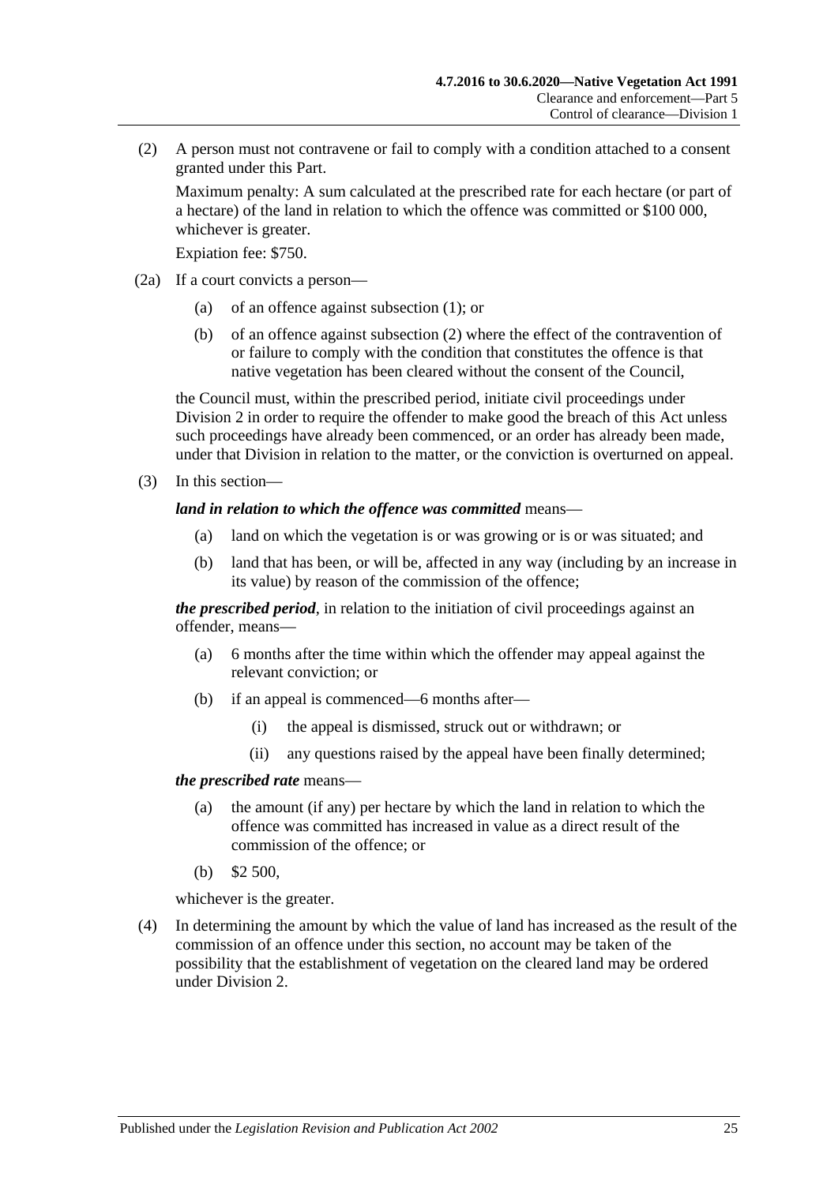(2) A person must not contravene or fail to comply with a condition attached to a consent granted under this Part.

Maximum penalty: A sum calculated at the prescribed rate for each hectare (or part of a hectare) of the land in relation to which the offence was committed or $100 000, whichever is greater.

Expiation fee: $750.

(2a) If a court convicts a person—

(a) of an offence against subsection (1); or

(b) of an offence against subsection (2) where the effect of the contravention of or failure to comply with the condition that constitutes the offence is that native vegetation has been cleared without the consent of the Council,

the Council must, within the prescribed period, initiate civil proceedings under Division 2 in order to require the offender to make good the breach of this Act unless such proceedings have already been commenced, or an order has already been made, under that Division in relation to the matter, or the conviction is overturned on appeal.

(3) In this section—

***land in relation to which the offence was committed*** means—

(a) land on which the vegetation is or was growing or is or was situated; and

(b) land that has been, or will be, affected in any way (including by an increase in its value) by reason of the commission of the offence;

***the prescribed period***, in relation to the initiation of civil proceedings against an offender, means—

(a) 6 months after the time within which the offender may appeal against the relevant conviction; or

(b) if an appeal is commenced—6 months after—

(i) the appeal is dismissed, struck out or withdrawn; or

(ii) any questions raised by the appeal have been finally determined;

***the prescribed rate*** means—

(a) the amount (if any) per hectare by which the land in relation to which the offence was committed has increased in value as a direct result of the commission of the offence; or

(b) $2 500,

whichever is the greater.

(4) In determining the amount by which the value of land has increased as the result of the commission of an offence under this section, no account may be taken of the possibility that the establishment of vegetation on the cleared land may be ordered under Division 2.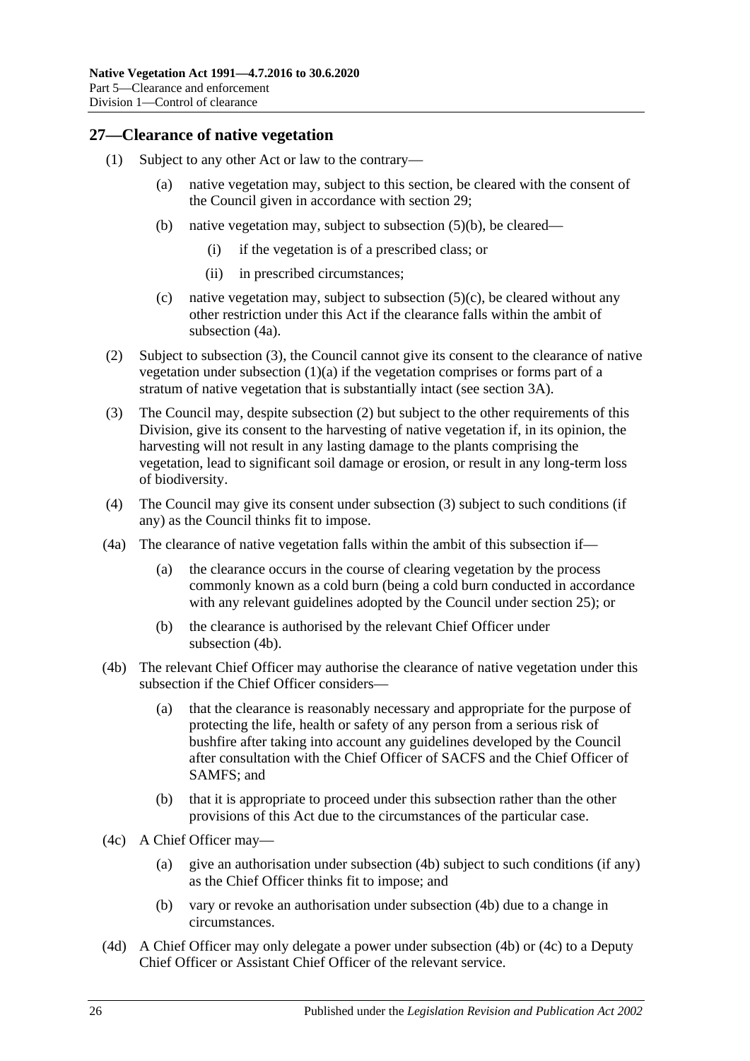## 27—Clearance of native vegetation

(1) Subject to any other Act or law to the contrary—

  (a) native vegetation may, subject to this section, be cleared with the consent of the Council given in accordance with section 29;

  (b) native vegetation may, subject to subsection (5)(b), be cleared—

    (i) if the vegetation is of a prescribed class; or

    (ii) in prescribed circumstances;

  (c) native vegetation may, subject to subsection (5)(c), be cleared without any other restriction under this Act if the clearance falls within the ambit of subsection (4a).

(2) Subject to subsection (3), the Council cannot give its consent to the clearance of native vegetation under subsection (1)(a) if the vegetation comprises or forms part of a stratum of native vegetation that is substantially intact (see section 3A).

(3) The Council may, despite subsection (2) but subject to the other requirements of this Division, give its consent to the harvesting of native vegetation if, in its opinion, the harvesting will not result in any lasting damage to the plants comprising the vegetation, lead to significant soil damage or erosion, or result in any long-term loss of biodiversity.

(4) The Council may give its consent under subsection (3) subject to such conditions (if any) as the Council thinks fit to impose.

(4a) The clearance of native vegetation falls within the ambit of this subsection if—

  (a) the clearance occurs in the course of clearing vegetation by the process commonly known as a cold burn (being a cold burn conducted in accordance with any relevant guidelines adopted by the Council under section 25); or

  (b) the clearance is authorised by the relevant Chief Officer under subsection (4b).

(4b) The relevant Chief Officer may authorise the clearance of native vegetation under this subsection if the Chief Officer considers—

  (a) that the clearance is reasonably necessary and appropriate for the purpose of protecting the life, health or safety of any person from a serious risk of bushfire after taking into account any guidelines developed by the Council after consultation with the Chief Officer of SACFS and the Chief Officer of SAMFS; and

  (b) that it is appropriate to proceed under this subsection rather than the other provisions of this Act due to the circumstances of the particular case.

(4c) A Chief Officer may—

  (a) give an authorisation under subsection (4b) subject to such conditions (if any) as the Chief Officer thinks fit to impose; and

  (b) vary or revoke an authorisation under subsection (4b) due to a change in circumstances.

(4d) A Chief Officer may only delegate a power under subsection (4b) or (4c) to a Deputy Chief Officer or Assistant Chief Officer of the relevant service.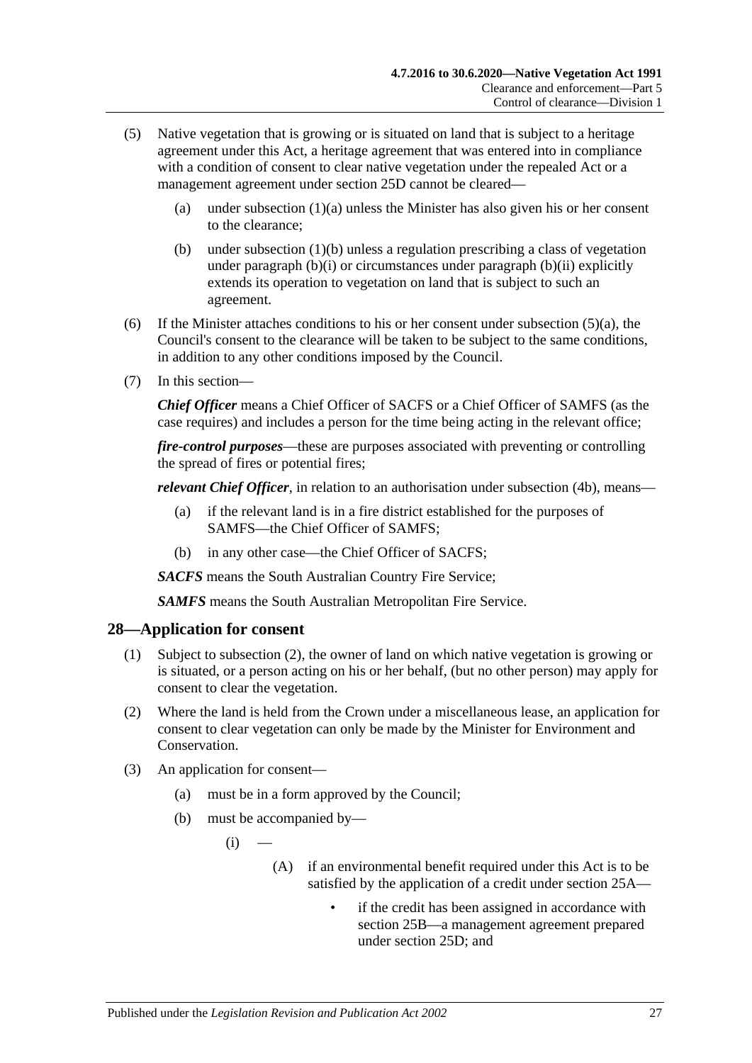(5) Native vegetation that is growing or is situated on land that is subject to a heritage agreement under this Act, a heritage agreement that was entered into in compliance with a condition of consent to clear native vegetation under the repealed Act or a management agreement under section 25D cannot be cleared—

(a) under subsection (1)(a) unless the Minister has also given his or her consent to the clearance;

(b) under subsection (1)(b) unless a regulation prescribing a class of vegetation under paragraph (b)(i) or circumstances under paragraph (b)(ii) explicitly extends its operation to vegetation on land that is subject to such an agreement.

(6) If the Minister attaches conditions to his or her consent under subsection (5)(a), the Council's consent to the clearance will be taken to be subject to the same conditions, in addition to any other conditions imposed by the Council.

(7) In this section—

***Chief Officer*** means a Chief Officer of SACFS or a Chief Officer of SAMFS (as the case requires) and includes a person for the time being acting in the relevant office;

***fire-control purposes***—these are purposes associated with preventing or controlling the spread of fires or potential fires;

***relevant Chief Officer***, in relation to an authorisation under subsection (4b), means—

(a) if the relevant land is in a fire district established for the purposes of SAMFS—the Chief Officer of SAMFS;

(b) in any other case—the Chief Officer of SACFS;

***SACFS*** means the South Australian Country Fire Service;

***SAMFS*** means the South Australian Metropolitan Fire Service.

## 28—Application for consent

(1) Subject to subsection (2), the owner of land on which native vegetation is growing or is situated, or a person acting on his or her behalf, (but no other person) may apply for consent to clear the vegetation.

(2) Where the land is held from the Crown under a miscellaneous lease, an application for consent to clear vegetation can only be made by the Minister for Environment and Conservation.

(3) An application for consent—

(a) must be in a form approved by the Council;

(b) must be accompanied by—

(i) —

(A) if an environmental benefit required under this Act is to be satisfied by the application of a credit under section 25A—

- if the credit has been assigned in accordance with section 25B—a management agreement prepared under section 25D; and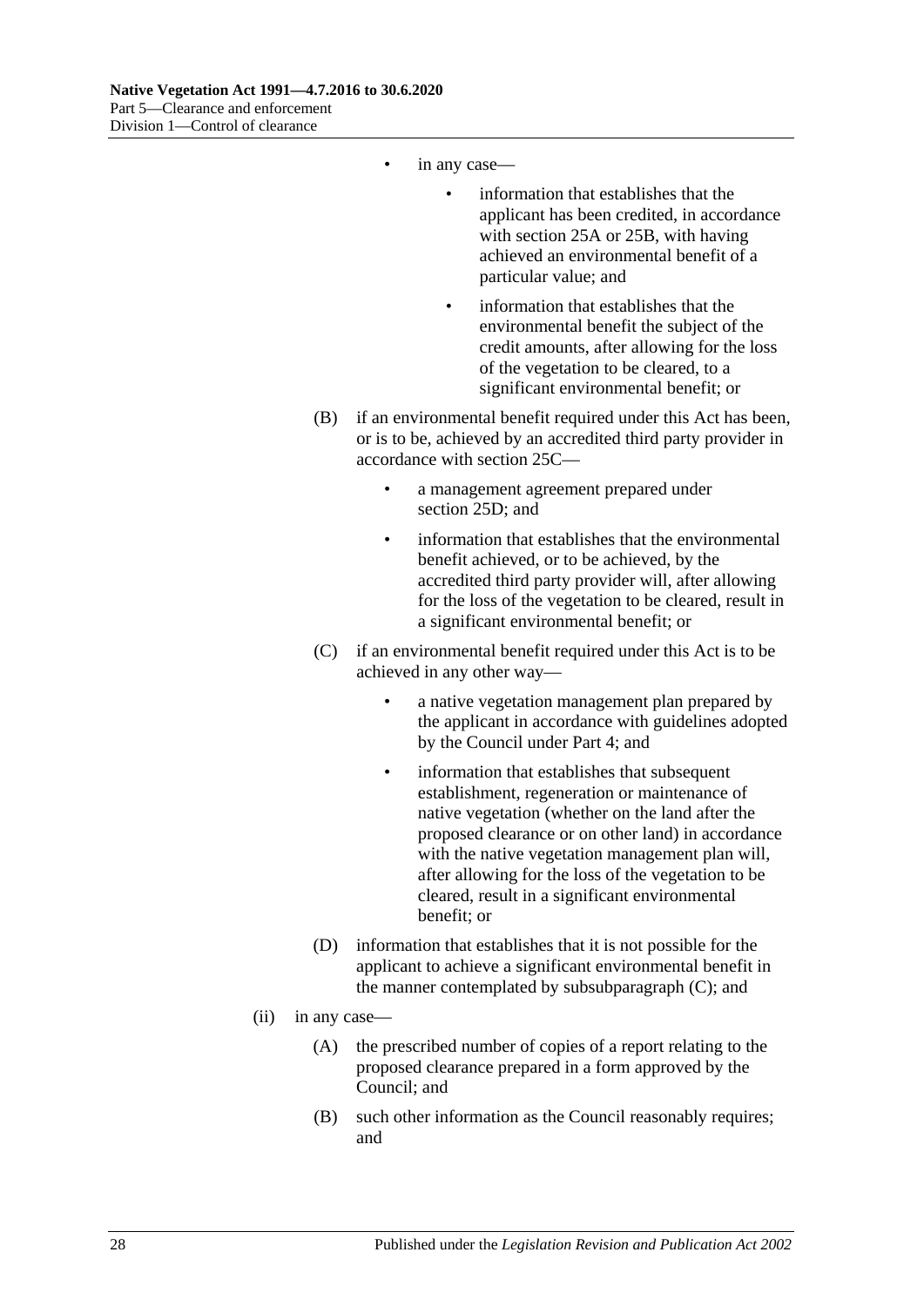- in any case—
    - information that establishes that the applicant has been credited, in accordance with section 25A or 25B, with having achieved an environmental benefit of a particular value; and
    - information that establishes that the environmental benefit the subject of the credit amounts, after allowing for the loss of the vegetation to be cleared, to a significant environmental benefit; or

(B) if an environmental benefit required under this Act has been, or is to be, achieved by an accredited third party provider in accordance with section 25C—

- a management agreement prepared under section 25D; and
- information that establishes that the environmental benefit achieved, or to be achieved, by the accredited third party provider will, after allowing for the loss of the vegetation to be cleared, result in a significant environmental benefit; or

(C) if an environmental benefit required under this Act is to be achieved in any other way—

- a native vegetation management plan prepared by the applicant in accordance with guidelines adopted by the Council under Part 4; and
- information that establishes that subsequent establishment, regeneration or maintenance of native vegetation (whether on the land after the proposed clearance or on other land) in accordance with the native vegetation management plan will, after allowing for the loss of the vegetation to be cleared, result in a significant environmental benefit; or

(D) information that establishes that it is not possible for the applicant to achieve a significant environmental benefit in the manner contemplated by subsubparagraph (C); and

(ii) in any case—

(A) the prescribed number of copies of a report relating to the proposed clearance prepared in a form approved by the Council; and

(B) such other information as the Council reasonably requires; and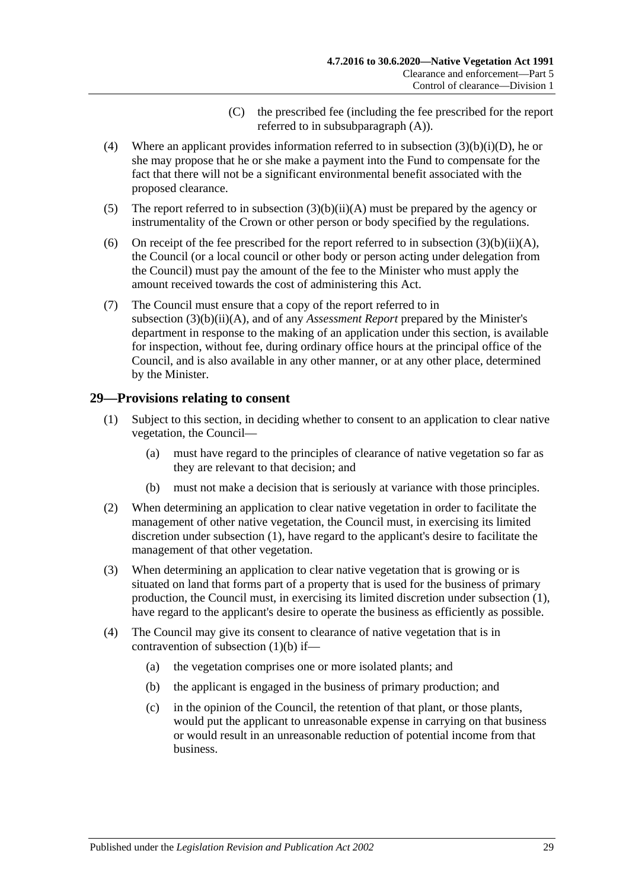(C) the prescribed fee (including the fee prescribed for the report referred to in subsubparagraph (A)).

(4) Where an applicant provides information referred to in subsection (3)(b)(i)(D), he or she may propose that he or she make a payment into the Fund to compensate for the fact that there will not be a significant environmental benefit associated with the proposed clearance.

(5) The report referred to in subsection (3)(b)(ii)(A) must be prepared by the agency or instrumentality of the Crown or other person or body specified by the regulations.

(6) On receipt of the fee prescribed for the report referred to in subsection (3)(b)(ii)(A), the Council (or a local council or other body or person acting under delegation from the Council) must pay the amount of the fee to the Minister who must apply the amount received towards the cost of administering this Act.

(7) The Council must ensure that a copy of the report referred to in subsection (3)(b)(ii)(A), and of any *Assessment Report* prepared by the Minister's department in response to the making of an application under this section, is available for inspection, without fee, during ordinary office hours at the principal office of the Council, and is also available in any other manner, or at any other place, determined by the Minister.

## 29—Provisions relating to consent

(1) Subject to this section, in deciding whether to consent to an application to clear native vegetation, the Council—

(a) must have regard to the principles of clearance of native vegetation so far as they are relevant to that decision; and

(b) must not make a decision that is seriously at variance with those principles.

(2) When determining an application to clear native vegetation in order to facilitate the management of other native vegetation, the Council must, in exercising its limited discretion under subsection (1), have regard to the applicant's desire to facilitate the management of that other vegetation.

(3) When determining an application to clear native vegetation that is growing or is situated on land that forms part of a property that is used for the business of primary production, the Council must, in exercising its limited discretion under subsection (1), have regard to the applicant's desire to operate the business as efficiently as possible.

(4) The Council may give its consent to clearance of native vegetation that is in contravention of subsection (1)(b) if—

(a) the vegetation comprises one or more isolated plants; and

(b) the applicant is engaged in the business of primary production; and

(c) in the opinion of the Council, the retention of that plant, or those plants, would put the applicant to unreasonable expense in carrying on that business or would result in an unreasonable reduction of potential income from that business.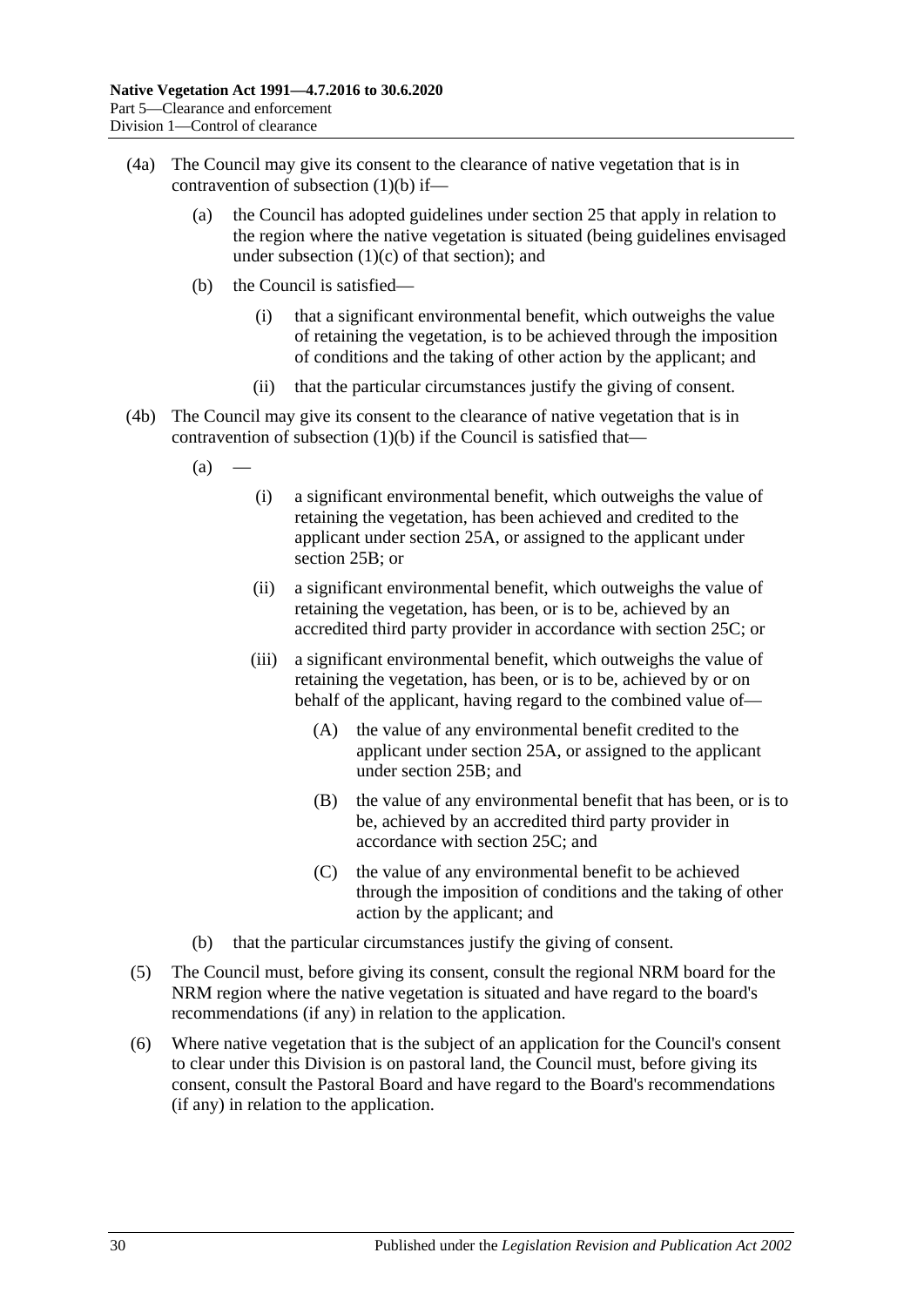(4a) The Council may give its consent to the clearance of native vegetation that is in contravention of subsection (1)(b) if—

(a) the Council has adopted guidelines under section 25 that apply in relation to the region where the native vegetation is situated (being guidelines envisaged under subsection (1)(c) of that section); and

(b) the Council is satisfied—

(i) that a significant environmental benefit, which outweighs the value of retaining the vegetation, is to be achieved through the imposition of conditions and the taking of other action by the applicant; and

(ii) that the particular circumstances justify the giving of consent.

(4b) The Council may give its consent to the clearance of native vegetation that is in contravention of subsection (1)(b) if the Council is satisfied that—

(a) —

(i) a significant environmental benefit, which outweighs the value of retaining the vegetation, has been achieved and credited to the applicant under section 25A, or assigned to the applicant under section 25B; or

(ii) a significant environmental benefit, which outweighs the value of retaining the vegetation, has been, or is to be, achieved by an accredited third party provider in accordance with section 25C; or

(iii) a significant environmental benefit, which outweighs the value of retaining the vegetation, has been, or is to be, achieved by or on behalf of the applicant, having regard to the combined value of—

(A) the value of any environmental benefit credited to the applicant under section 25A, or assigned to the applicant under section 25B; and

(B) the value of any environmental benefit that has been, or is to be, achieved by an accredited third party provider in accordance with section 25C; and

(C) the value of any environmental benefit to be achieved through the imposition of conditions and the taking of other action by the applicant; and

(b) that the particular circumstances justify the giving of consent.

(5) The Council must, before giving its consent, consult the regional NRM board for the NRM region where the native vegetation is situated and have regard to the board's recommendations (if any) in relation to the application.

(6) Where native vegetation that is the subject of an application for the Council's consent to clear under this Division is on pastoral land, the Council must, before giving its consent, consult the Pastoral Board and have regard to the Board's recommendations (if any) in relation to the application.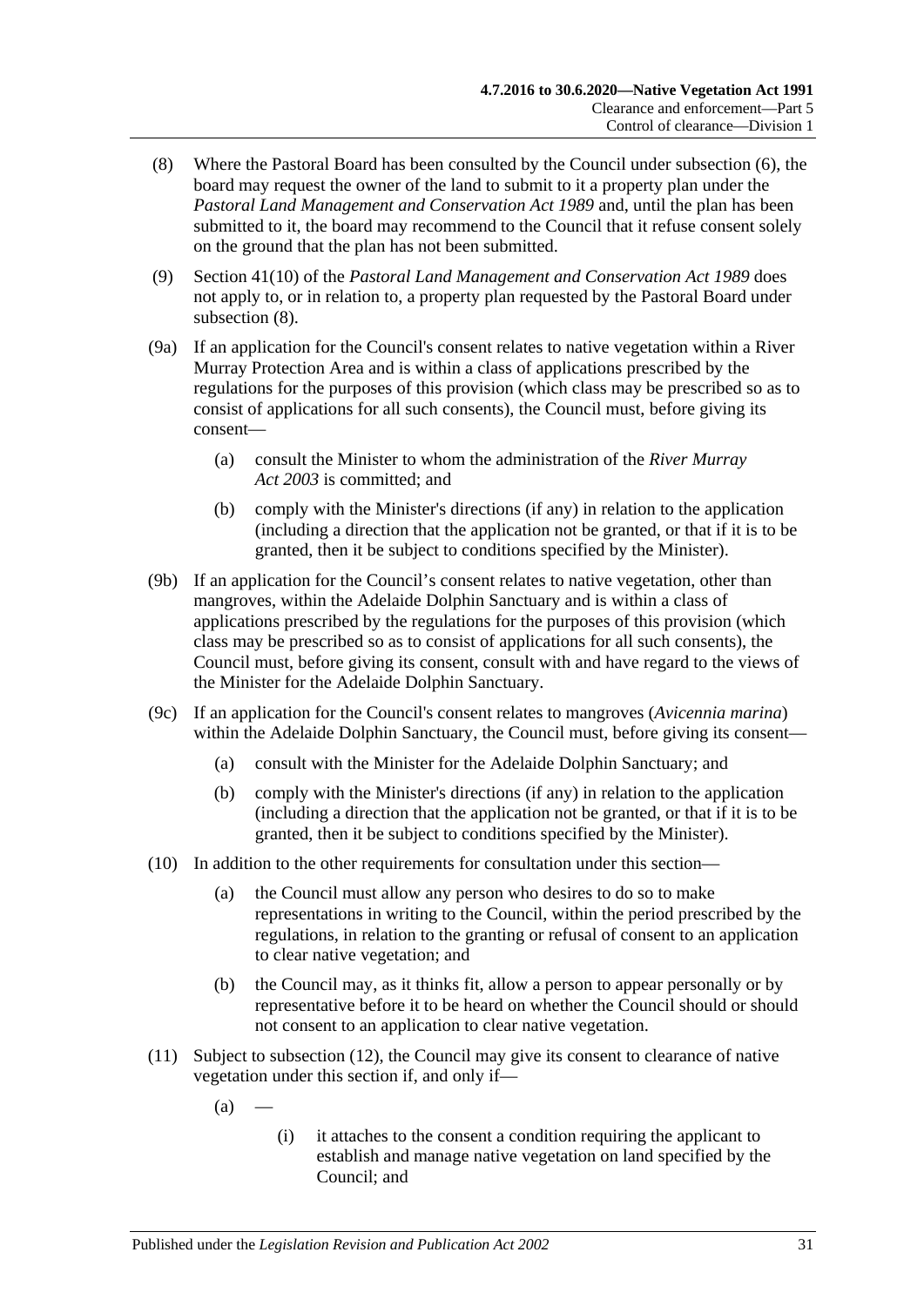(8) Where the Pastoral Board has been consulted by the Council under subsection (6), the board may request the owner of the land to submit to it a property plan under the *Pastoral Land Management and Conservation Act 1989* and, until the plan has been submitted to it, the board may recommend to the Council that it refuse consent solely on the ground that the plan has not been submitted.

(9) Section 41(10) of the *Pastoral Land Management and Conservation Act 1989* does not apply to, or in relation to, a property plan requested by the Pastoral Board under subsection (8).

(9a) If an application for the Council's consent relates to native vegetation within a River Murray Protection Area and is within a class of applications prescribed by the regulations for the purposes of this provision (which class may be prescribed so as to consist of applications for all such consents), the Council must, before giving its consent—

(a) consult the Minister to whom the administration of the *River Murray Act 2003* is committed; and

(b) comply with the Minister's directions (if any) in relation to the application (including a direction that the application not be granted, or that if it is to be granted, then it be subject to conditions specified by the Minister).

(9b) If an application for the Council's consent relates to native vegetation, other than mangroves, within the Adelaide Dolphin Sanctuary and is within a class of applications prescribed by the regulations for the purposes of this provision (which class may be prescribed so as to consist of applications for all such consents), the Council must, before giving its consent, consult with and have regard to the views of the Minister for the Adelaide Dolphin Sanctuary.

(9c) If an application for the Council's consent relates to mangroves (*Avicennia marina*) within the Adelaide Dolphin Sanctuary, the Council must, before giving its consent—

(a) consult with the Minister for the Adelaide Dolphin Sanctuary; and

(b) comply with the Minister's directions (if any) in relation to the application (including a direction that the application not be granted, or that if it is to be granted, then it be subject to conditions specified by the Minister).

(10) In addition to the other requirements for consultation under this section—

(a) the Council must allow any person who desires to do so to make representations in writing to the Council, within the period prescribed by the regulations, in relation to the granting or refusal of consent to an application to clear native vegetation; and

(b) the Council may, as it thinks fit, allow a person to appear personally or by representative before it to be heard on whether the Council should or should not consent to an application to clear native vegetation.

(11) Subject to subsection (12), the Council may give its consent to clearance of native vegetation under this section if, and only if—

(a) —

(i) it attaches to the consent a condition requiring the applicant to establish and manage native vegetation on land specified by the Council; and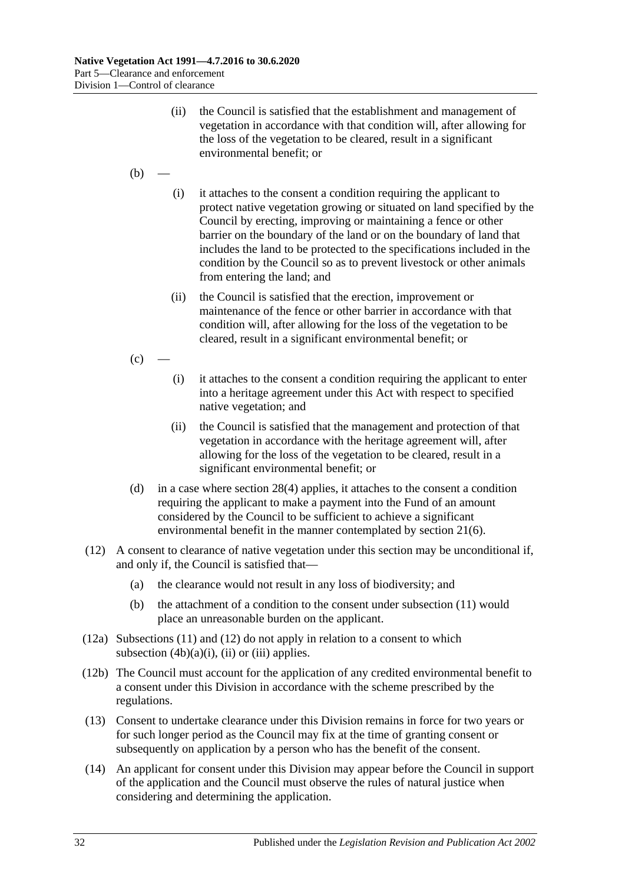(ii) the Council is satisfied that the establishment and management of vegetation in accordance with that condition will, after allowing for the loss of the vegetation to be cleared, result in a significant environmental benefit; or

(b) —

(i) it attaches to the consent a condition requiring the applicant to protect native vegetation growing or situated on land specified by the Council by erecting, improving or maintaining a fence or other barrier on the boundary of the land or on the boundary of land that includes the land to be protected to the specifications included in the condition by the Council so as to prevent livestock or other animals from entering the land; and

(ii) the Council is satisfied that the erection, improvement or maintenance of the fence or other barrier in accordance with that condition will, after allowing for the loss of the vegetation to be cleared, result in a significant environmental benefit; or

(c) —

(i) it attaches to the consent a condition requiring the applicant to enter into a heritage agreement under this Act with respect to specified native vegetation; and

(ii) the Council is satisfied that the management and protection of that vegetation in accordance with the heritage agreement will, after allowing for the loss of the vegetation to be cleared, result in a significant environmental benefit; or

(d) in a case where section 28(4) applies, it attaches to the consent a condition requiring the applicant to make a payment into the Fund of an amount considered by the Council to be sufficient to achieve a significant environmental benefit in the manner contemplated by section 21(6).

(12) A consent to clearance of native vegetation under this section may be unconditional if, and only if, the Council is satisfied that—

(a) the clearance would not result in any loss of biodiversity; and

(b) the attachment of a condition to the consent under subsection (11) would place an unreasonable burden on the applicant.

(12a) Subsections (11) and (12) do not apply in relation to a consent to which subsection (4b)(a)(i), (ii) or (iii) applies.

(12b) The Council must account for the application of any credited environmental benefit to a consent under this Division in accordance with the scheme prescribed by the regulations.

(13) Consent to undertake clearance under this Division remains in force for two years or for such longer period as the Council may fix at the time of granting consent or subsequently on application by a person who has the benefit of the consent.

(14) An applicant for consent under this Division may appear before the Council in support of the application and the Council must observe the rules of natural justice when considering and determining the application.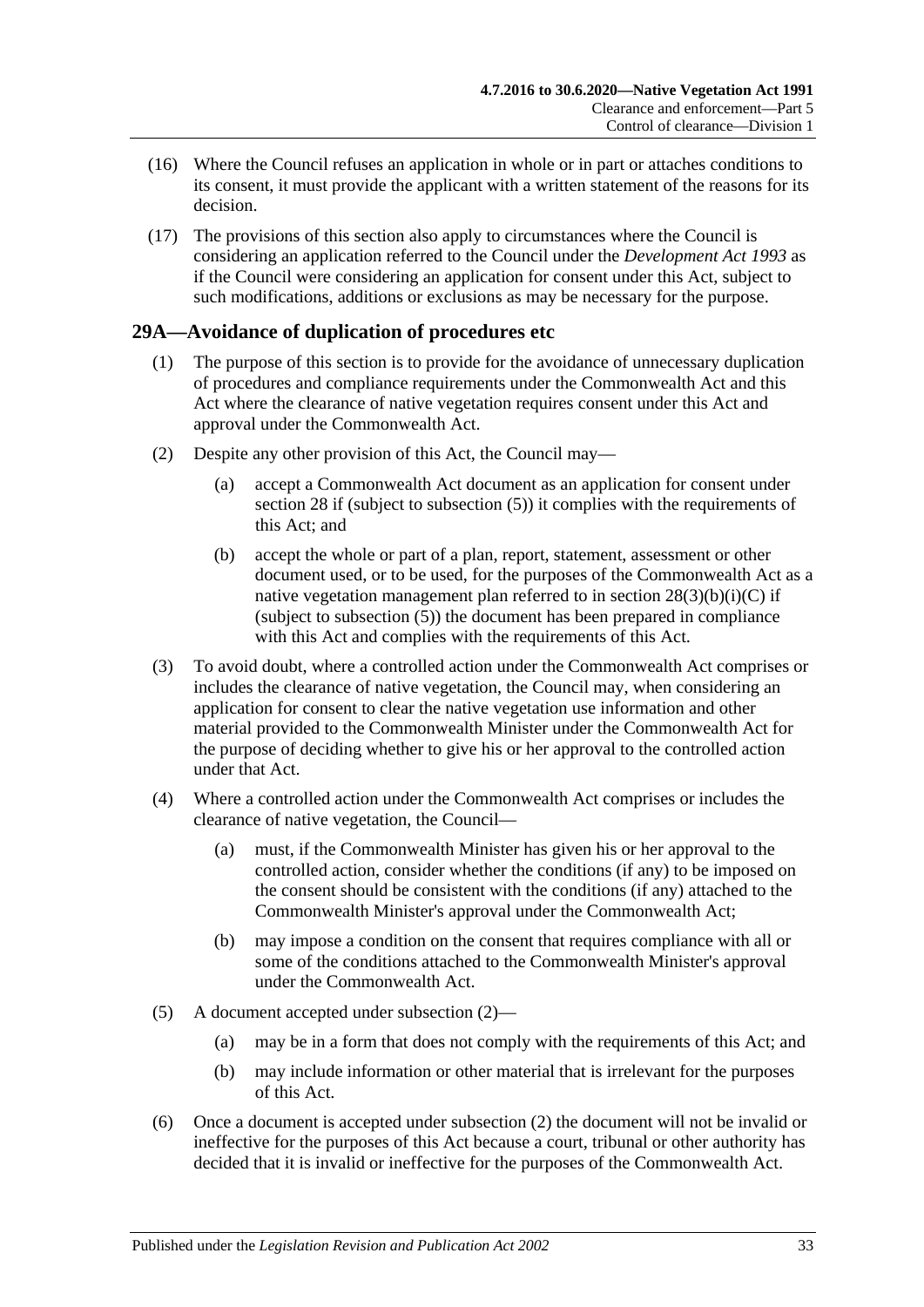(16) Where the Council refuses an application in whole or in part or attaches conditions to its consent, it must provide the applicant with a written statement of the reasons for its decision.

(17) The provisions of this section also apply to circumstances where the Council is considering an application referred to the Council under the *Development Act 1993* as if the Council were considering an application for consent under this Act, subject to such modifications, additions or exclusions as may be necessary for the purpose.

## 29A—Avoidance of duplication of procedures etc

(1) The purpose of this section is to provide for the avoidance of unnecessary duplication of procedures and compliance requirements under the Commonwealth Act and this Act where the clearance of native vegetation requires consent under this Act and approval under the Commonwealth Act.

(2) Despite any other provision of this Act, the Council may—

(a) accept a Commonwealth Act document as an application for consent under section 28 if (subject to subsection (5)) it complies with the requirements of this Act; and

(b) accept the whole or part of a plan, report, statement, assessment or other document used, or to be used, for the purposes of the Commonwealth Act as a native vegetation management plan referred to in section 28(3)(b)(i)(C) if (subject to subsection (5)) the document has been prepared in compliance with this Act and complies with the requirements of this Act.

(3) To avoid doubt, where a controlled action under the Commonwealth Act comprises or includes the clearance of native vegetation, the Council may, when considering an application for consent to clear the native vegetation use information and other material provided to the Commonwealth Minister under the Commonwealth Act for the purpose of deciding whether to give his or her approval to the controlled action under that Act.

(4) Where a controlled action under the Commonwealth Act comprises or includes the clearance of native vegetation, the Council—

(a) must, if the Commonwealth Minister has given his or her approval to the controlled action, consider whether the conditions (if any) to be imposed on the consent should be consistent with the conditions (if any) attached to the Commonwealth Minister's approval under the Commonwealth Act;

(b) may impose a condition on the consent that requires compliance with all or some of the conditions attached to the Commonwealth Minister's approval under the Commonwealth Act.

(5) A document accepted under subsection (2)—

(a) may be in a form that does not comply with the requirements of this Act; and

(b) may include information or other material that is irrelevant for the purposes of this Act.

(6) Once a document is accepted under subsection (2) the document will not be invalid or ineffective for the purposes of this Act because a court, tribunal or other authority has decided that it is invalid or ineffective for the purposes of the Commonwealth Act.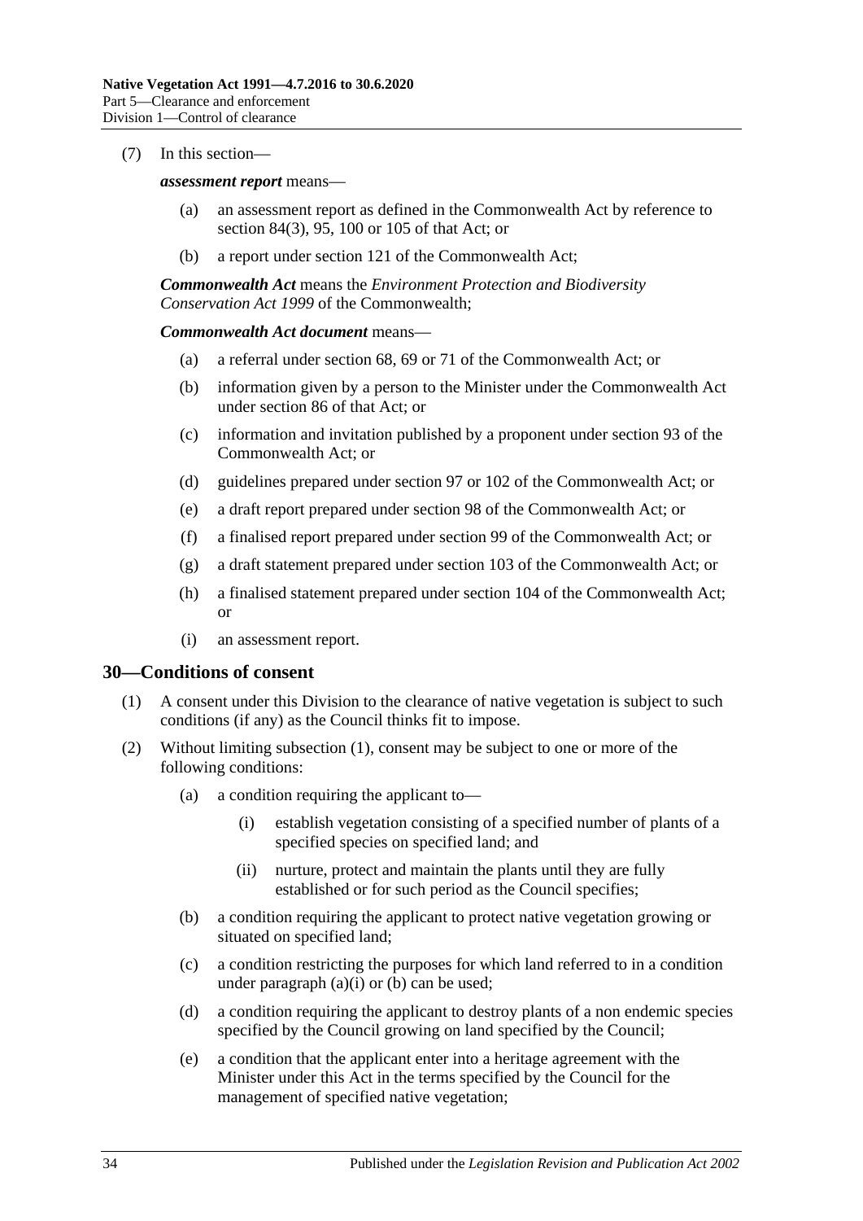(7) In this section—

***assessment report*** means—

- (a) an assessment report as defined in the Commonwealth Act by reference to section 84(3), 95, 100 or 105 of that Act; or
- (b) a report under section 121 of the Commonwealth Act;

***Commonwealth Act*** means the *Environment Protection and Biodiversity Conservation Act 1999* of the Commonwealth;

***Commonwealth Act document*** means—

- (a) a referral under section 68, 69 or 71 of the Commonwealth Act; or
- (b) information given by a person to the Minister under the Commonwealth Act under section 86 of that Act; or
- (c) information and invitation published by a proponent under section 93 of the Commonwealth Act; or
- (d) guidelines prepared under section 97 or 102 of the Commonwealth Act; or
- (e) a draft report prepared under section 98 of the Commonwealth Act; or
- (f) a finalised report prepared under section 99 of the Commonwealth Act; or
- (g) a draft statement prepared under section 103 of the Commonwealth Act; or
- (h) a finalised statement prepared under section 104 of the Commonwealth Act; or
- (i) an assessment report.

## 30—Conditions of consent

(1) A consent under this Division to the clearance of native vegetation is subject to such conditions (if any) as the Council thinks fit to impose.

(2) Without limiting subsection (1), consent may be subject to one or more of the following conditions:

- (a) a condition requiring the applicant to—
  - (i) establish vegetation consisting of a specified number of plants of a specified species on specified land; and
  - (ii) nurture, protect and maintain the plants until they are fully established or for such period as the Council specifies;
- (b) a condition requiring the applicant to protect native vegetation growing or situated on specified land;
- (c) a condition restricting the purposes for which land referred to in a condition under paragraph (a)(i) or (b) can be used;
- (d) a condition requiring the applicant to destroy plants of a non endemic species specified by the Council growing on land specified by the Council;
- (e) a condition that the applicant enter into a heritage agreement with the Minister under this Act in the terms specified by the Council for the management of specified native vegetation;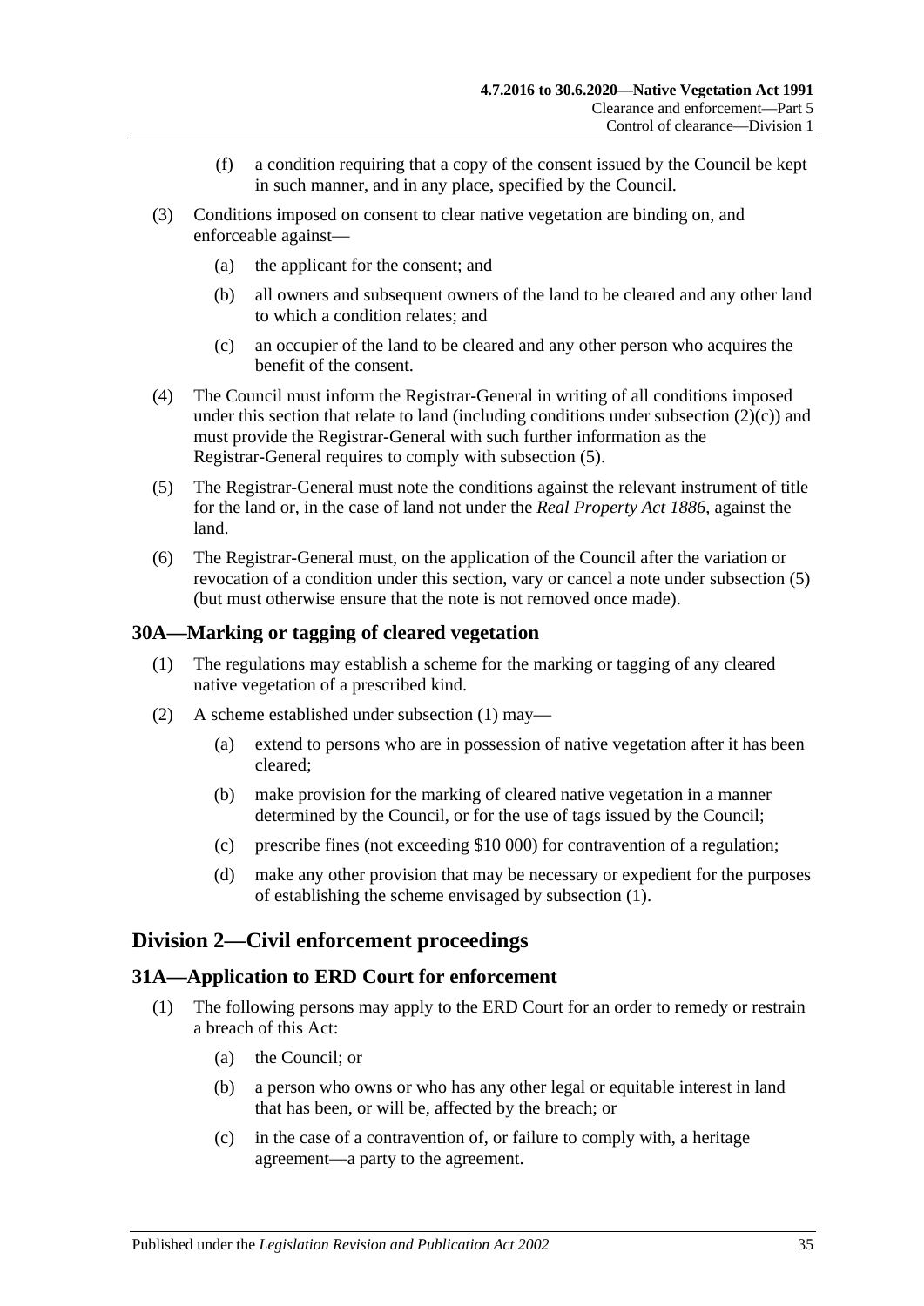(f) a condition requiring that a copy of the consent issued by the Council be kept in such manner, and in any place, specified by the Council.

(3) Conditions imposed on consent to clear native vegetation are binding on, and enforceable against—

(a) the applicant for the consent; and

(b) all owners and subsequent owners of the land to be cleared and any other land to which a condition relates; and

(c) an occupier of the land to be cleared and any other person who acquires the benefit of the consent.

(4) The Council must inform the Registrar-General in writing of all conditions imposed under this section that relate to land (including conditions under subsection (2)(c)) and must provide the Registrar-General with such further information as the Registrar-General requires to comply with subsection (5).

(5) The Registrar-General must note the conditions against the relevant instrument of title for the land or, in the case of land not under the *Real Property Act 1886*, against the land.

(6) The Registrar-General must, on the application of the Council after the variation or revocation of a condition under this section, vary or cancel a note under subsection (5) (but must otherwise ensure that the note is not removed once made).

## 30A—Marking or tagging of cleared vegetation

(1) The regulations may establish a scheme for the marking or tagging of any cleared native vegetation of a prescribed kind.

(2) A scheme established under subsection (1) may—

(a) extend to persons who are in possession of native vegetation after it has been cleared;

(b) make provision for the marking of cleared native vegetation in a manner determined by the Council, or for the use of tags issued by the Council;

(c) prescribe fines (not exceeding $10 000) for contravention of a regulation;

(d) make any other provision that may be necessary or expedient for the purposes of establishing the scheme envisaged by subsection (1).

# Division 2—Civil enforcement proceedings

## 31A—Application to ERD Court for enforcement

(1) The following persons may apply to the ERD Court for an order to remedy or restrain a breach of this Act:

(a) the Council; or

(b) a person who owns or who has any other legal or equitable interest in land that has been, or will be, affected by the breach; or

(c) in the case of a contravention of, or failure to comply with, a heritage agreement—a party to the agreement.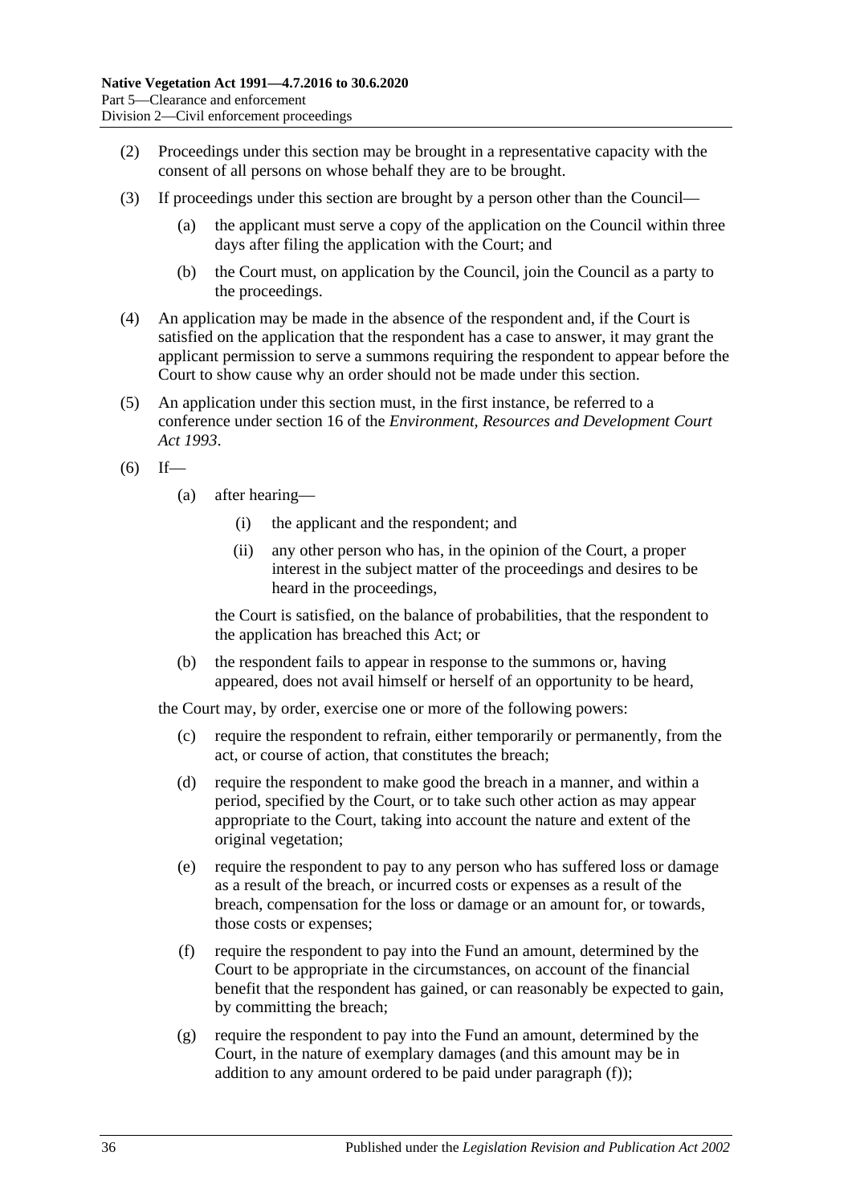(2) Proceedings under this section may be brought in a representative capacity with the consent of all persons on whose behalf they are to be brought.

(3) If proceedings under this section are brought by a person other than the Council—

(a) the applicant must serve a copy of the application on the Council within three days after filing the application with the Court; and

(b) the Court must, on application by the Council, join the Council as a party to the proceedings.

(4) An application may be made in the absence of the respondent and, if the Court is satisfied on the application that the respondent has a case to answer, it may grant the applicant permission to serve a summons requiring the respondent to appear before the Court to show cause why an order should not be made under this section.

(5) An application under this section must, in the first instance, be referred to a conference under section 16 of the *Environment, Resources and Development Court Act 1993*.

(6) If—

(a) after hearing—

(i) the applicant and the respondent; and

(ii) any other person who has, in the opinion of the Court, a proper interest in the subject matter of the proceedings and desires to be heard in the proceedings,

the Court is satisfied, on the balance of probabilities, that the respondent to the application has breached this Act; or

(b) the respondent fails to appear in response to the summons or, having appeared, does not avail himself or herself of an opportunity to be heard,

the Court may, by order, exercise one or more of the following powers:

(c) require the respondent to refrain, either temporarily or permanently, from the act, or course of action, that constitutes the breach;

(d) require the respondent to make good the breach in a manner, and within a period, specified by the Court, or to take such other action as may appear appropriate to the Court, taking into account the nature and extent of the original vegetation;

(e) require the respondent to pay to any person who has suffered loss or damage as a result of the breach, or incurred costs or expenses as a result of the breach, compensation for the loss or damage or an amount for, or towards, those costs or expenses;

(f) require the respondent to pay into the Fund an amount, determined by the Court to be appropriate in the circumstances, on account of the financial benefit that the respondent has gained, or can reasonably be expected to gain, by committing the breach;

(g) require the respondent to pay into the Fund an amount, determined by the Court, in the nature of exemplary damages (and this amount may be in addition to any amount ordered to be paid under paragraph (f));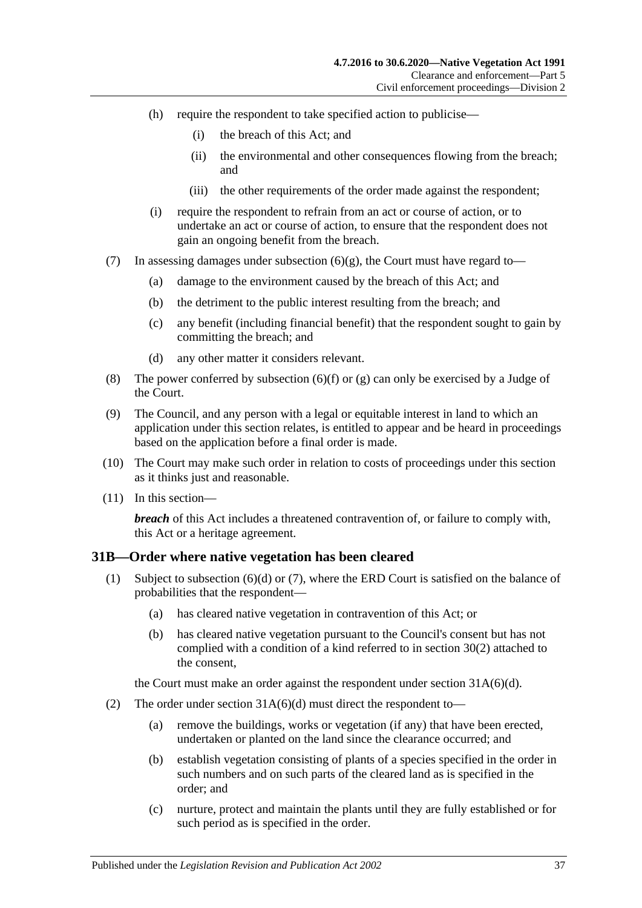(h) require the respondent to take specified action to publicise—

  (i) the breach of this Act; and

  (ii) the environmental and other consequences flowing from the breach; and

  (iii) the other requirements of the order made against the respondent;

(i) require the respondent to refrain from an act or course of action, or to undertake an act or course of action, to ensure that the respondent does not gain an ongoing benefit from the breach.

(7) In assessing damages under subsection (6)(g), the Court must have regard to—

  (a) damage to the environment caused by the breach of this Act; and

  (b) the detriment to the public interest resulting from the breach; and

  (c) any benefit (including financial benefit) that the respondent sought to gain by committing the breach; and

  (d) any other matter it considers relevant.

(8) The power conferred by subsection (6)(f) or (g) can only be exercised by a Judge of the Court.

(9) The Council, and any person with a legal or equitable interest in land to which an application under this section relates, is entitled to appear and be heard in proceedings based on the application before a final order is made.

(10) The Court may make such order in relation to costs of proceedings under this section as it thinks just and reasonable.

(11) In this section—

***breach*** of this Act includes a threatened contravention of, or failure to comply with, this Act or a heritage agreement.

## 31B—Order where native vegetation has been cleared

(1) Subject to subsection (6)(d) or (7), where the ERD Court is satisfied on the balance of probabilities that the respondent—

  (a) has cleared native vegetation in contravention of this Act; or

  (b) has cleared native vegetation pursuant to the Council's consent but has not complied with a condition of a kind referred to in section 30(2) attached to the consent,

the Court must make an order against the respondent under section 31A(6)(d).

(2) The order under section 31A(6)(d) must direct the respondent to—

  (a) remove the buildings, works or vegetation (if any) that have been erected, undertaken or planted on the land since the clearance occurred; and

  (b) establish vegetation consisting of plants of a species specified in the order in such numbers and on such parts of the cleared land as is specified in the order; and

  (c) nurture, protect and maintain the plants until they are fully established or for such period as is specified in the order.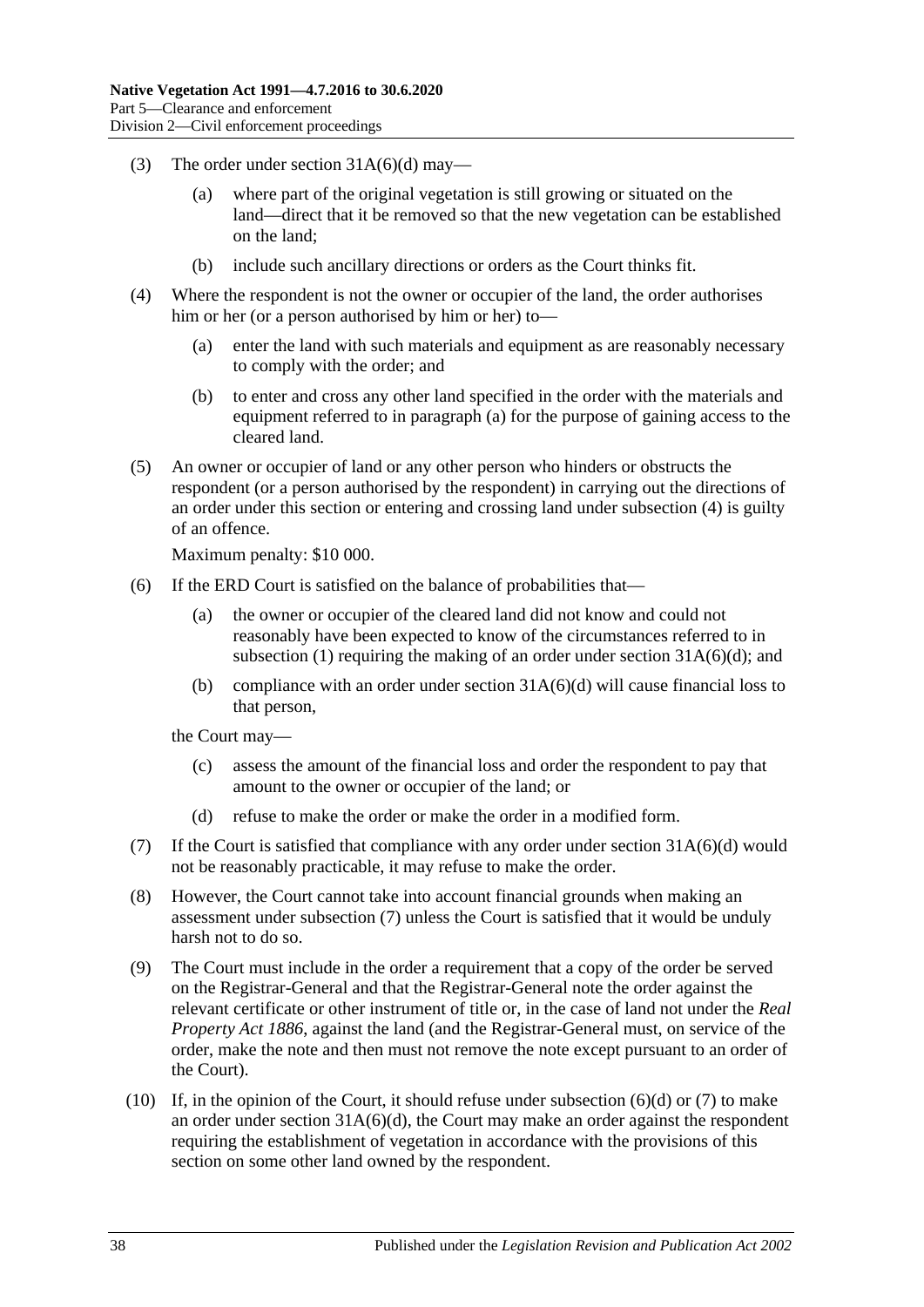(3) The order under section 31A(6)(d) may—

  (a) where part of the original vegetation is still growing or situated on the land—direct that it be removed so that the new vegetation can be established on the land;

  (b) include such ancillary directions or orders as the Court thinks fit.

(4) Where the respondent is not the owner or occupier of the land, the order authorises him or her (or a person authorised by him or her) to—

  (a) enter the land with such materials and equipment as are reasonably necessary to comply with the order; and

  (b) to enter and cross any other land specified in the order with the materials and equipment referred to in paragraph (a) for the purpose of gaining access to the cleared land.

(5) An owner or occupier of land or any other person who hinders or obstructs the respondent (or a person authorised by the respondent) in carrying out the directions of an order under this section or entering and crossing land under subsection (4) is guilty of an offence.

Maximum penalty: $10 000.

(6) If the ERD Court is satisfied on the balance of probabilities that—

  (a) the owner or occupier of the cleared land did not know and could not reasonably have been expected to know of the circumstances referred to in subsection (1) requiring the making of an order under section 31A(6)(d); and

  (b) compliance with an order under section 31A(6)(d) will cause financial loss to that person,

the Court may—

  (c) assess the amount of the financial loss and order the respondent to pay that amount to the owner or occupier of the land; or

  (d) refuse to make the order or make the order in a modified form.

(7) If the Court is satisfied that compliance with any order under section 31A(6)(d) would not be reasonably practicable, it may refuse to make the order.

(8) However, the Court cannot take into account financial grounds when making an assessment under subsection (7) unless the Court is satisfied that it would be unduly harsh not to do so.

(9) The Court must include in the order a requirement that a copy of the order be served on the Registrar-General and that the Registrar-General note the order against the relevant certificate or other instrument of title or, in the case of land not under the *Real Property Act 1886*, against the land (and the Registrar-General must, on service of the order, make the note and then must not remove the note except pursuant to an order of the Court).

(10) If, in the opinion of the Court, it should refuse under subsection (6)(d) or (7) to make an order under section 31A(6)(d), the Court may make an order against the respondent requiring the establishment of vegetation in accordance with the provisions of this section on some other land owned by the respondent.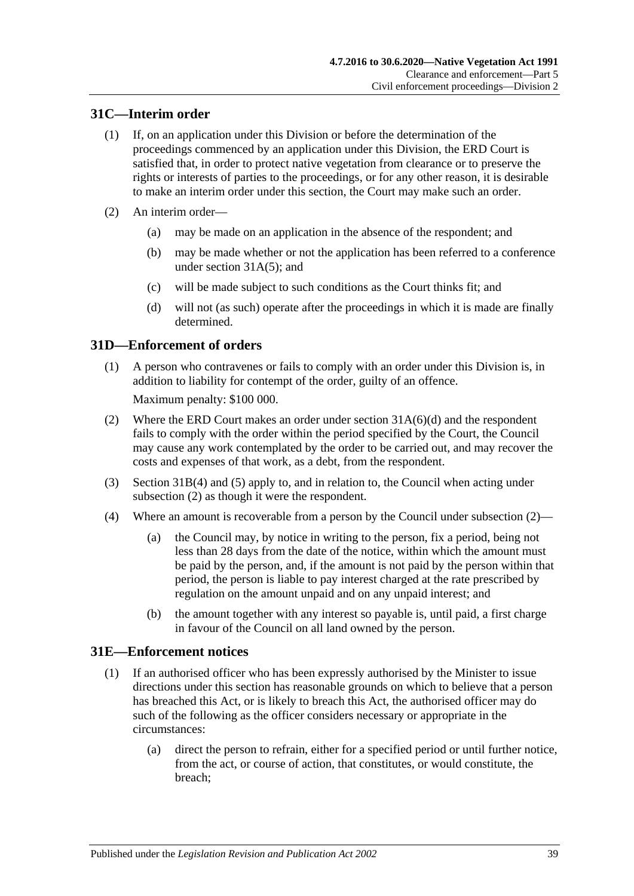## 31C—Interim order

(1) If, on an application under this Division or before the determination of the proceedings commenced by an application under this Division, the ERD Court is satisfied that, in order to protect native vegetation from clearance or to preserve the rights or interests of parties to the proceedings, or for any other reason, it is desirable to make an interim order under this section, the Court may make such an order.

(2) An interim order—

(a) may be made on an application in the absence of the respondent; and

(b) may be made whether or not the application has been referred to a conference under section 31A(5); and

(c) will be made subject to such conditions as the Court thinks fit; and

(d) will not (as such) operate after the proceedings in which it is made are finally determined.

## 31D—Enforcement of orders

(1) A person who contravenes or fails to comply with an order under this Division is, in addition to liability for contempt of the order, guilty of an offence.

Maximum penalty: $100 000.

(2) Where the ERD Court makes an order under section 31A(6)(d) and the respondent fails to comply with the order within the period specified by the Court, the Council may cause any work contemplated by the order to be carried out, and may recover the costs and expenses of that work, as a debt, from the respondent.

(3) Section 31B(4) and (5) apply to, and in relation to, the Council when acting under subsection (2) as though it were the respondent.

(4) Where an amount is recoverable from a person by the Council under subsection (2)—

(a) the Council may, by notice in writing to the person, fix a period, being not less than 28 days from the date of the notice, within which the amount must be paid by the person, and, if the amount is not paid by the person within that period, the person is liable to pay interest charged at the rate prescribed by regulation on the amount unpaid and on any unpaid interest; and

(b) the amount together with any interest so payable is, until paid, a first charge in favour of the Council on all land owned by the person.

## 31E—Enforcement notices

(1) If an authorised officer who has been expressly authorised by the Minister to issue directions under this section has reasonable grounds on which to believe that a person has breached this Act, or is likely to breach this Act, the authorised officer may do such of the following as the officer considers necessary or appropriate in the circumstances:

(a) direct the person to refrain, either for a specified period or until further notice, from the act, or course of action, that constitutes, or would constitute, the breach;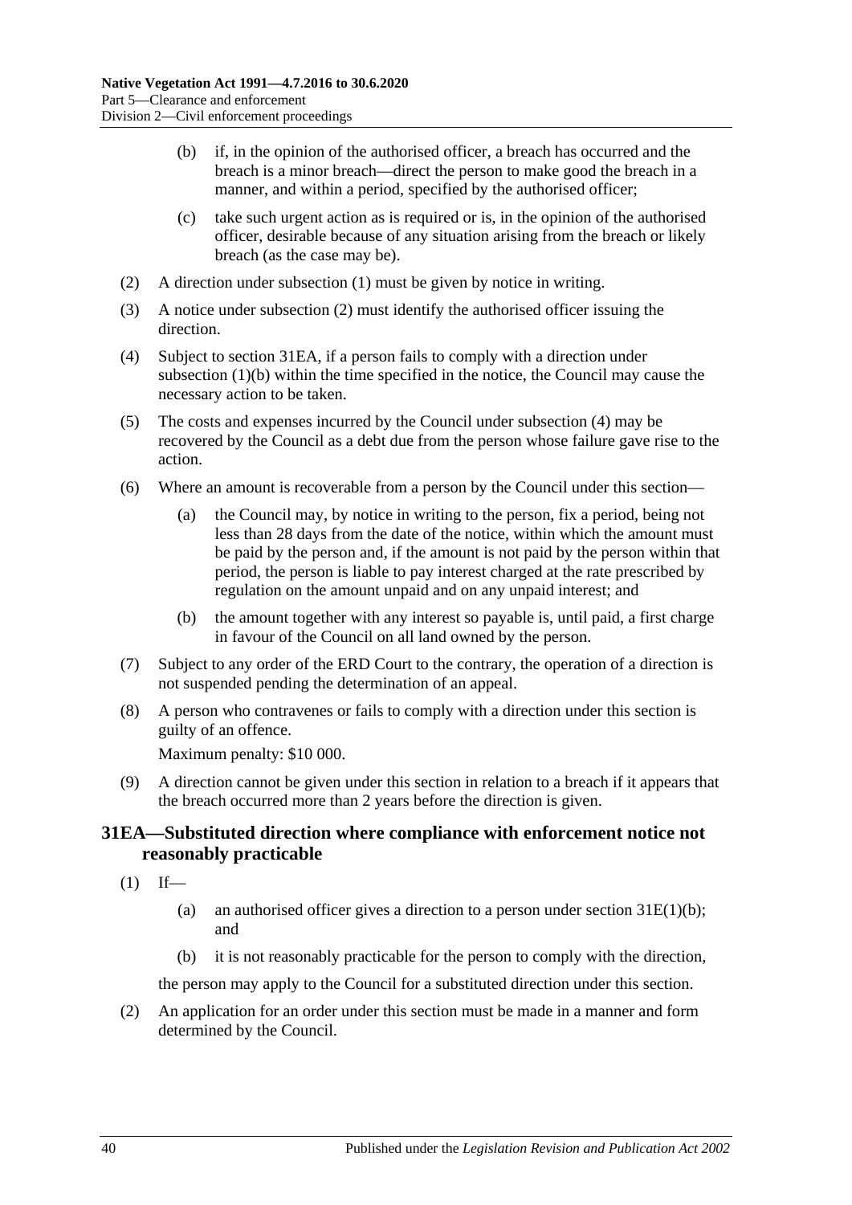(b) if, in the opinion of the authorised officer, a breach has occurred and the breach is a minor breach—direct the person to make good the breach in a manner, and within a period, specified by the authorised officer;

(c) take such urgent action as is required or is, in the opinion of the authorised officer, desirable because of any situation arising from the breach or likely breach (as the case may be).

(2) A direction under subsection (1) must be given by notice in writing.

(3) A notice under subsection (2) must identify the authorised officer issuing the direction.

(4) Subject to section 31EA, if a person fails to comply with a direction under subsection (1)(b) within the time specified in the notice, the Council may cause the necessary action to be taken.

(5) The costs and expenses incurred by the Council under subsection (4) may be recovered by the Council as a debt due from the person whose failure gave rise to the action.

(6) Where an amount is recoverable from a person by the Council under this section—

(a) the Council may, by notice in writing to the person, fix a period, being not less than 28 days from the date of the notice, within which the amount must be paid by the person and, if the amount is not paid by the person within that period, the person is liable to pay interest charged at the rate prescribed by regulation on the amount unpaid and on any unpaid interest; and

(b) the amount together with any interest so payable is, until paid, a first charge in favour of the Council on all land owned by the person.

(7) Subject to any order of the ERD Court to the contrary, the operation of a direction is not suspended pending the determination of an appeal.

(8) A person who contravenes or fails to comply with a direction under this section is guilty of an offence.

Maximum penalty: $10 000.

(9) A direction cannot be given under this section in relation to a breach if it appears that the breach occurred more than 2 years before the direction is given.

## 31EA—Substituted direction where compliance with enforcement notice not reasonably practicable

(1) If—

(a) an authorised officer gives a direction to a person under section 31E(1)(b); and

(b) it is not reasonably practicable for the person to comply with the direction,

the person may apply to the Council for a substituted direction under this section.

(2) An application for an order under this section must be made in a manner and form determined by the Council.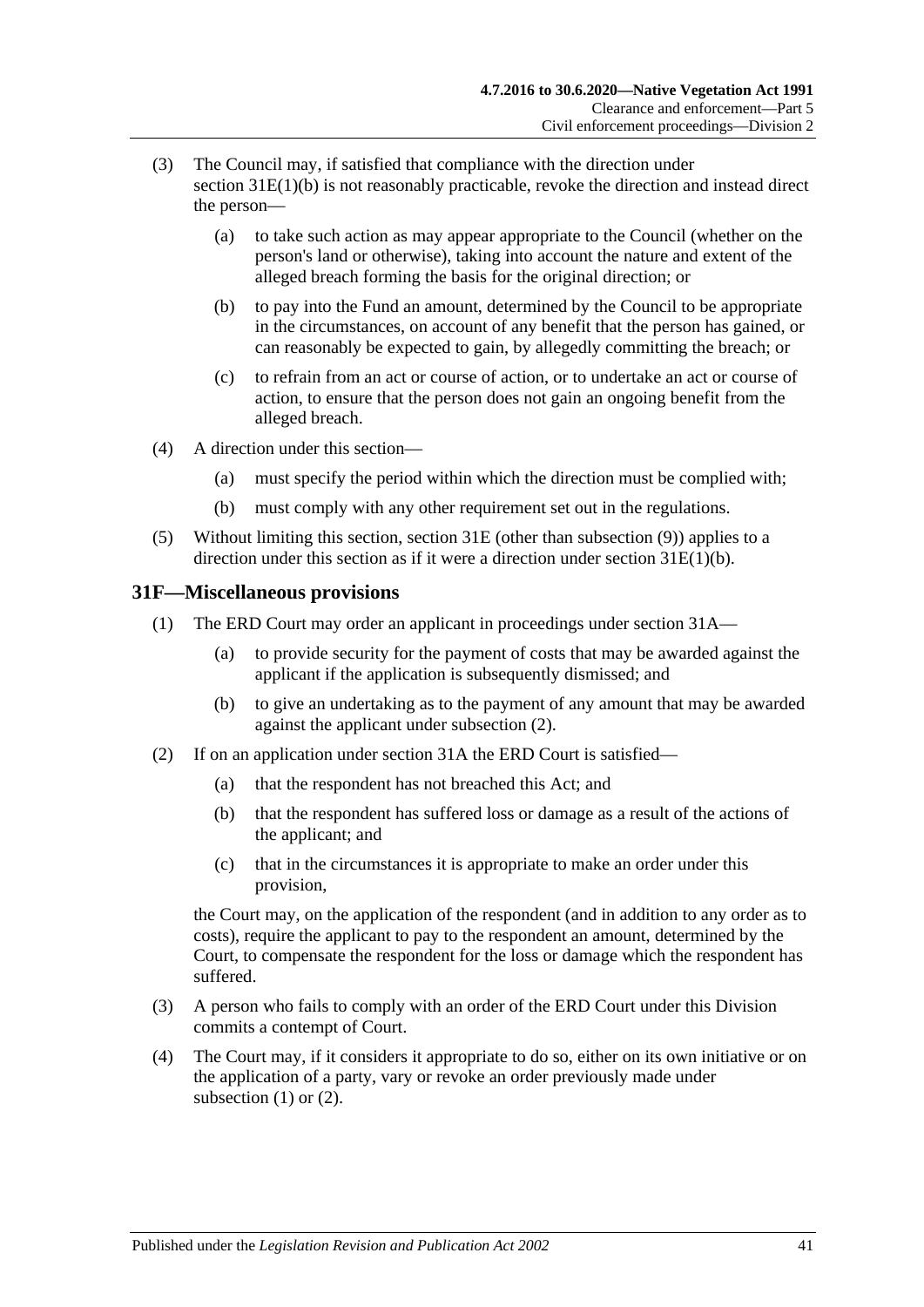(3) The Council may, if satisfied that compliance with the direction under section 31E(1)(b) is not reasonably practicable, revoke the direction and instead direct the person—

(a) to take such action as may appear appropriate to the Council (whether on the person's land or otherwise), taking into account the nature and extent of the alleged breach forming the basis for the original direction; or

(b) to pay into the Fund an amount, determined by the Council to be appropriate in the circumstances, on account of any benefit that the person has gained, or can reasonably be expected to gain, by allegedly committing the breach; or

(c) to refrain from an act or course of action, or to undertake an act or course of action, to ensure that the person does not gain an ongoing benefit from the alleged breach.

(4) A direction under this section—

(a) must specify the period within which the direction must be complied with;

(b) must comply with any other requirement set out in the regulations.

(5) Without limiting this section, section 31E (other than subsection (9)) applies to a direction under this section as if it were a direction under section 31E(1)(b).

## 31F—Miscellaneous provisions

(1) The ERD Court may order an applicant in proceedings under section 31A—

(a) to provide security for the payment of costs that may be awarded against the applicant if the application is subsequently dismissed; and

(b) to give an undertaking as to the payment of any amount that may be awarded against the applicant under subsection (2).

(2) If on an application under section 31A the ERD Court is satisfied—

(a) that the respondent has not breached this Act; and

(b) that the respondent has suffered loss or damage as a result of the actions of the applicant; and

(c) that in the circumstances it is appropriate to make an order under this provision,

the Court may, on the application of the respondent (and in addition to any order as to costs), require the applicant to pay to the respondent an amount, determined by the Court, to compensate the respondent for the loss or damage which the respondent has suffered.

(3) A person who fails to comply with an order of the ERD Court under this Division commits a contempt of Court.

(4) The Court may, if it considers it appropriate to do so, either on its own initiative or on the application of a party, vary or revoke an order previously made under subsection (1) or (2).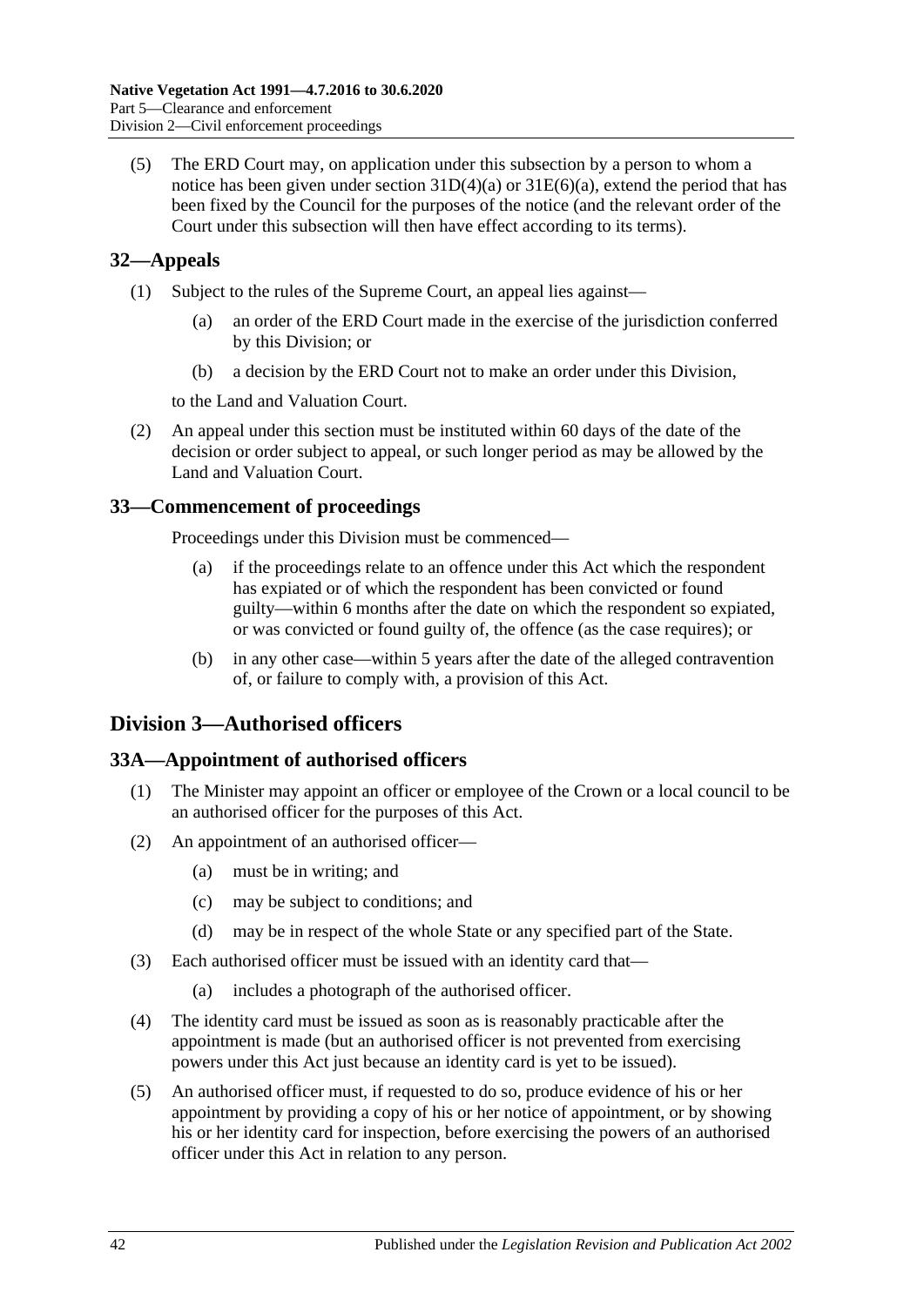(5) The ERD Court may, on application under this subsection by a person to whom a notice has been given under section 31D(4)(a) or 31E(6)(a), extend the period that has been fixed by the Council for the purposes of the notice (and the relevant order of the Court under this subsection will then have effect according to its terms).

## 32—Appeals

(1) Subject to the rules of the Supreme Court, an appeal lies against—

(a) an order of the ERD Court made in the exercise of the jurisdiction conferred by this Division; or

(b) a decision by the ERD Court not to make an order under this Division,

to the Land and Valuation Court.

(2) An appeal under this section must be instituted within 60 days of the date of the decision or order subject to appeal, or such longer period as may be allowed by the Land and Valuation Court.

## 33—Commencement of proceedings

Proceedings under this Division must be commenced—

(a) if the proceedings relate to an offence under this Act which the respondent has expiated or of which the respondent has been convicted or found guilty—within 6 months after the date on which the respondent so expiated, or was convicted or found guilty of, the offence (as the case requires); or

(b) in any other case—within 5 years after the date of the alleged contravention of, or failure to comply with, a provision of this Act.

# Division 3—Authorised officers

## 33A—Appointment of authorised officers

(1) The Minister may appoint an officer or employee of the Crown or a local council to be an authorised officer for the purposes of this Act.

(2) An appointment of an authorised officer—

(a) must be in writing; and

(c) may be subject to conditions; and

(d) may be in respect of the whole State or any specified part of the State.

(3) Each authorised officer must be issued with an identity card that—

(a) includes a photograph of the authorised officer.

(4) The identity card must be issued as soon as is reasonably practicable after the appointment is made (but an authorised officer is not prevented from exercising powers under this Act just because an identity card is yet to be issued).

(5) An authorised officer must, if requested to do so, produce evidence of his or her appointment by providing a copy of his or her notice of appointment, or by showing his or her identity card for inspection, before exercising the powers of an authorised officer under this Act in relation to any person.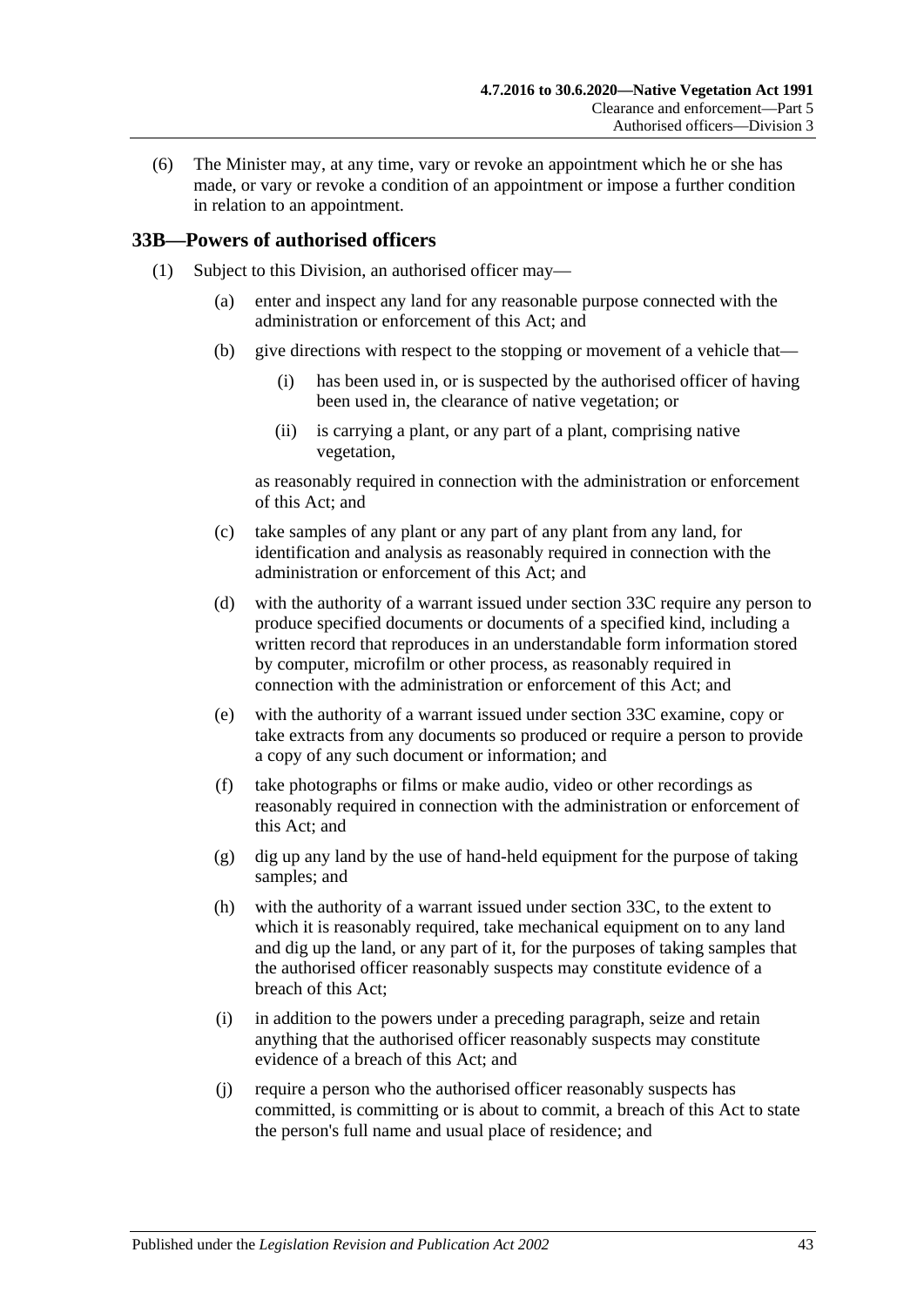(6) The Minister may, at any time, vary or revoke an appointment which he or she has made, or vary or revoke a condition of an appointment or impose a further condition in relation to an appointment.

## 33B—Powers of authorised officers

(1) Subject to this Division, an authorised officer may—

(a) enter and inspect any land for any reasonable purpose connected with the administration or enforcement of this Act; and

(b) give directions with respect to the stopping or movement of a vehicle that—

(i) has been used in, or is suspected by the authorised officer of having been used in, the clearance of native vegetation; or

(ii) is carrying a plant, or any part of a plant, comprising native vegetation,

as reasonably required in connection with the administration or enforcement of this Act; and

(c) take samples of any plant or any part of any plant from any land, for identification and analysis as reasonably required in connection with the administration or enforcement of this Act; and

(d) with the authority of a warrant issued under section 33C require any person to produce specified documents or documents of a specified kind, including a written record that reproduces in an understandable form information stored by computer, microfilm or other process, as reasonably required in connection with the administration or enforcement of this Act; and

(e) with the authority of a warrant issued under section 33C examine, copy or take extracts from any documents so produced or require a person to provide a copy of any such document or information; and

(f) take photographs or films or make audio, video or other recordings as reasonably required in connection with the administration or enforcement of this Act; and

(g) dig up any land by the use of hand-held equipment for the purpose of taking samples; and

(h) with the authority of a warrant issued under section 33C, to the extent to which it is reasonably required, take mechanical equipment on to any land and dig up the land, or any part of it, for the purposes of taking samples that the authorised officer reasonably suspects may constitute evidence of a breach of this Act;

(i) in addition to the powers under a preceding paragraph, seize and retain anything that the authorised officer reasonably suspects may constitute evidence of a breach of this Act; and

(j) require a person who the authorised officer reasonably suspects has committed, is committing or is about to commit, a breach of this Act to state the person's full name and usual place of residence; and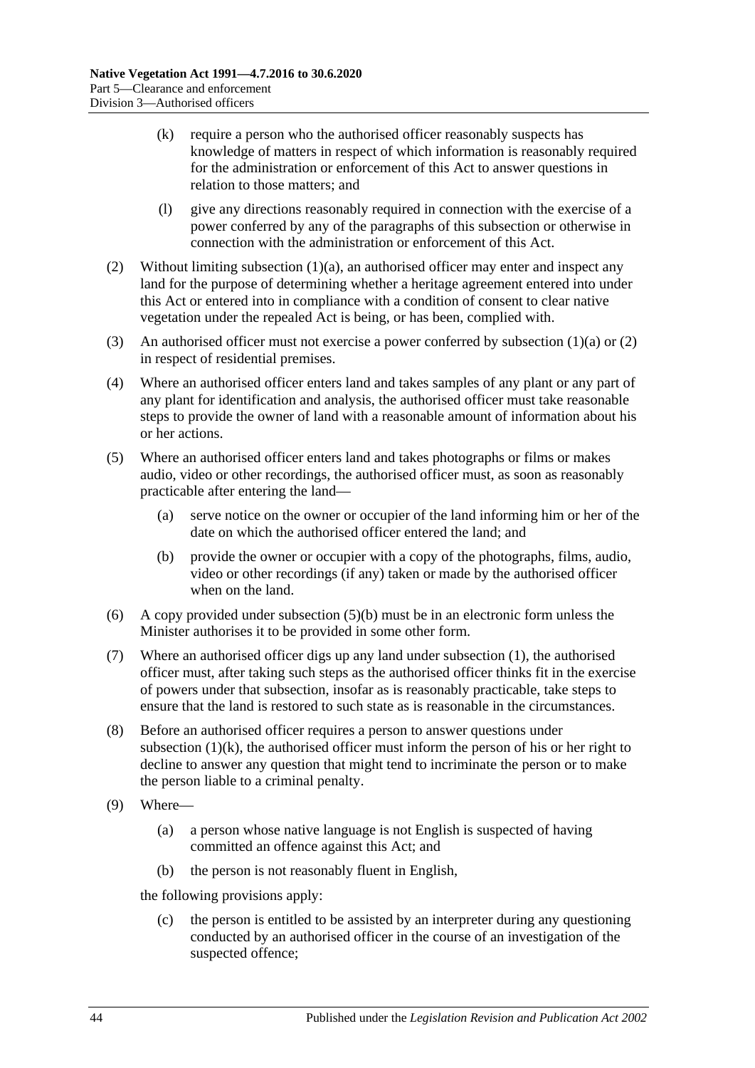(k) require a person who the authorised officer reasonably suspects has knowledge of matters in respect of which information is reasonably required for the administration or enforcement of this Act to answer questions in relation to those matters; and

(l) give any directions reasonably required in connection with the exercise of a power conferred by any of the paragraphs of this subsection or otherwise in connection with the administration or enforcement of this Act.

(2) Without limiting subsection (1)(a), an authorised officer may enter and inspect any land for the purpose of determining whether a heritage agreement entered into under this Act or entered into in compliance with a condition of consent to clear native vegetation under the repealed Act is being, or has been, complied with.

(3) An authorised officer must not exercise a power conferred by subsection (1)(a) or (2) in respect of residential premises.

(4) Where an authorised officer enters land and takes samples of any plant or any part of any plant for identification and analysis, the authorised officer must take reasonable steps to provide the owner of land with a reasonable amount of information about his or her actions.

(5) Where an authorised officer enters land and takes photographs or films or makes audio, video or other recordings, the authorised officer must, as soon as reasonably practicable after entering the land—

(a) serve notice on the owner or occupier of the land informing him or her of the date on which the authorised officer entered the land; and

(b) provide the owner or occupier with a copy of the photographs, films, audio, video or other recordings (if any) taken or made by the authorised officer when on the land.

(6) A copy provided under subsection (5)(b) must be in an electronic form unless the Minister authorises it to be provided in some other form.

(7) Where an authorised officer digs up any land under subsection (1), the authorised officer must, after taking such steps as the authorised officer thinks fit in the exercise of powers under that subsection, insofar as is reasonably practicable, take steps to ensure that the land is restored to such state as is reasonable in the circumstances.

(8) Before an authorised officer requires a person to answer questions under subsection (1)(k), the authorised officer must inform the person of his or her right to decline to answer any question that might tend to incriminate the person or to make the person liable to a criminal penalty.

(9) Where—

(a) a person whose native language is not English is suspected of having committed an offence against this Act; and

(b) the person is not reasonably fluent in English,

the following provisions apply:

(c) the person is entitled to be assisted by an interpreter during any questioning conducted by an authorised officer in the course of an investigation of the suspected offence;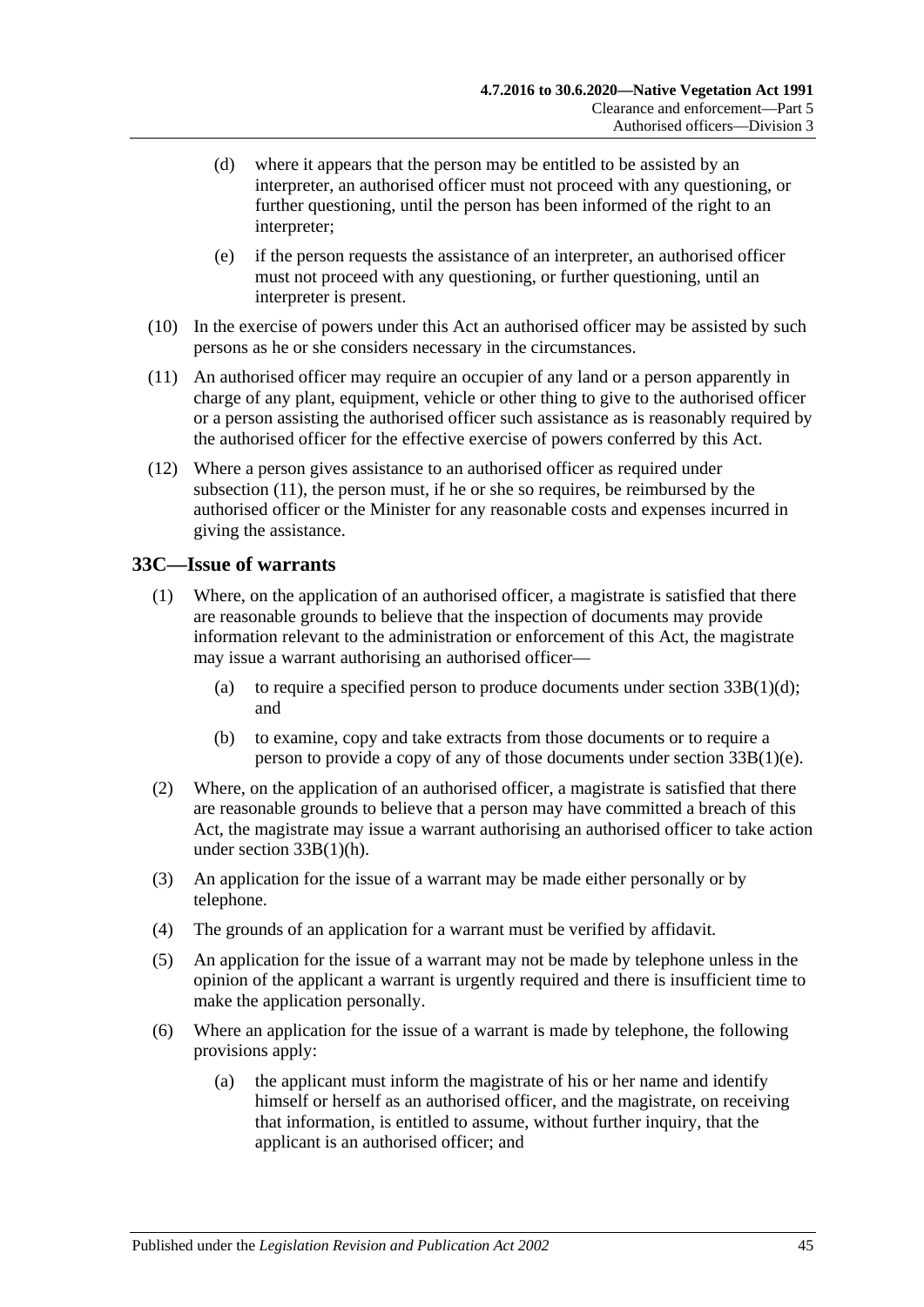(d) where it appears that the person may be entitled to be assisted by an interpreter, an authorised officer must not proceed with any questioning, or further questioning, until the person has been informed of the right to an interpreter;

(e) if the person requests the assistance of an interpreter, an authorised officer must not proceed with any questioning, or further questioning, until an interpreter is present.

(10) In the exercise of powers under this Act an authorised officer may be assisted by such persons as he or she considers necessary in the circumstances.

(11) An authorised officer may require an occupier of any land or a person apparently in charge of any plant, equipment, vehicle or other thing to give to the authorised officer or a person assisting the authorised officer such assistance as is reasonably required by the authorised officer for the effective exercise of powers conferred by this Act.

(12) Where a person gives assistance to an authorised officer as required under subsection (11), the person must, if he or she so requires, be reimbursed by the authorised officer or the Minister for any reasonable costs and expenses incurred in giving the assistance.

## 33C—Issue of warrants

(1) Where, on the application of an authorised officer, a magistrate is satisfied that there are reasonable grounds to believe that the inspection of documents may provide information relevant to the administration or enforcement of this Act, the magistrate may issue a warrant authorising an authorised officer—

(a) to require a specified person to produce documents under section 33B(1)(d); and

(b) to examine, copy and take extracts from those documents or to require a person to provide a copy of any of those documents under section 33B(1)(e).

(2) Where, on the application of an authorised officer, a magistrate is satisfied that there are reasonable grounds to believe that a person may have committed a breach of this Act, the magistrate may issue a warrant authorising an authorised officer to take action under section 33B(1)(h).

(3) An application for the issue of a warrant may be made either personally or by telephone.

(4) The grounds of an application for a warrant must be verified by affidavit.

(5) An application for the issue of a warrant may not be made by telephone unless in the opinion of the applicant a warrant is urgently required and there is insufficient time to make the application personally.

(6) Where an application for the issue of a warrant is made by telephone, the following provisions apply:

(a) the applicant must inform the magistrate of his or her name and identify himself or herself as an authorised officer, and the magistrate, on receiving that information, is entitled to assume, without further inquiry, that the applicant is an authorised officer; and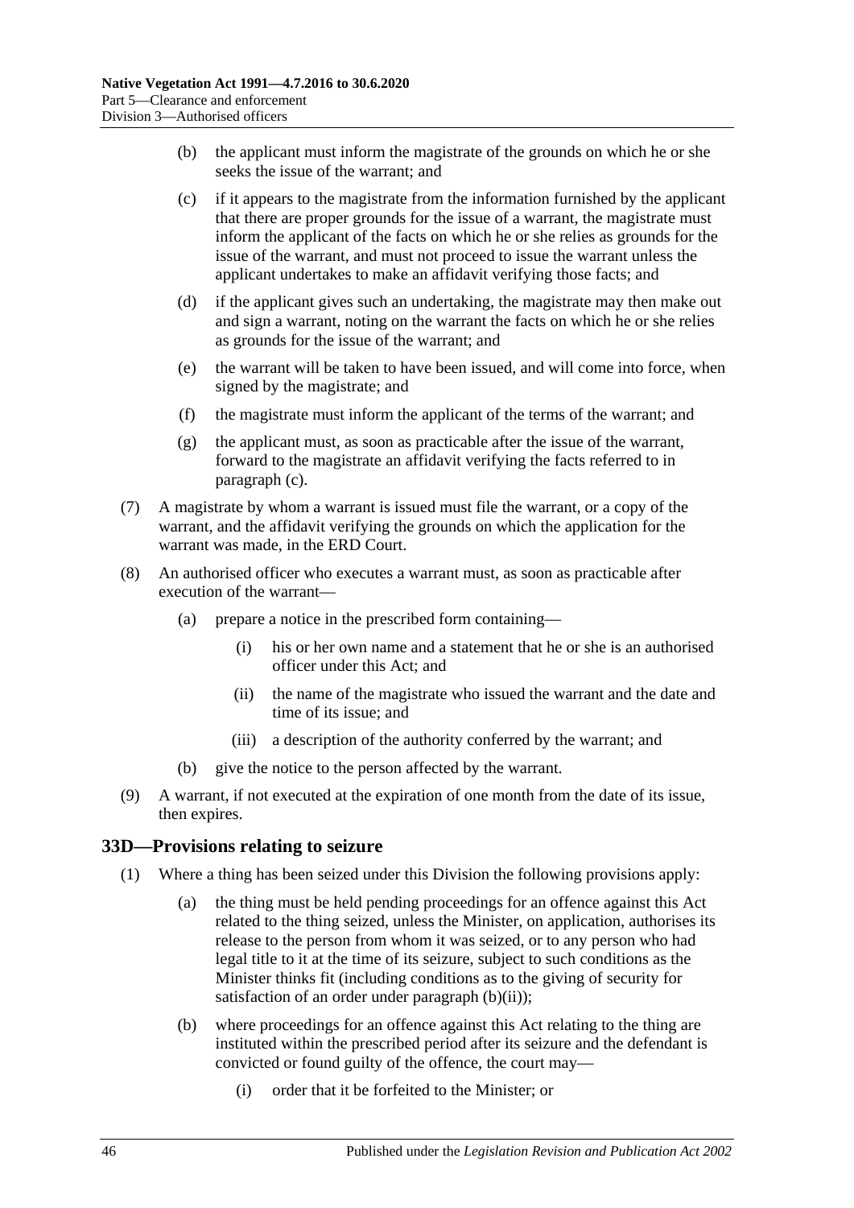(b) the applicant must inform the magistrate of the grounds on which he or she seeks the issue of the warrant; and

(c) if it appears to the magistrate from the information furnished by the applicant that there are proper grounds for the issue of a warrant, the magistrate must inform the applicant of the facts on which he or she relies as grounds for the issue of the warrant, and must not proceed to issue the warrant unless the applicant undertakes to make an affidavit verifying those facts; and

(d) if the applicant gives such an undertaking, the magistrate may then make out and sign a warrant, noting on the warrant the facts on which he or she relies as grounds for the issue of the warrant; and

(e) the warrant will be taken to have been issued, and will come into force, when signed by the magistrate; and

(f) the magistrate must inform the applicant of the terms of the warrant; and

(g) the applicant must, as soon as practicable after the issue of the warrant, forward to the magistrate an affidavit verifying the facts referred to in paragraph (c).

(7) A magistrate by whom a warrant is issued must file the warrant, or a copy of the warrant, and the affidavit verifying the grounds on which the application for the warrant was made, in the ERD Court.

(8) An authorised officer who executes a warrant must, as soon as practicable after execution of the warrant—

(a) prepare a notice in the prescribed form containing—

(i) his or her own name and a statement that he or she is an authorised officer under this Act; and

(ii) the name of the magistrate who issued the warrant and the date and time of its issue; and

(iii) a description of the authority conferred by the warrant; and

(b) give the notice to the person affected by the warrant.

(9) A warrant, if not executed at the expiration of one month from the date of its issue, then expires.

## 33D—Provisions relating to seizure

(1) Where a thing has been seized under this Division the following provisions apply:

(a) the thing must be held pending proceedings for an offence against this Act related to the thing seized, unless the Minister, on application, authorises its release to the person from whom it was seized, or to any person who had legal title to it at the time of its seizure, subject to such conditions as the Minister thinks fit (including conditions as to the giving of security for satisfaction of an order under paragraph (b)(ii));

(b) where proceedings for an offence against this Act relating to the thing are instituted within the prescribed period after its seizure and the defendant is convicted or found guilty of the offence, the court may—

(i) order that it be forfeited to the Minister; or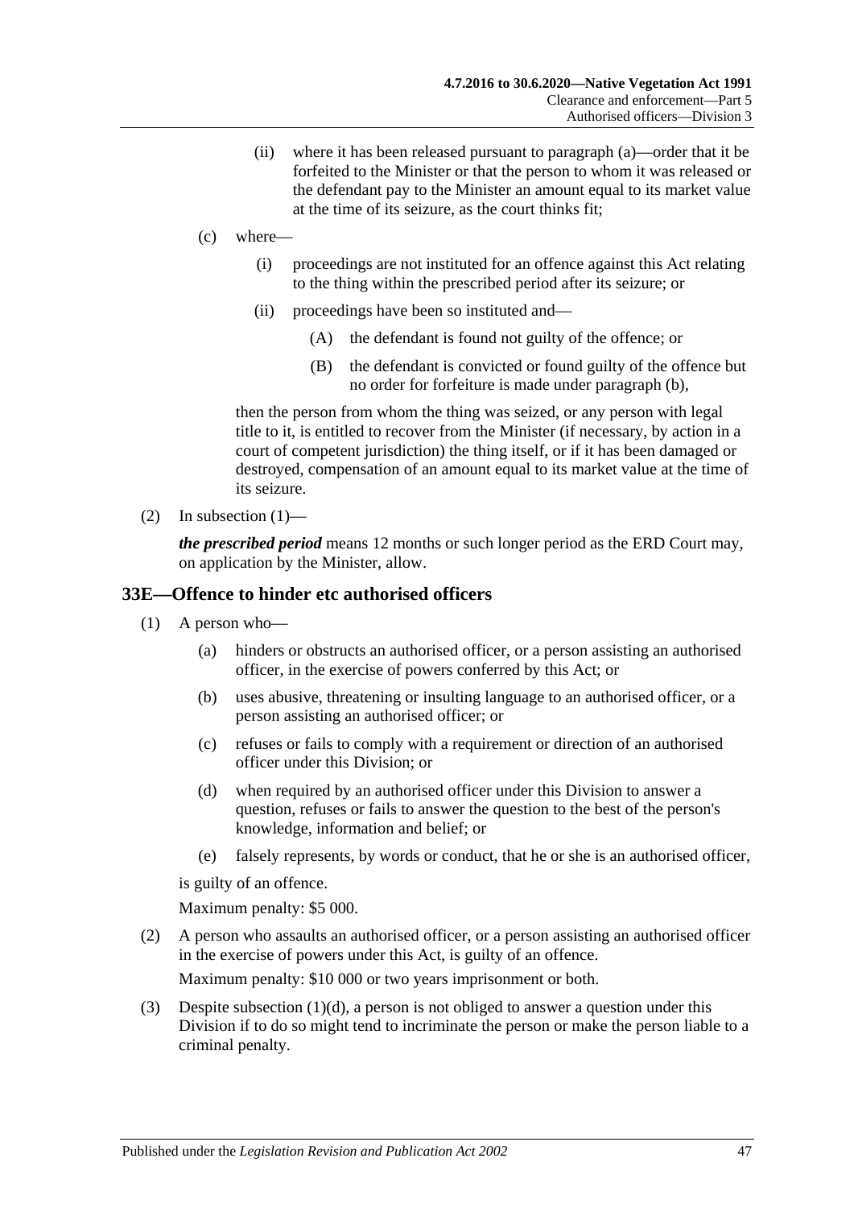(ii) where it has been released pursuant to paragraph (a)—order that it be forfeited to the Minister or that the person to whom it was released or the defendant pay to the Minister an amount equal to its market value at the time of its seizure, as the court thinks fit;

(c) where—

(i) proceedings are not instituted for an offence against this Act relating to the thing within the prescribed period after its seizure; or

(ii) proceedings have been so instituted and—

(A) the defendant is found not guilty of the offence; or

(B) the defendant is convicted or found guilty of the offence but no order for forfeiture is made under paragraph (b),

then the person from whom the thing was seized, or any person with legal title to it, is entitled to recover from the Minister (if necessary, by action in a court of competent jurisdiction) the thing itself, or if it has been damaged or destroyed, compensation of an amount equal to its market value at the time of its seizure.

(2) In subsection (1)—

***the prescribed period*** means 12 months or such longer period as the ERD Court may, on application by the Minister, allow.

## 33E—Offence to hinder etc authorised officers

(1) A person who—

(a) hinders or obstructs an authorised officer, or a person assisting an authorised officer, in the exercise of powers conferred by this Act; or

(b) uses abusive, threatening or insulting language to an authorised officer, or a person assisting an authorised officer; or

(c) refuses or fails to comply with a requirement or direction of an authorised officer under this Division; or

(d) when required by an authorised officer under this Division to answer a question, refuses or fails to answer the question to the best of the person's knowledge, information and belief; or

(e) falsely represents, by words or conduct, that he or she is an authorised officer,

is guilty of an offence.

Maximum penalty: $5 000.

(2) A person who assaults an authorised officer, or a person assisting an authorised officer in the exercise of powers under this Act, is guilty of an offence.

Maximum penalty: $10 000 or two years imprisonment or both.

(3) Despite subsection (1)(d), a person is not obliged to answer a question under this Division if to do so might tend to incriminate the person or make the person liable to a criminal penalty.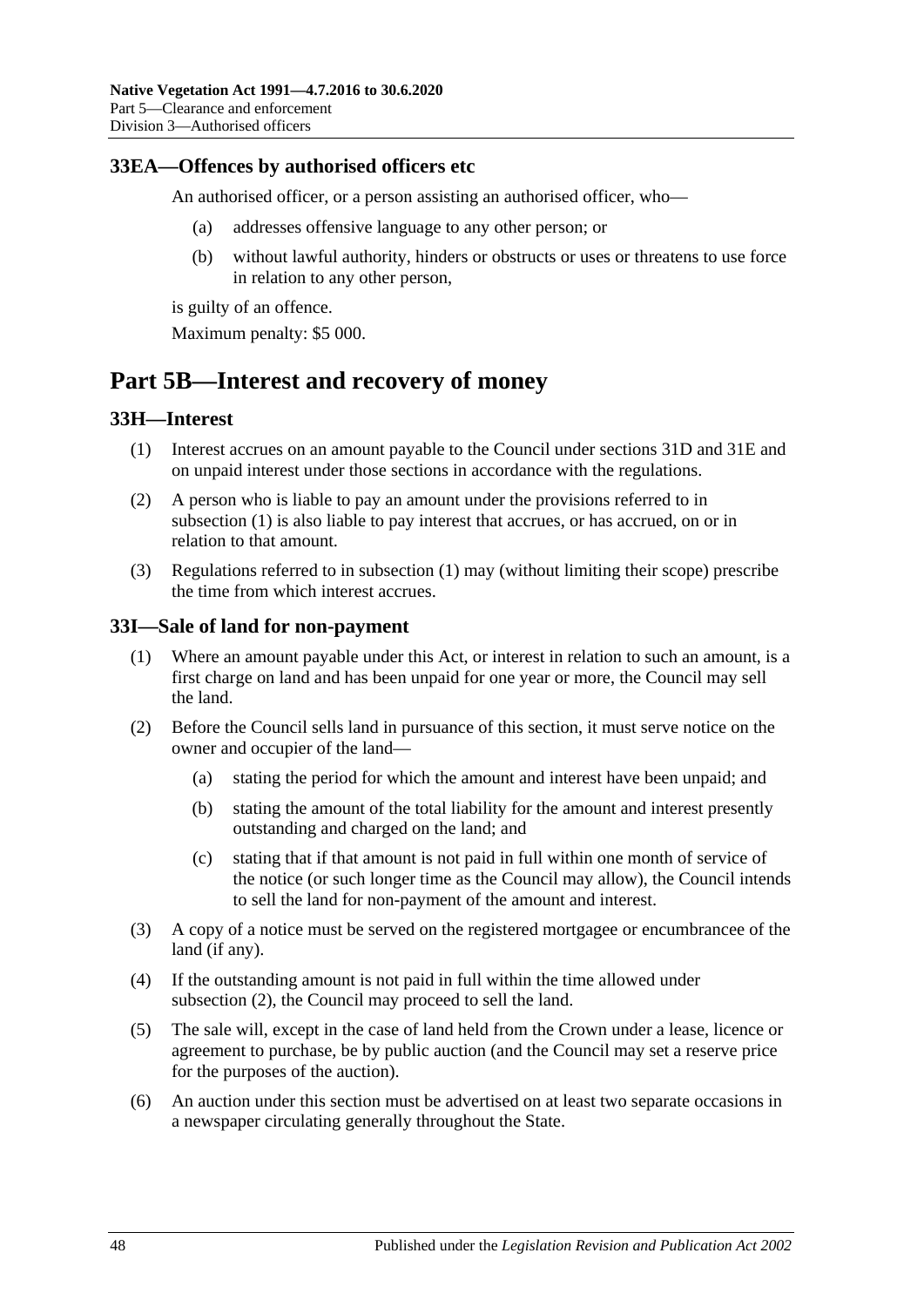### 33EA—Offences by authorised officers etc

An authorised officer, or a person assisting an authorised officer, who—

- (a) addresses offensive language to any other person; or
- (b) without lawful authority, hinders or obstructs or uses or threatens to use force in relation to any other person,

is guilty of an offence.

Maximum penalty: $5 000.

## Part 5B—Interest and recovery of money

### 33H—Interest

- (1) Interest accrues on an amount payable to the Council under sections 31D and 31E and on unpaid interest under those sections in accordance with the regulations.
- (2) A person who is liable to pay an amount under the provisions referred to in subsection (1) is also liable to pay interest that accrues, or has accrued, on or in relation to that amount.
- (3) Regulations referred to in subsection (1) may (without limiting their scope) prescribe the time from which interest accrues.

### 33I—Sale of land for non-payment

- (1) Where an amount payable under this Act, or interest in relation to such an amount, is a first charge on land and has been unpaid for one year or more, the Council may sell the land.
- (2) Before the Council sells land in pursuance of this section, it must serve notice on the owner and occupier of the land—
  - (a) stating the period for which the amount and interest have been unpaid; and
  - (b) stating the amount of the total liability for the amount and interest presently outstanding and charged on the land; and
  - (c) stating that if that amount is not paid in full within one month of service of the notice (or such longer time as the Council may allow), the Council intends to sell the land for non-payment of the amount and interest.
- (3) A copy of a notice must be served on the registered mortgagee or encumbrancee of the land (if any).
- (4) If the outstanding amount is not paid in full within the time allowed under subsection (2), the Council may proceed to sell the land.
- (5) The sale will, except in the case of land held from the Crown under a lease, licence or agreement to purchase, be by public auction (and the Council may set a reserve price for the purposes of the auction).
- (6) An auction under this section must be advertised on at least two separate occasions in a newspaper circulating generally throughout the State.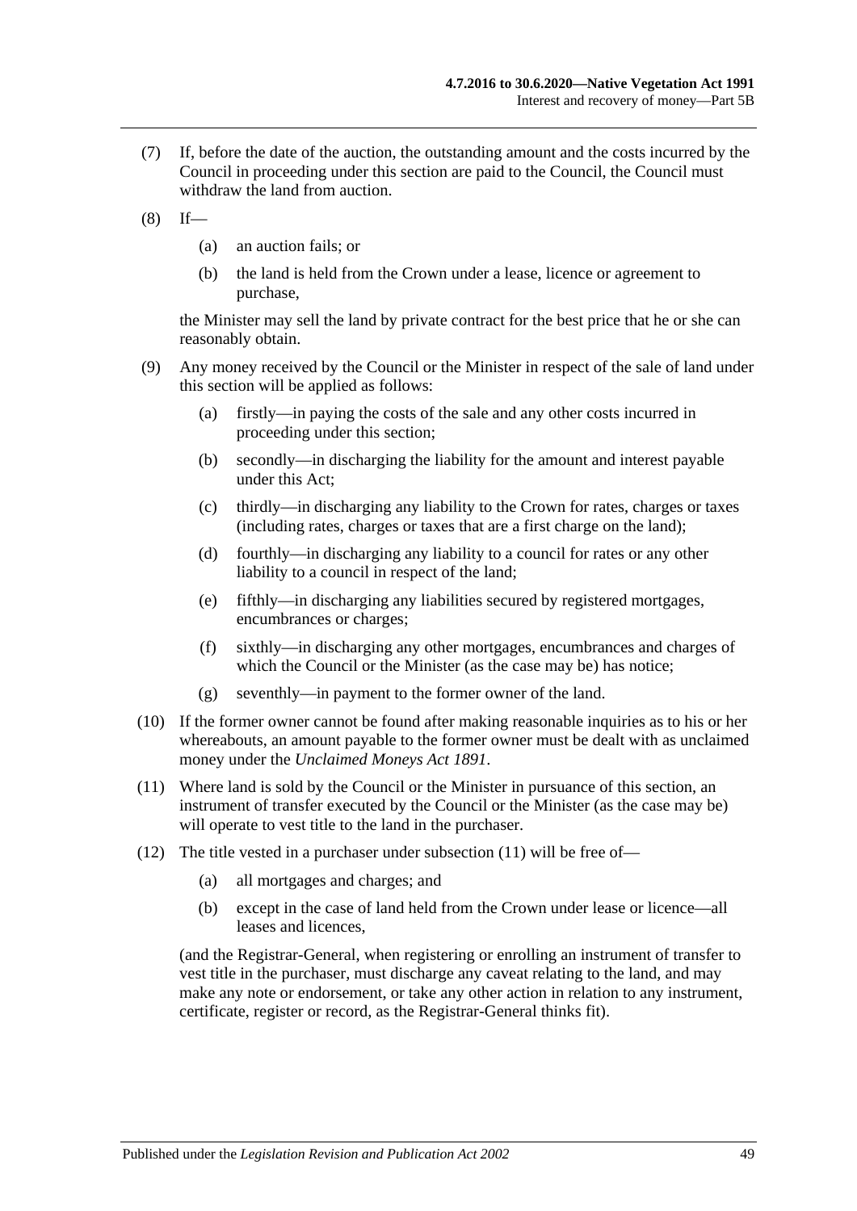(7) If, before the date of the auction, the outstanding amount and the costs incurred by the Council in proceeding under this section are paid to the Council, the Council must withdraw the land from auction.

(8) If—

  (a) an auction fails; or

  (b) the land is held from the Crown under a lease, licence or agreement to purchase,

the Minister may sell the land by private contract for the best price that he or she can reasonably obtain.

(9) Any money received by the Council or the Minister in respect of the sale of land under this section will be applied as follows:

  (a) firstly—in paying the costs of the sale and any other costs incurred in proceeding under this section;

  (b) secondly—in discharging the liability for the amount and interest payable under this Act;

  (c) thirdly—in discharging any liability to the Crown for rates, charges or taxes (including rates, charges or taxes that are a first charge on the land);

  (d) fourthly—in discharging any liability to a council for rates or any other liability to a council in respect of the land;

  (e) fifthly—in discharging any liabilities secured by registered mortgages, encumbrances or charges;

  (f) sixthly—in discharging any other mortgages, encumbrances and charges of which the Council or the Minister (as the case may be) has notice;

  (g) seventhly—in payment to the former owner of the land.

(10) If the former owner cannot be found after making reasonable inquiries as to his or her whereabouts, an amount payable to the former owner must be dealt with as unclaimed money under the *Unclaimed Moneys Act 1891*.

(11) Where land is sold by the Council or the Minister in pursuance of this section, an instrument of transfer executed by the Council or the Minister (as the case may be) will operate to vest title to the land in the purchaser.

(12) The title vested in a purchaser under subsection (11) will be free of—

  (a) all mortgages and charges; and

  (b) except in the case of land held from the Crown under lease or licence—all leases and licences,

(and the Registrar-General, when registering or enrolling an instrument of transfer to vest title in the purchaser, must discharge any caveat relating to the land, and may make any note or endorsement, or take any other action in relation to any instrument, certificate, register or record, as the Registrar-General thinks fit).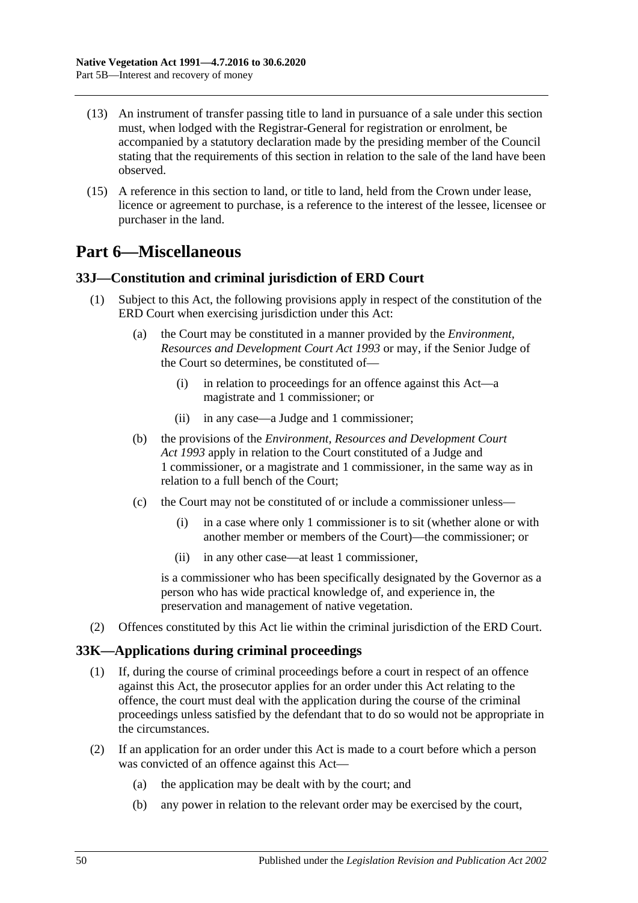(13) An instrument of transfer passing title to land in pursuance of a sale under this section must, when lodged with the Registrar-General for registration or enrolment, be accompanied by a statutory declaration made by the presiding member of the Council stating that the requirements of this section in relation to the sale of the land have been observed.

(15) A reference in this section to land, or title to land, held from the Crown under lease, licence or agreement to purchase, is a reference to the interest of the lessee, licensee or purchaser in the land.

# Part 6—Miscellaneous

## 33J—Constitution and criminal jurisdiction of ERD Court

(1) Subject to this Act, the following provisions apply in respect of the constitution of the ERD Court when exercising jurisdiction under this Act:

(a) the Court may be constituted in a manner provided by the *Environment, Resources and Development Court Act 1993* or may, if the Senior Judge of the Court so determines, be constituted of—

(i) in relation to proceedings for an offence against this Act—a magistrate and 1 commissioner; or

(ii) in any case—a Judge and 1 commissioner;

(b) the provisions of the *Environment, Resources and Development Court Act 1993* apply in relation to the Court constituted of a Judge and 1 commissioner, or a magistrate and 1 commissioner, in the same way as in relation to a full bench of the Court;

(c) the Court may not be constituted of or include a commissioner unless—

(i) in a case where only 1 commissioner is to sit (whether alone or with another member or members of the Court)—the commissioner; or

(ii) in any other case—at least 1 commissioner,

is a commissioner who has been specifically designated by the Governor as a person who has wide practical knowledge of, and experience in, the preservation and management of native vegetation.

(2) Offences constituted by this Act lie within the criminal jurisdiction of the ERD Court.

## 33K—Applications during criminal proceedings

(1) If, during the course of criminal proceedings before a court in respect of an offence against this Act, the prosecutor applies for an order under this Act relating to the offence, the court must deal with the application during the course of the criminal proceedings unless satisfied by the defendant that to do so would not be appropriate in the circumstances.

(2) If an application for an order under this Act is made to a court before which a person was convicted of an offence against this Act—

(a) the application may be dealt with by the court; and

(b) any power in relation to the relevant order may be exercised by the court,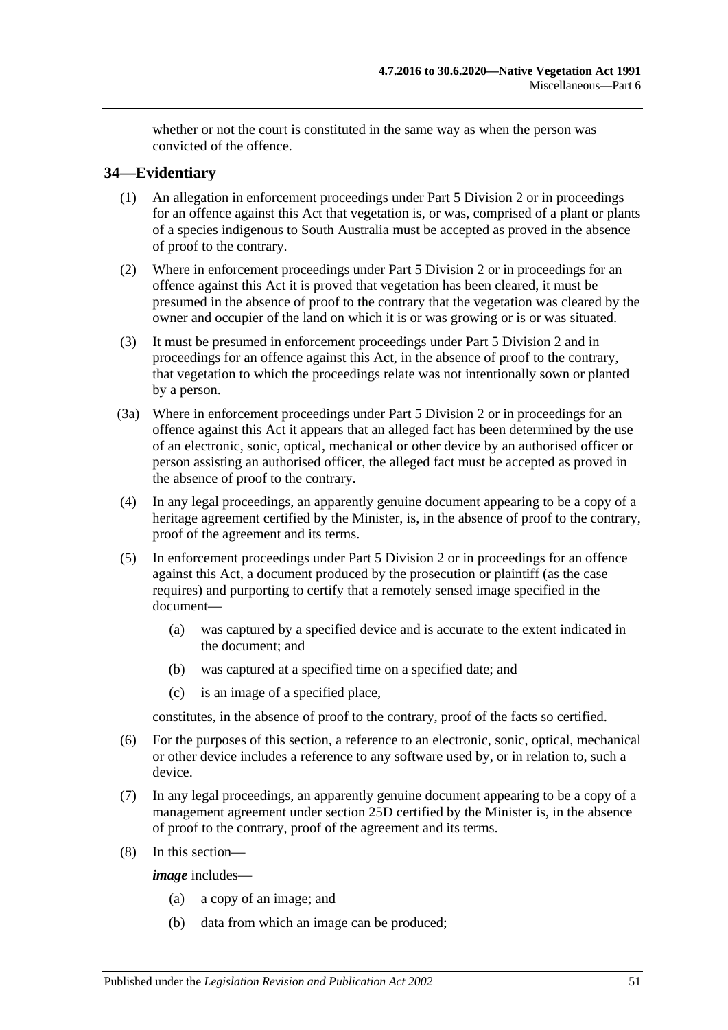whether or not the court is constituted in the same way as when the person was convicted of the offence.

## 34—Evidentiary

(1) An allegation in enforcement proceedings under Part 5 Division 2 or in proceedings for an offence against this Act that vegetation is, or was, comprised of a plant or plants of a species indigenous to South Australia must be accepted as proved in the absence of proof to the contrary.

(2) Where in enforcement proceedings under Part 5 Division 2 or in proceedings for an offence against this Act it is proved that vegetation has been cleared, it must be presumed in the absence of proof to the contrary that the vegetation was cleared by the owner and occupier of the land on which it is or was growing or is or was situated.

(3) It must be presumed in enforcement proceedings under Part 5 Division 2 and in proceedings for an offence against this Act, in the absence of proof to the contrary, that vegetation to which the proceedings relate was not intentionally sown or planted by a person.

(3a) Where in enforcement proceedings under Part 5 Division 2 or in proceedings for an offence against this Act it appears that an alleged fact has been determined by the use of an electronic, sonic, optical, mechanical or other device by an authorised officer or person assisting an authorised officer, the alleged fact must be accepted as proved in the absence of proof to the contrary.

(4) In any legal proceedings, an apparently genuine document appearing to be a copy of a heritage agreement certified by the Minister, is, in the absence of proof to the contrary, proof of the agreement and its terms.

(5) In enforcement proceedings under Part 5 Division 2 or in proceedings for an offence against this Act, a document produced by the prosecution or plaintiff (as the case requires) and purporting to certify that a remotely sensed image specified in the document—

- (a) was captured by a specified device and is accurate to the extent indicated in the document; and
- (b) was captured at a specified time on a specified date; and
- (c) is an image of a specified place,

constitutes, in the absence of proof to the contrary, proof of the facts so certified.

(6) For the purposes of this section, a reference to an electronic, sonic, optical, mechanical or other device includes a reference to any software used by, or in relation to, such a device.

(7) In any legal proceedings, an apparently genuine document appearing to be a copy of a management agreement under section 25D certified by the Minister is, in the absence of proof to the contrary, proof of the agreement and its terms.

(8) In this section—

***image*** includes—

- (a) a copy of an image; and
- (b) data from which an image can be produced;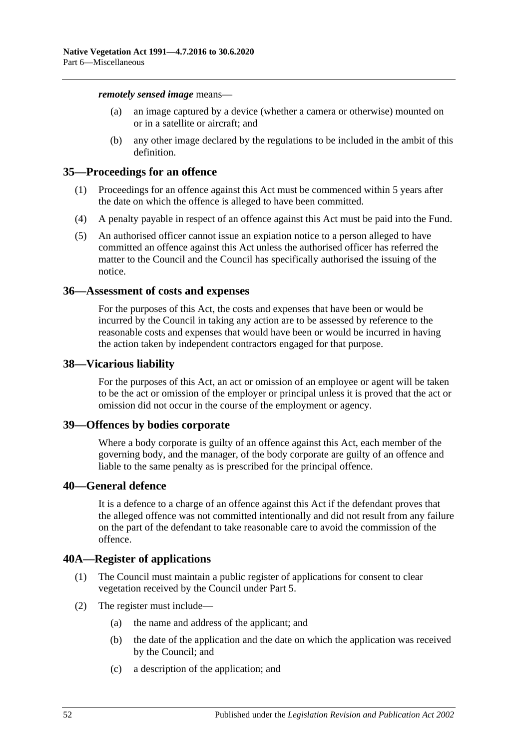***remotely sensed image*** means—

(a) an image captured by a device (whether a camera or otherwise) mounted on or in a satellite or aircraft; and

(b) any other image declared by the regulations to be included in the ambit of this definition.

## 35—Proceedings for an offence

(1) Proceedings for an offence against this Act must be commenced within 5 years after the date on which the offence is alleged to have been committed.

(4) A penalty payable in respect of an offence against this Act must be paid into the Fund.

(5) An authorised officer cannot issue an expiation notice to a person alleged to have committed an offence against this Act unless the authorised officer has referred the matter to the Council and the Council has specifically authorised the issuing of the notice.

## 36—Assessment of costs and expenses

For the purposes of this Act, the costs and expenses that have been or would be incurred by the Council in taking any action are to be assessed by reference to the reasonable costs and expenses that would have been or would be incurred in having the action taken by independent contractors engaged for that purpose.

## 38—Vicarious liability

For the purposes of this Act, an act or omission of an employee or agent will be taken to be the act or omission of the employer or principal unless it is proved that the act or omission did not occur in the course of the employment or agency.

## 39—Offences by bodies corporate

Where a body corporate is guilty of an offence against this Act, each member of the governing body, and the manager, of the body corporate are guilty of an offence and liable to the same penalty as is prescribed for the principal offence.

## 40—General defence

It is a defence to a charge of an offence against this Act if the defendant proves that the alleged offence was not committed intentionally and did not result from any failure on the part of the defendant to take reasonable care to avoid the commission of the offence.

## 40A—Register of applications

(1) The Council must maintain a public register of applications for consent to clear vegetation received by the Council under Part 5.

(2) The register must include—

(a) the name and address of the applicant; and

(b) the date of the application and the date on which the application was received by the Council; and

(c) a description of the application; and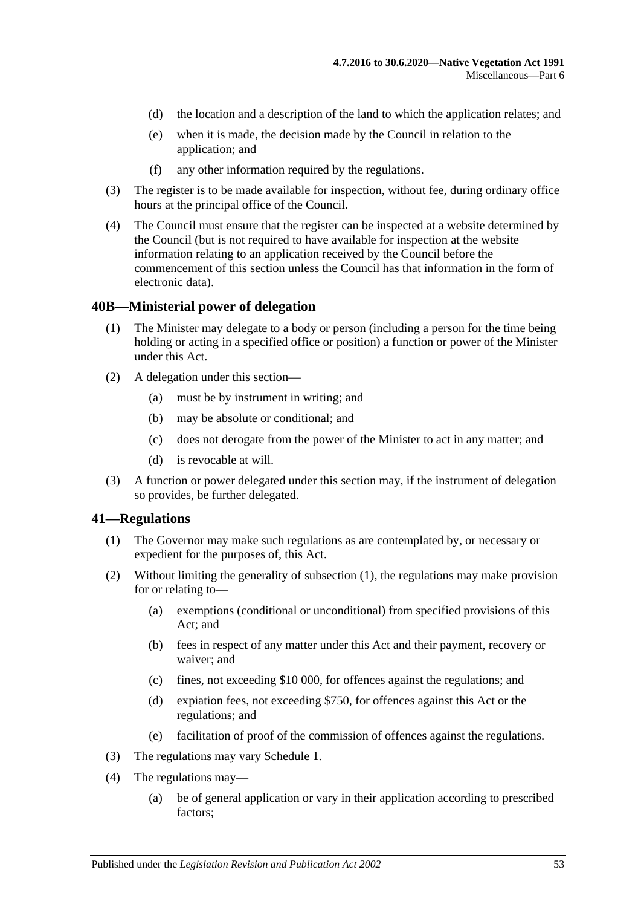(d) the location and a description of the land to which the application relates; and

(e) when it is made, the decision made by the Council in relation to the application; and

(f) any other information required by the regulations.

(3) The register is to be made available for inspection, without fee, during ordinary office hours at the principal office of the Council.

(4) The Council must ensure that the register can be inspected at a website determined by the Council (but is not required to have available for inspection at the website information relating to an application received by the Council before the commencement of this section unless the Council has that information in the form of electronic data).

## 40B—Ministerial power of delegation

(1) The Minister may delegate to a body or person (including a person for the time being holding or acting in a specified office or position) a function or power of the Minister under this Act.

(2) A delegation under this section—

(a) must be by instrument in writing; and

(b) may be absolute or conditional; and

(c) does not derogate from the power of the Minister to act in any matter; and

(d) is revocable at will.

(3) A function or power delegated under this section may, if the instrument of delegation so provides, be further delegated.

## 41—Regulations

(1) The Governor may make such regulations as are contemplated by, or necessary or expedient for the purposes of, this Act.

(2) Without limiting the generality of subsection (1), the regulations may make provision for or relating to—

(a) exemptions (conditional or unconditional) from specified provisions of this Act; and

(b) fees in respect of any matter under this Act and their payment, recovery or waiver; and

(c) fines, not exceeding $10 000, for offences against the regulations; and

(d) expiation fees, not exceeding $750, for offences against this Act or the regulations; and

(e) facilitation of proof of the commission of offences against the regulations.

(3) The regulations may vary Schedule 1.

(4) The regulations may—

(a) be of general application or vary in their application according to prescribed factors;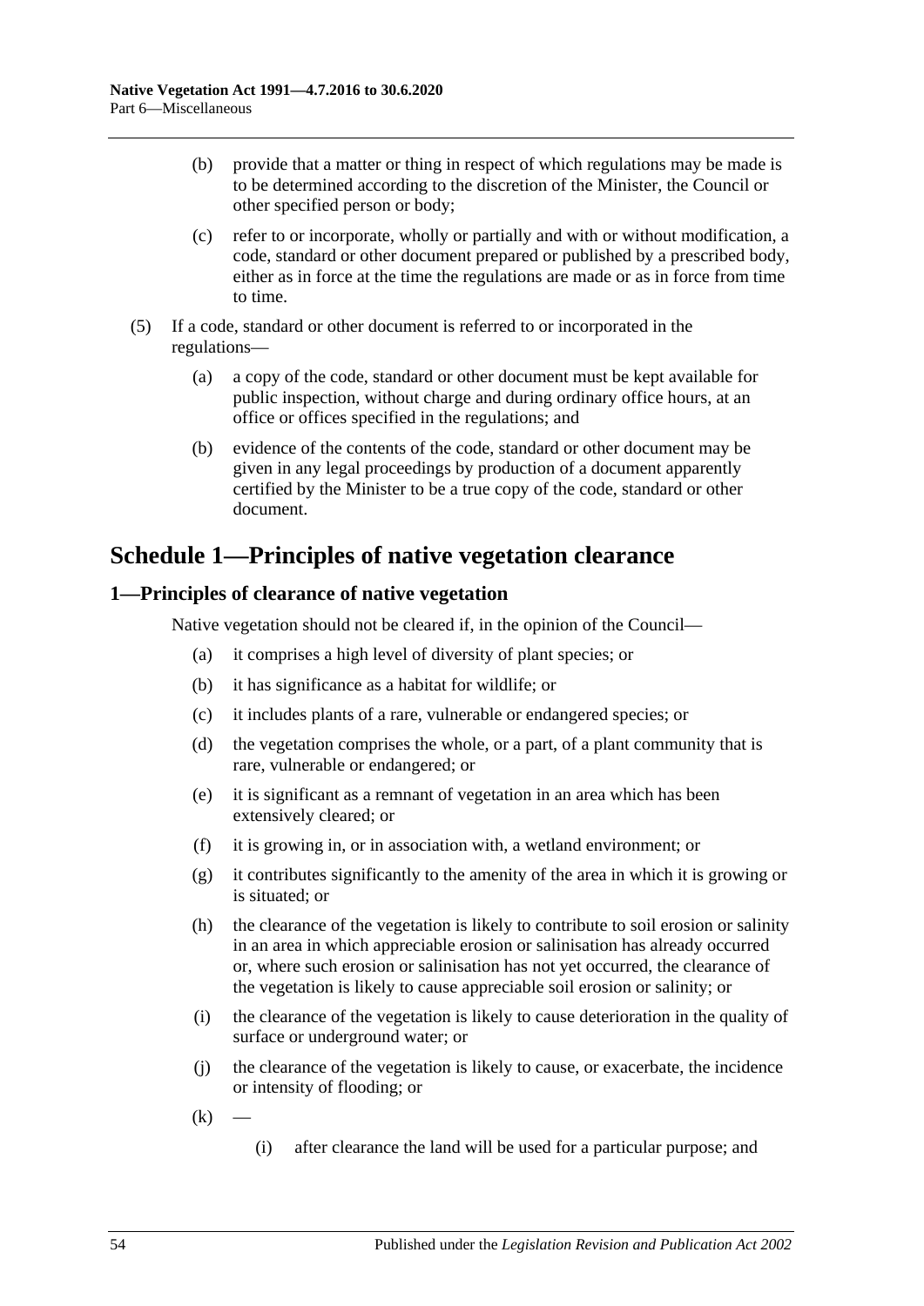(b) provide that a matter or thing in respect of which regulations may be made is to be determined according to the discretion of the Minister, the Council or other specified person or body;

(c) refer to or incorporate, wholly or partially and with or without modification, a code, standard or other document prepared or published by a prescribed body, either as in force at the time the regulations are made or as in force from time to time.

(5) If a code, standard or other document is referred to or incorporated in the regulations—

(a) a copy of the code, standard or other document must be kept available for public inspection, without charge and during ordinary office hours, at an office or offices specified in the regulations; and

(b) evidence of the contents of the code, standard or other document may be given in any legal proceedings by production of a document apparently certified by the Minister to be a true copy of the code, standard or other document.

# Schedule 1—Principles of native vegetation clearance

## 1—Principles of clearance of native vegetation

Native vegetation should not be cleared if, in the opinion of the Council—

(a) it comprises a high level of diversity of plant species; or

(b) it has significance as a habitat for wildlife; or

(c) it includes plants of a rare, vulnerable or endangered species; or

(d) the vegetation comprises the whole, or a part, of a plant community that is rare, vulnerable or endangered; or

(e) it is significant as a remnant of vegetation in an area which has been extensively cleared; or

(f) it is growing in, or in association with, a wetland environment; or

(g) it contributes significantly to the amenity of the area in which it is growing or is situated; or

(h) the clearance of the vegetation is likely to contribute to soil erosion or salinity in an area in which appreciable erosion or salinisation has already occurred or, where such erosion or salinisation has not yet occurred, the clearance of the vegetation is likely to cause appreciable soil erosion or salinity; or

(i) the clearance of the vegetation is likely to cause deterioration in the quality of surface or underground water; or

(j) the clearance of the vegetation is likely to cause, or exacerbate, the incidence or intensity of flooding; or

(k) —

(i) after clearance the land will be used for a particular purpose; and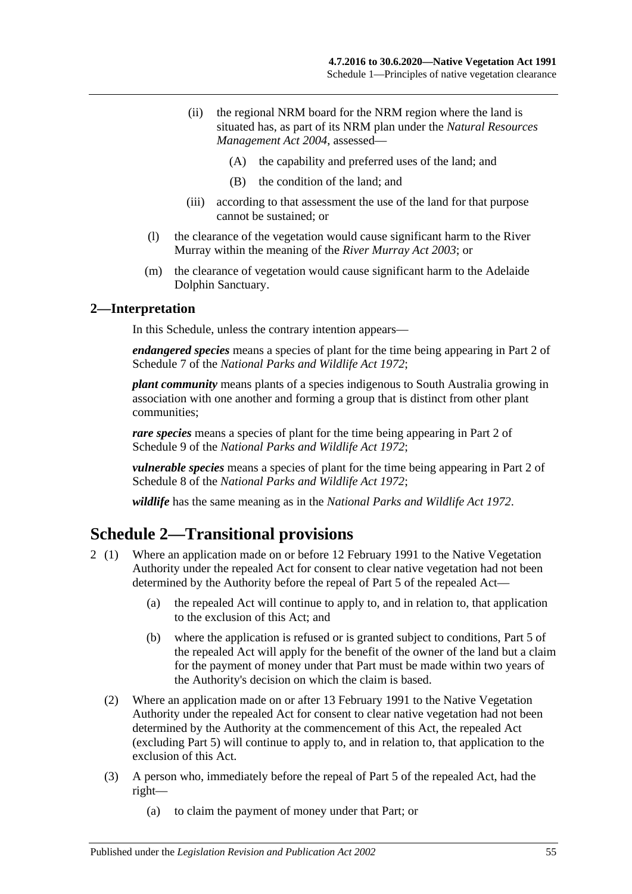(ii) the regional NRM board for the NRM region where the land is situated has, as part of its NRM plan under the *Natural Resources Management Act 2004*, assessed—

(A) the capability and preferred uses of the land; and

(B) the condition of the land; and

(iii) according to that assessment the use of the land for that purpose cannot be sustained; or

(l) the clearance of the vegetation would cause significant harm to the River Murray within the meaning of the *River Murray Act 2003*; or

(m) the clearance of vegetation would cause significant harm to the Adelaide Dolphin Sanctuary.

## 2—Interpretation

In this Schedule, unless the contrary intention appears—

***endangered species*** means a species of plant for the time being appearing in Part 2 of Schedule 7 of the *National Parks and Wildlife Act 1972*;

***plant community*** means plants of a species indigenous to South Australia growing in association with one another and forming a group that is distinct from other plant communities;

***rare species*** means a species of plant for the time being appearing in Part 2 of Schedule 9 of the *National Parks and Wildlife Act 1972*;

***vulnerable species*** means a species of plant for the time being appearing in Part 2 of Schedule 8 of the *National Parks and Wildlife Act 1972*;

***wildlife*** has the same meaning as in the *National Parks and Wildlife Act 1972*.

# Schedule 2—Transitional provisions

2 (1) Where an application made on or before 12 February 1991 to the Native Vegetation Authority under the repealed Act for consent to clear native vegetation had not been determined by the Authority before the repeal of Part 5 of the repealed Act—

(a) the repealed Act will continue to apply to, and in relation to, that application to the exclusion of this Act; and

(b) where the application is refused or is granted subject to conditions, Part 5 of the repealed Act will apply for the benefit of the owner of the land but a claim for the payment of money under that Part must be made within two years of the Authority's decision on which the claim is based.

(2) Where an application made on or after 13 February 1991 to the Native Vegetation Authority under the repealed Act for consent to clear native vegetation had not been determined by the Authority at the commencement of this Act, the repealed Act (excluding Part 5) will continue to apply to, and in relation to, that application to the exclusion of this Act.

(3) A person who, immediately before the repeal of Part 5 of the repealed Act, had the right—

(a) to claim the payment of money under that Part; or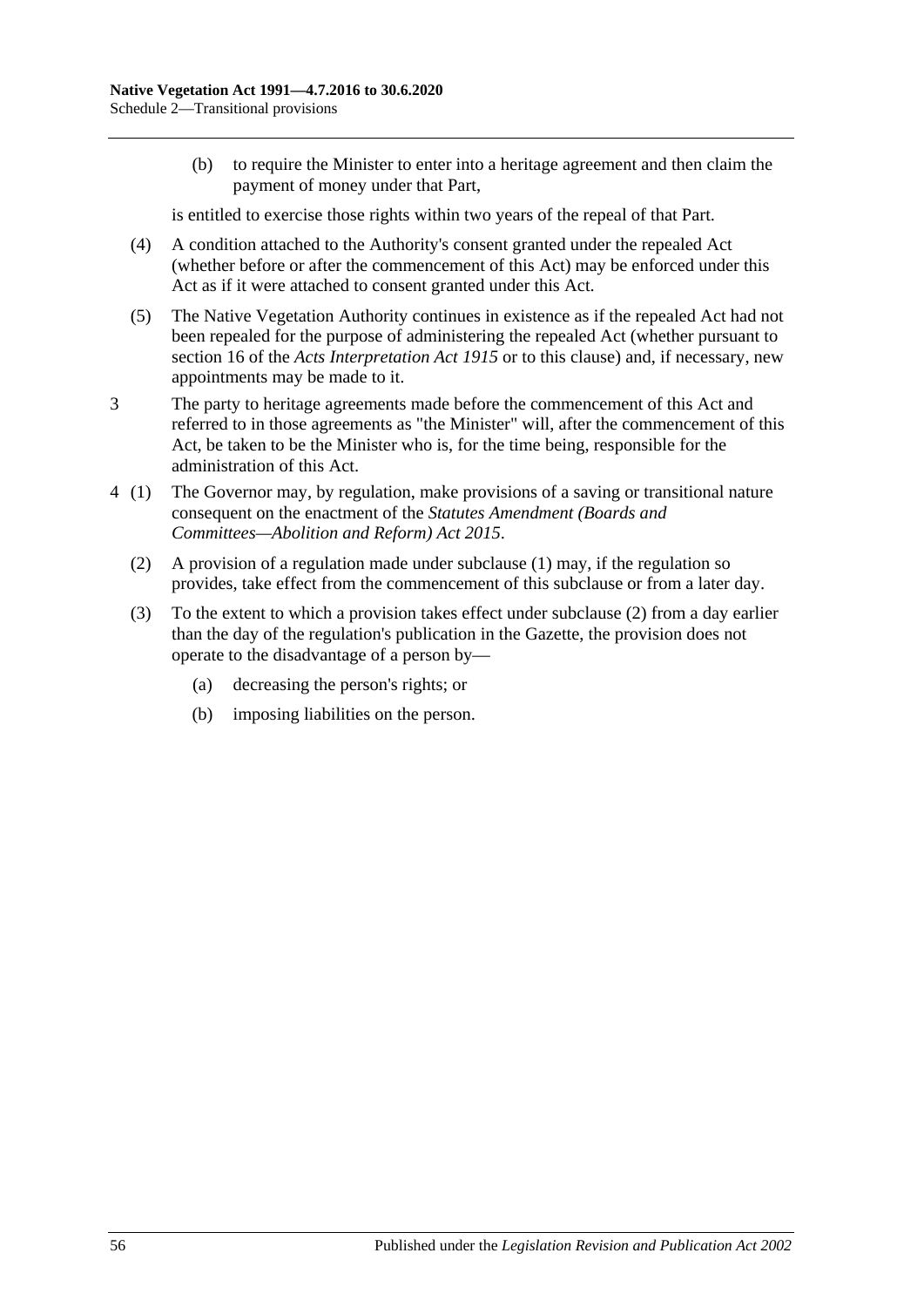(b) to require the Minister to enter into a heritage agreement and then claim the payment of money under that Part,

is entitled to exercise those rights within two years of the repeal of that Part.

(4) A condition attached to the Authority's consent granted under the repealed Act (whether before or after the commencement of this Act) may be enforced under this Act as if it were attached to consent granted under this Act.

(5) The Native Vegetation Authority continues in existence as if the repealed Act had not been repealed for the purpose of administering the repealed Act (whether pursuant to section 16 of the *Acts Interpretation Act 1915* or to this clause) and, if necessary, new appointments may be made to it.

3 The party to heritage agreements made before the commencement of this Act and referred to in those agreements as "the Minister" will, after the commencement of this Act, be taken to be the Minister who is, for the time being, responsible for the administration of this Act.

4 (1) The Governor may, by regulation, make provisions of a saving or transitional nature consequent on the enactment of the *Statutes Amendment (Boards and Committees—Abolition and Reform) Act 2015*.

(2) A provision of a regulation made under subclause (1) may, if the regulation so provides, take effect from the commencement of this subclause or from a later day.

(3) To the extent to which a provision takes effect under subclause (2) from a day earlier than the day of the regulation's publication in the Gazette, the provision does not operate to the disadvantage of a person by—

(a) decreasing the person's rights; or

(b) imposing liabilities on the person.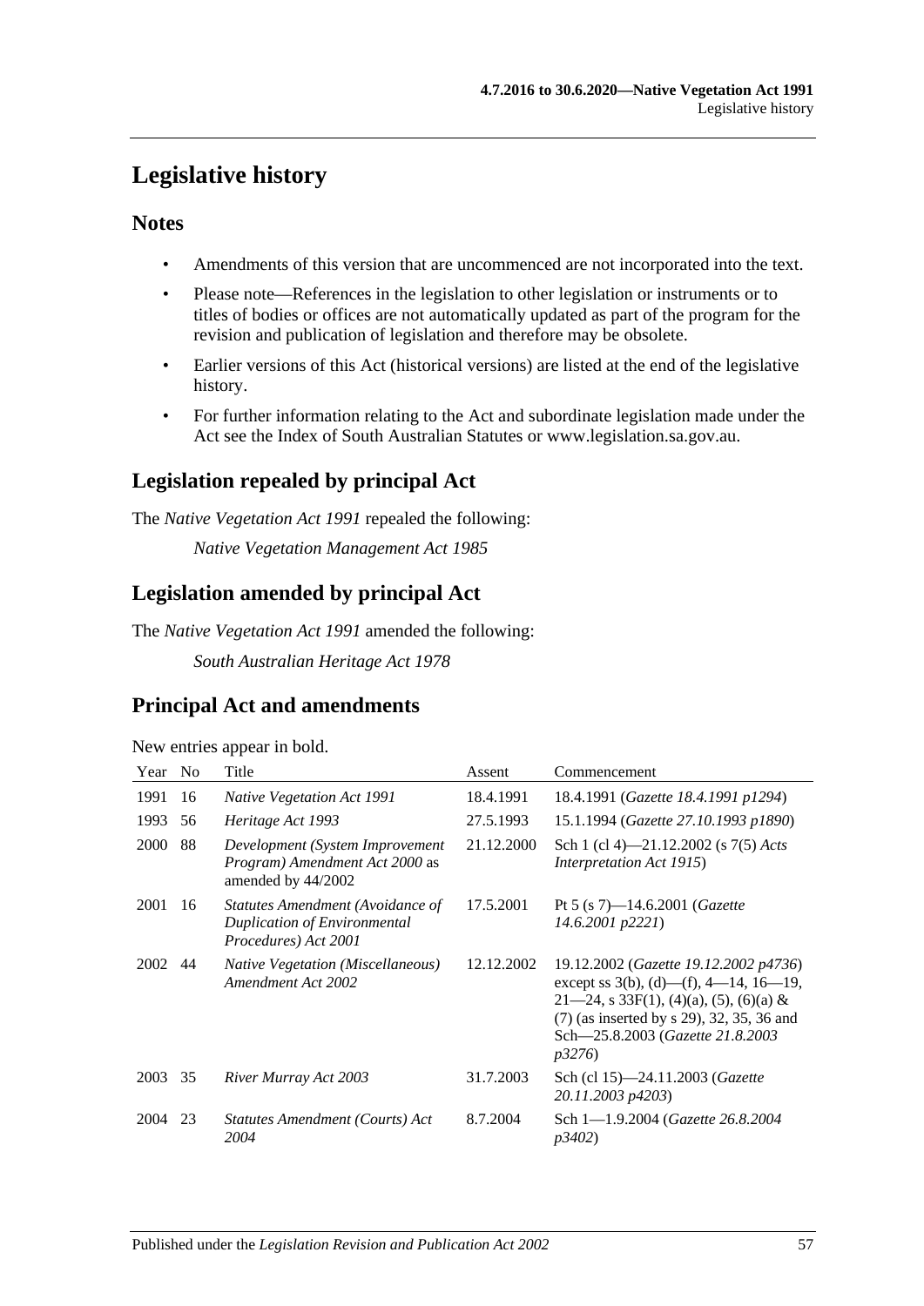# Legislative history

## Notes

- Amendments of this version that are uncommenced are not incorporated into the text.
- Please note—References in the legislation to other legislation or instruments or to titles of bodies or offices are not automatically updated as part of the program for the revision and publication of legislation and therefore may be obsolete.
- Earlier versions of this Act (historical versions) are listed at the end of the legislative history.
- For further information relating to the Act and subordinate legislation made under the Act see the Index of South Australian Statutes or www.legislation.sa.gov.au.

## Legislation repealed by principal Act

The *Native Vegetation Act 1991* repealed the following:

*Native Vegetation Management Act 1985*

## Legislation amended by principal Act

The *Native Vegetation Act 1991* amended the following:

*South Australian Heritage Act 1978*

## Principal Act and amendments

New entries appear in bold.

| Year | No | Title | Assent | Commencement |
|---|---|---|---|---|
| 1991 | 16 | *Native Vegetation Act 1991* | 18.4.1991 | 18.4.1991 (*Gazette 18.4.1991 p1294*) |
| 1993 | 56 | *Heritage Act 1993* | 27.5.1993 | 15.1.1994 (*Gazette 27.10.1993 p1890*) |
| 2000 | 88 | *Development (System Improvement Program) Amendment Act 2000* as amended by 44/2002 | 21.12.2000 | Sch 1 (cl 4)—21.12.2002 (s 7(5) *Acts Interpretation Act 1915*) |
| 2001 | 16 | *Statutes Amendment (Avoidance of Duplication of Environmental Procedures) Act 2001* | 17.5.2001 | Pt 5 (s 7)—14.6.2001 (*Gazette 14.6.2001 p2221*) |
| 2002 | 44 | *Native Vegetation (Miscellaneous) Amendment Act 2002* | 12.12.2002 | 19.12.2002 (*Gazette 19.12.2002 p4736*) except ss 3(b), (d)—(f), 4—14, 16—19, 21—24, s 33F(1), (4)(a), (5), (6)(a) & (7) (as inserted by s 29), 32, 35, 36 and Sch—25.8.2003 (*Gazette 21.8.2003 p3276*) |
| 2003 | 35 | *River Murray Act 2003* | 31.7.2003 | Sch (cl 15)—24.11.2003 (*Gazette 20.11.2003 p4203*) |
| 2004 | 23 | *Statutes Amendment (Courts) Act 2004* | 8.7.2004 | Sch 1—1.9.2004 (*Gazette 26.8.2004 p3402*) |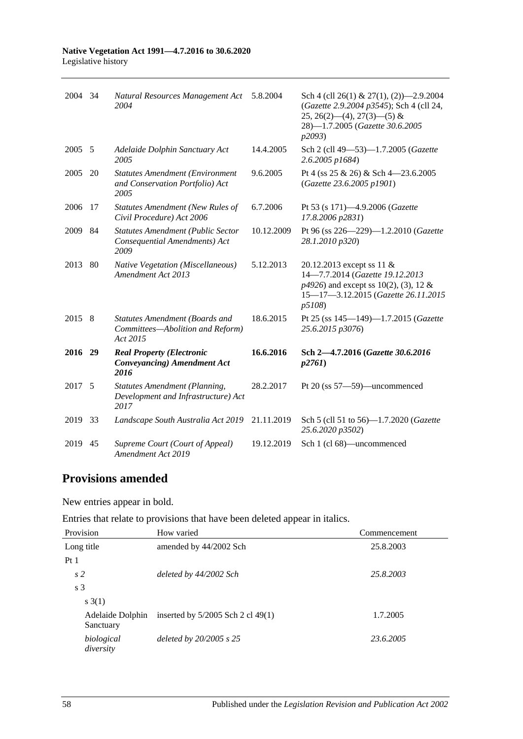| | | | | |
|---|---|---|---|---|
| 2004 | 34 | *Natural Resources Management Act 2004* | 5.8.2004 | Sch 4 (cll 26(1) & 27(1), (2))—2.9.2004 (*Gazette 2.9.2004 p3545*); Sch 4 (cll 24, 25, 26(2)—(4), 27(3)—(5) & 28)—1.7.2005 (*Gazette 30.6.2005 p2093*) |
| 2005 | 5 | *Adelaide Dolphin Sanctuary Act 2005* | 14.4.2005 | Sch 2 (cll 49—53)—1.7.2005 (*Gazette 2.6.2005 p1684*) |
| 2005 | 20 | *Statutes Amendment (Environment and Conservation Portfolio) Act 2005* | 9.6.2005 | Pt 4 (ss 25 & 26) & Sch 4—23.6.2005 (*Gazette 23.6.2005 p1901*) |
| 2006 | 17 | *Statutes Amendment (New Rules of Civil Procedure) Act 2006* | 6.7.2006 | Pt 53 (s 171)—4.9.2006 (*Gazette 17.8.2006 p2831*) |
| 2009 | 84 | *Statutes Amendment (Public Sector Consequential Amendments) Act 2009* | 10.12.2009 | Pt 96 (ss 226—229)—1.2.2010 (*Gazette 28.1.2010 p320*) |
| 2013 | 80 | *Native Vegetation (Miscellaneous) Amendment Act 2013* | 5.12.2013 | 20.12.2013 except ss 11 & 14—7.7.2014 (*Gazette 19.12.2013 p4926*) and except ss 10(2), (3), 12 & 15—17—3.12.2015 (*Gazette 26.11.2015 p5108*) |
| 2015 | 8 | *Statutes Amendment (Boards and Committees—Abolition and Reform) Act 2015* | 18.6.2015 | Pt 25 (ss 145—149)—1.7.2015 (*Gazette 25.6.2015 p3076*) |
| **2016** | **29** | ***Real Property (Electronic Conveyancing) Amendment Act 2016*** | **16.6.2016** | **Sch 2—4.7.2016 (*Gazette 30.6.2016 p2761*)** |
| 2017 | 5 | *Statutes Amendment (Planning, Development and Infrastructure) Act 2017* | 28.2.2017 | Pt 20 (ss 57—59)—uncommenced |
| 2019 | 33 | *Landscape South Australia Act 2019* | 21.11.2019 | Sch 5 (cll 51 to 56)—1.7.2020 (*Gazette 25.6.2020 p3502*) |
| 2019 | 45 | *Supreme Court (Court of Appeal) Amendment Act 2019* | 19.12.2019 | Sch 1 (cl 68)—uncommenced |

## Provisions amended

New entries appear in bold.

Entries that relate to provisions that have been deleted appear in italics.

| Provision | How varied | Commencement |
|---|---|---|
| Long title | amended by 44/2002 Sch | 25.8.2003 |
| Pt 1 | | |
| *s 2* | *deleted by 44/2002 Sch* | *25.8.2003* |
| s 3 | | |
| s 3(1) | | |
| Adelaide Dolphin Sanctuary | inserted by 5/2005 Sch 2 cl 49(1) | 1.7.2005 |
| *biological diversity* | *deleted by 20/2005 s 25* | *23.6.2005* |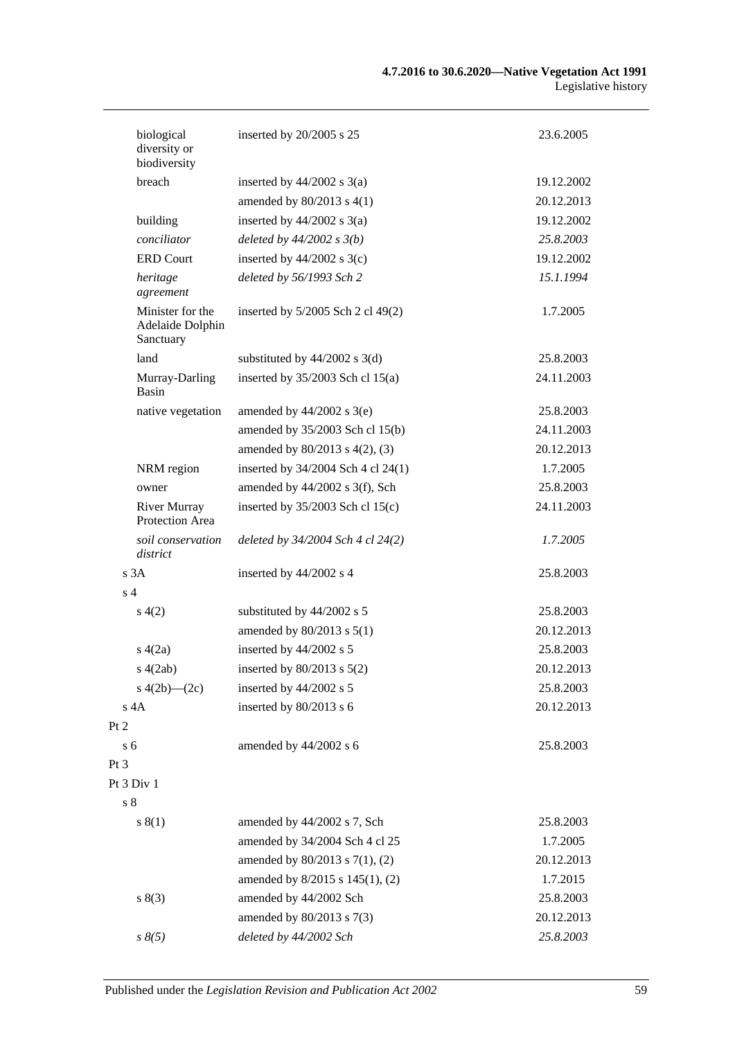| | | |
|---|---|---|
| biological diversity or biodiversity | inserted by 20/2005 s 25 | 23.6.2005 |
| breach | inserted by 44/2002 s 3(a) | 19.12.2002 |
| | amended by 80/2013 s 4(1) | 20.12.2013 |
| building | inserted by 44/2002 s 3(a) | 19.12.2002 |
| *conciliator* | *deleted by 44/2002 s 3(b)* | *25.8.2003* |
| ERD Court | inserted by 44/2002 s 3(c) | 19.12.2002 |
| *heritage agreement* | *deleted by 56/1993 Sch 2* | *15.1.1994* |
| Minister for the Adelaide Dolphin Sanctuary | inserted by 5/2005 Sch 2 cl 49(2) | 1.7.2005 |
| land | substituted by 44/2002 s 3(d) | 25.8.2003 |
| Murray-Darling Basin | inserted by 35/2003 Sch cl 15(a) | 24.11.2003 |
| native vegetation | amended by 44/2002 s 3(e) | 25.8.2003 |
| | amended by 35/2003 Sch cl 15(b) | 24.11.2003 |
| | amended by 80/2013 s 4(2), (3) | 20.12.2013 |
| NRM region | inserted by 34/2004 Sch 4 cl 24(1) | 1.7.2005 |
| owner | amended by 44/2002 s 3(f), Sch | 25.8.2003 |
| River Murray Protection Area | inserted by 35/2003 Sch cl 15(c) | 24.11.2003 |
| *soil conservation district* | *deleted by 34/2004 Sch 4 cl 24(2)* | *1.7.2005* |
| s 3A | inserted by 44/2002 s 4 | 25.8.2003 |
| s 4 | | |
| s 4(2) | substituted by 44/2002 s 5 | 25.8.2003 |
| | amended by 80/2013 s 5(1) | 20.12.2013 |
| s 4(2a) | inserted by 44/2002 s 5 | 25.8.2003 |
| s 4(2ab) | inserted by 80/2013 s 5(2) | 20.12.2013 |
| s 4(2b)—(2c) | inserted by 44/2002 s 5 | 25.8.2003 |
| s 4A | inserted by 80/2013 s 6 | 20.12.2013 |
| Pt 2 | | |
| s 6 | amended by 44/2002 s 6 | 25.8.2003 |
| Pt 3 | | |
| Pt 3 Div 1 | | |
| s 8 | | |
| s 8(1) | amended by 44/2002 s 7, Sch | 25.8.2003 |
| | amended by 34/2004 Sch 4 cl 25 | 1.7.2005 |
| | amended by 80/2013 s 7(1), (2) | 20.12.2013 |
| | amended by 8/2015 s 145(1), (2) | 1.7.2015 |
| s 8(3) | amended by 44/2002 Sch | 25.8.2003 |
| | amended by 80/2013 s 7(3) | 20.12.2013 |
| *s 8(5)* | *deleted by 44/2002 Sch* | *25.8.2003* |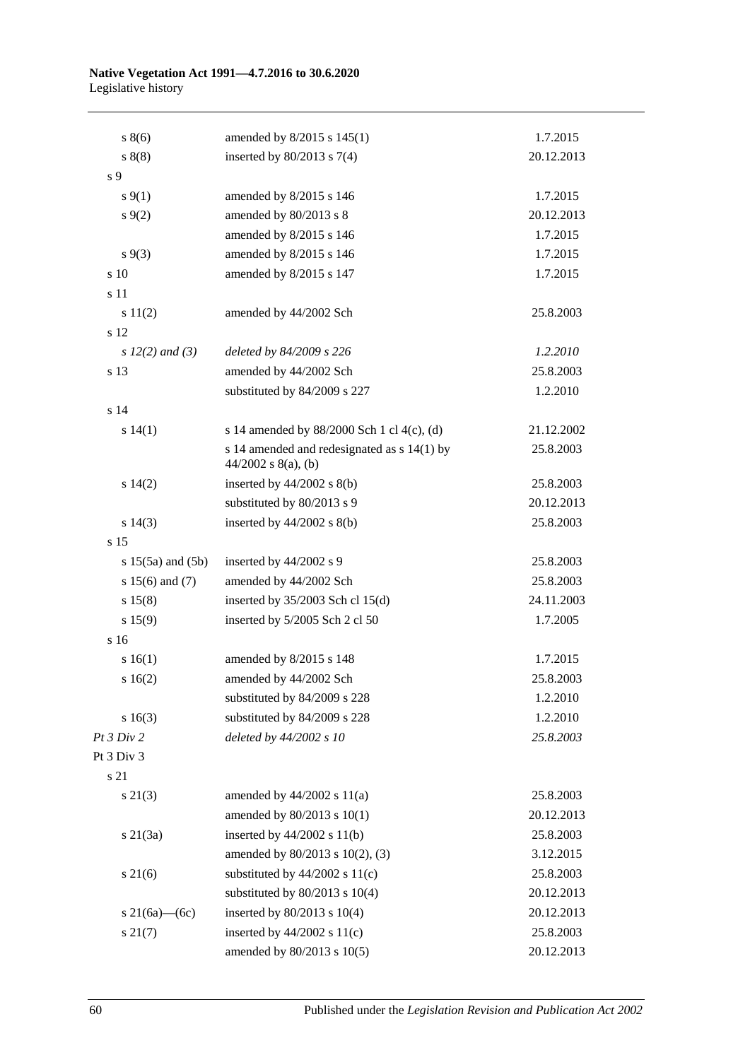| | | |
|---|---|---|
| s 8(6) | amended by 8/2015 s 145(1) | 1.7.2015 |
| s 8(8) | inserted by 80/2013 s 7(4) | 20.12.2013 |
| s 9 | | |
| s 9(1) | amended by 8/2015 s 146 | 1.7.2015 |
| s 9(2) | amended by 80/2013 s 8 | 20.12.2013 |
| | amended by 8/2015 s 146 | 1.7.2015 |
| s 9(3) | amended by 8/2015 s 146 | 1.7.2015 |
| s 10 | amended by 8/2015 s 147 | 1.7.2015 |
| s 11 | | |
| s 11(2) | amended by 44/2002 Sch | 25.8.2003 |
| s 12 | | |
| *s 12(2) and (3)* | *deleted by 84/2009 s 226* | *1.2.2010* |
| s 13 | amended by 44/2002 Sch | 25.8.2003 |
| | substituted by 84/2009 s 227 | 1.2.2010 |
| s 14 | | |
| s 14(1) | s 14 amended by 88/2000 Sch 1 cl 4(c), (d) | 21.12.2002 |
| | s 14 amended and redesignated as s 14(1) by 44/2002 s 8(a), (b) | 25.8.2003 |
| s 14(2) | inserted by 44/2002 s 8(b) | 25.8.2003 |
| | substituted by 80/2013 s 9 | 20.12.2013 |
| s 14(3) | inserted by 44/2002 s 8(b) | 25.8.2003 |
| s 15 | | |
| s 15(5a) and (5b) | inserted by 44/2002 s 9 | 25.8.2003 |
| s 15(6) and (7) | amended by 44/2002 Sch | 25.8.2003 |
| s 15(8) | inserted by 35/2003 Sch cl 15(d) | 24.11.2003 |
| s 15(9) | inserted by 5/2005 Sch 2 cl 50 | 1.7.2005 |
| s 16 | | |
| s 16(1) | amended by 8/2015 s 148 | 1.7.2015 |
| s 16(2) | amended by 44/2002 Sch | 25.8.2003 |
| | substituted by 84/2009 s 228 | 1.2.2010 |
| s 16(3) | substituted by 84/2009 s 228 | 1.2.2010 |
| *Pt 3 Div 2* | *deleted by 44/2002 s 10* | *25.8.2003* |
| Pt 3 Div 3 | | |
| s 21 | | |
| s 21(3) | amended by 44/2002 s 11(a) | 25.8.2003 |
| | amended by 80/2013 s 10(1) | 20.12.2013 |
| s 21(3a) | inserted by 44/2002 s 11(b) | 25.8.2003 |
| | amended by 80/2013 s 10(2), (3) | 3.12.2015 |
| s 21(6) | substituted by 44/2002 s 11(c) | 25.8.2003 |
| | substituted by 80/2013 s 10(4) | 20.12.2013 |
| s 21(6a)—(6c) | inserted by 80/2013 s 10(4) | 20.12.2013 |
| s 21(7) | inserted by 44/2002 s 11(c) | 25.8.2003 |
| | amended by 80/2013 s 10(5) | 20.12.2013 |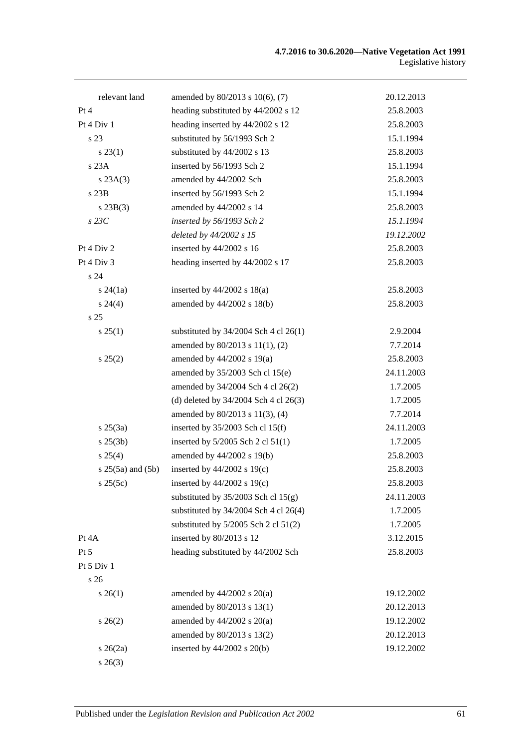| | | |
|---|---|---|
| relevant land | amended by 80/2013 s 10(6), (7) | 20.12.2013 |
| Pt 4 | heading substituted by 44/2002 s 12 | 25.8.2003 |
| Pt 4 Div 1 | heading inserted by 44/2002 s 12 | 25.8.2003 |
| s 23 | substituted by 56/1993 Sch 2 | 15.1.1994 |
| s 23(1) | substituted by 44/2002 s 13 | 25.8.2003 |
| s 23A | inserted by 56/1993 Sch 2 | 15.1.1994 |
| s 23A(3) | amended by 44/2002 Sch | 25.8.2003 |
| s 23B | inserted by 56/1993 Sch 2 | 15.1.1994 |
| s 23B(3) | amended by 44/2002 s 14 | 25.8.2003 |
| *s 23C* | *inserted by 56/1993 Sch 2* | *15.1.1994* |
| | *deleted by 44/2002 s 15* | *19.12.2002* |
| Pt 4 Div 2 | inserted by 44/2002 s 16 | 25.8.2003 |
| Pt 4 Div 3 | heading inserted by 44/2002 s 17 | 25.8.2003 |
| s 24 | | |
| s 24(1a) | inserted by 44/2002 s 18(a) | 25.8.2003 |
| s 24(4) | amended by 44/2002 s 18(b) | 25.8.2003 |
| s 25 | | |
| s 25(1) | substituted by 34/2004 Sch 4 cl 26(1) | 2.9.2004 |
| | amended by 80/2013 s 11(1), (2) | 7.7.2014 |
| s 25(2) | amended by 44/2002 s 19(a) | 25.8.2003 |
| | amended by 35/2003 Sch cl 15(e) | 24.11.2003 |
| | amended by 34/2004 Sch 4 cl 26(2) | 1.7.2005 |
| | (d) deleted by 34/2004 Sch 4 cl 26(3) | 1.7.2005 |
| | amended by 80/2013 s 11(3), (4) | 7.7.2014 |
| s 25(3a) | inserted by 35/2003 Sch cl 15(f) | 24.11.2003 |
| s 25(3b) | inserted by 5/2005 Sch 2 cl 51(1) | 1.7.2005 |
| s 25(4) | amended by 44/2002 s 19(b) | 25.8.2003 |
| s 25(5a) and (5b) | inserted by 44/2002 s 19(c) | 25.8.2003 |
| s 25(5c) | inserted by 44/2002 s 19(c) | 25.8.2003 |
| | substituted by 35/2003 Sch cl 15(g) | 24.11.2003 |
| | substituted by 34/2004 Sch 4 cl 26(4) | 1.7.2005 |
| | substituted by 5/2005 Sch 2 cl 51(2) | 1.7.2005 |
| Pt 4A | inserted by 80/2013 s 12 | 3.12.2015 |
| Pt 5 | heading substituted by 44/2002 Sch | 25.8.2003 |
| Pt 5 Div 1 | | |
| s 26 | | |
| s 26(1) | amended by 44/2002 s 20(a) | 19.12.2002 |
| | amended by 80/2013 s 13(1) | 20.12.2013 |
| s 26(2) | amended by 44/2002 s 20(a) | 19.12.2002 |
| | amended by 80/2013 s 13(2) | 20.12.2013 |
| s 26(2a) | inserted by 44/2002 s 20(b) | 19.12.2002 |
| s 26(3) | | |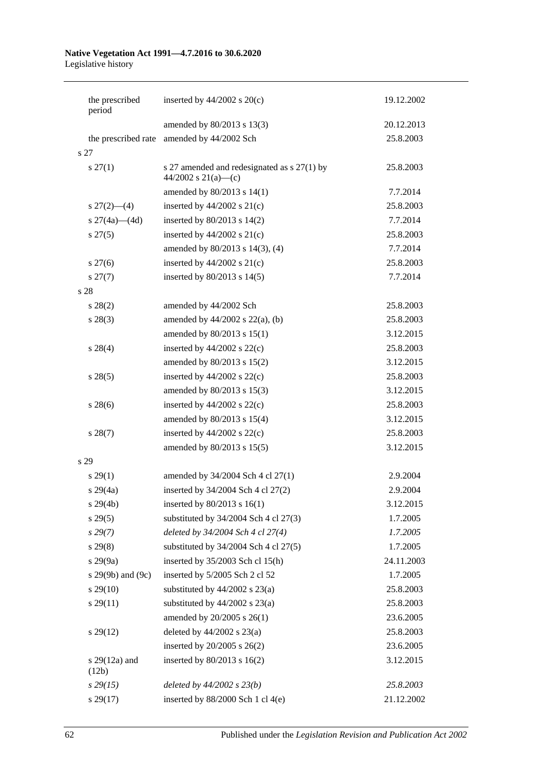| | | |
|---|---|---|
| the prescribed period | inserted by 44/2002 s 20(c) | 19.12.2002 |
| | amended by 80/2013 s 13(3) | 20.12.2013 |
| the prescribed rate | amended by 44/2002 Sch | 25.8.2003 |
| s 27 | | |
| s 27(1) | s 27 amended and redesignated as s 27(1) by 44/2002 s 21(a)—(c) | 25.8.2003 |
| | amended by 80/2013 s 14(1) | 7.7.2014 |
| s 27(2)—(4) | inserted by 44/2002 s 21(c) | 25.8.2003 |
| s 27(4a)—(4d) | inserted by 80/2013 s 14(2) | 7.7.2014 |
| s 27(5) | inserted by 44/2002 s 21(c) | 25.8.2003 |
| | amended by 80/2013 s 14(3), (4) | 7.7.2014 |
| s 27(6) | inserted by 44/2002 s 21(c) | 25.8.2003 |
| s 27(7) | inserted by 80/2013 s 14(5) | 7.7.2014 |
| s 28 | | |
| s 28(2) | amended by 44/2002 Sch | 25.8.2003 |
| s 28(3) | amended by 44/2002 s 22(a), (b) | 25.8.2003 |
| | amended by 80/2013 s 15(1) | 3.12.2015 |
| s 28(4) | inserted by 44/2002 s 22(c) | 25.8.2003 |
| | amended by 80/2013 s 15(2) | 3.12.2015 |
| s 28(5) | inserted by 44/2002 s 22(c) | 25.8.2003 |
| | amended by 80/2013 s 15(3) | 3.12.2015 |
| s 28(6) | inserted by 44/2002 s 22(c) | 25.8.2003 |
| | amended by 80/2013 s 15(4) | 3.12.2015 |
| s 28(7) | inserted by 44/2002 s 22(c) | 25.8.2003 |
| | amended by 80/2013 s 15(5) | 3.12.2015 |
| s 29 | | |
| s 29(1) | amended by 34/2004 Sch 4 cl 27(1) | 2.9.2004 |
| s 29(4a) | inserted by 34/2004 Sch 4 cl 27(2) | 2.9.2004 |
| s 29(4b) | inserted by 80/2013 s 16(1) | 3.12.2015 |
| s 29(5) | substituted by 34/2004 Sch 4 cl 27(3) | 1.7.2005 |
| *s 29(7)* | *deleted by 34/2004 Sch 4 cl 27(4)* | *1.7.2005* |
| s 29(8) | substituted by 34/2004 Sch 4 cl 27(5) | 1.7.2005 |
| s 29(9a) | inserted by 35/2003 Sch cl 15(h) | 24.11.2003 |
| s 29(9b) and (9c) | inserted by 5/2005 Sch 2 cl 52 | 1.7.2005 |
| s 29(10) | substituted by 44/2002 s 23(a) | 25.8.2003 |
| s 29(11) | substituted by 44/2002 s 23(a) | 25.8.2003 |
| | amended by 20/2005 s 26(1) | 23.6.2005 |
| s 29(12) | deleted by 44/2002 s 23(a) | 25.8.2003 |
| | inserted by 20/2005 s 26(2) | 23.6.2005 |
| s 29(12a) and (12b) | inserted by 80/2013 s 16(2) | 3.12.2015 |
| *s 29(15)* | *deleted by 44/2002 s 23(b)* | *25.8.2003* |
| s 29(17) | inserted by 88/2000 Sch 1 cl 4(e) | 21.12.2002 |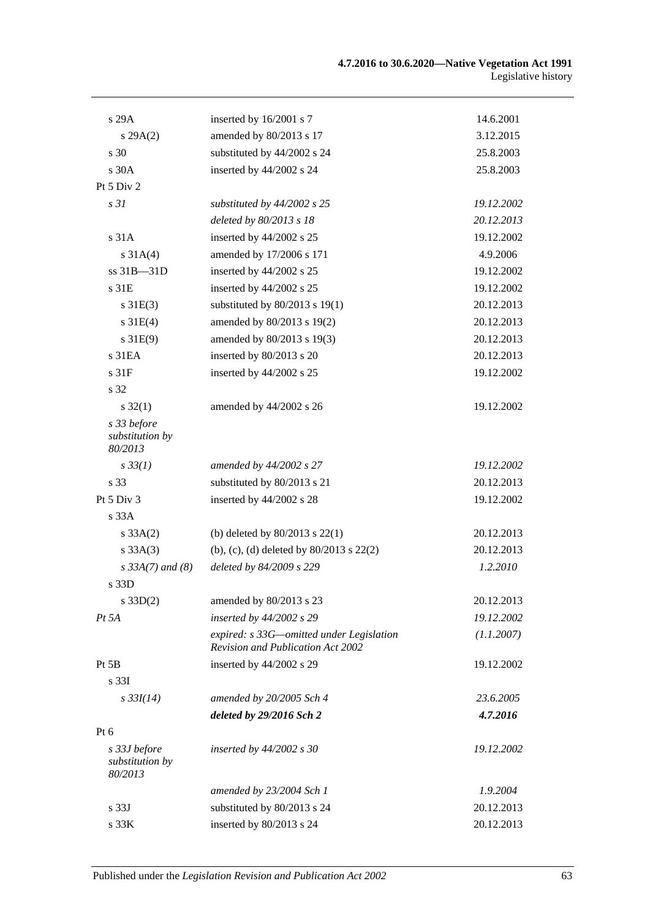| | | |
|---|---|---|
| s 29A | inserted by 16/2001 s 7 | 14.6.2001 |
| s 29A(2) | amended by 80/2013 s 17 | 3.12.2015 |
| s 30 | substituted by 44/2002 s 24 | 25.8.2003 |
| s 30A | inserted by 44/2002 s 24 | 25.8.2003 |
| Pt 5 Div 2 | | |
| *s 31* | *substituted by 44/2002 s 25* | *19.12.2002* |
| | *deleted by 80/2013 s 18* | *20.12.2013* |
| s 31A | inserted by 44/2002 s 25 | 19.12.2002 |
| s 31A(4) | amended by 17/2006 s 171 | 4.9.2006 |
| ss 31B—31D | inserted by 44/2002 s 25 | 19.12.2002 |
| s 31E | inserted by 44/2002 s 25 | 19.12.2002 |
| s 31E(3) | substituted by 80/2013 s 19(1) | 20.12.2013 |
| s 31E(4) | amended by 80/2013 s 19(2) | 20.12.2013 |
| s 31E(9) | amended by 80/2013 s 19(3) | 20.12.2013 |
| s 31EA | inserted by 80/2013 s 20 | 20.12.2013 |
| s 31F | inserted by 44/2002 s 25 | 19.12.2002 |
| s 32 | | |
| s 32(1) | amended by 44/2002 s 26 | 19.12.2002 |
| *s 33 before substitution by 80/2013* | | |
| *s 33(1)* | *amended by 44/2002 s 27* | *19.12.2002* |
| s 33 | substituted by 80/2013 s 21 | 20.12.2013 |
| Pt 5 Div 3 | inserted by 44/2002 s 28 | 19.12.2002 |
| s 33A | | |
| s 33A(2) | (b) deleted by 80/2013 s 22(1) | 20.12.2013 |
| s 33A(3) | (b), (c), (d) deleted by 80/2013 s 22(2) | 20.12.2013 |
| *s 33A(7) and (8)* | *deleted by 84/2009 s 229* | *1.2.2010* |
| s 33D | | |
| s 33D(2) | amended by 80/2013 s 23 | 20.12.2013 |
| *Pt 5A* | *inserted by 44/2002 s 29* | *19.12.2002* |
| | *expired: s 33G—omitted under Legislation Revision and Publication Act 2002* | *(1.1.2007)* |
| Pt 5B | inserted by 44/2002 s 29 | 19.12.2002 |
| s 33I | | |
| *s 33I(14)* | *amended by 20/2005 Sch 4* | *23.6.2005* |
| | ***deleted by 29/2016 Sch 2*** | ***4.7.2016*** |
| Pt 6 | | |
| *s 33J before substitution by 80/2013* | *inserted by 44/2002 s 30* | *19.12.2002* |
| | *amended by 23/2004 Sch 1* | *1.9.2004* |
| s 33J | substituted by 80/2013 s 24 | 20.12.2013 |
| s 33K | inserted by 80/2013 s 24 | 20.12.2013 |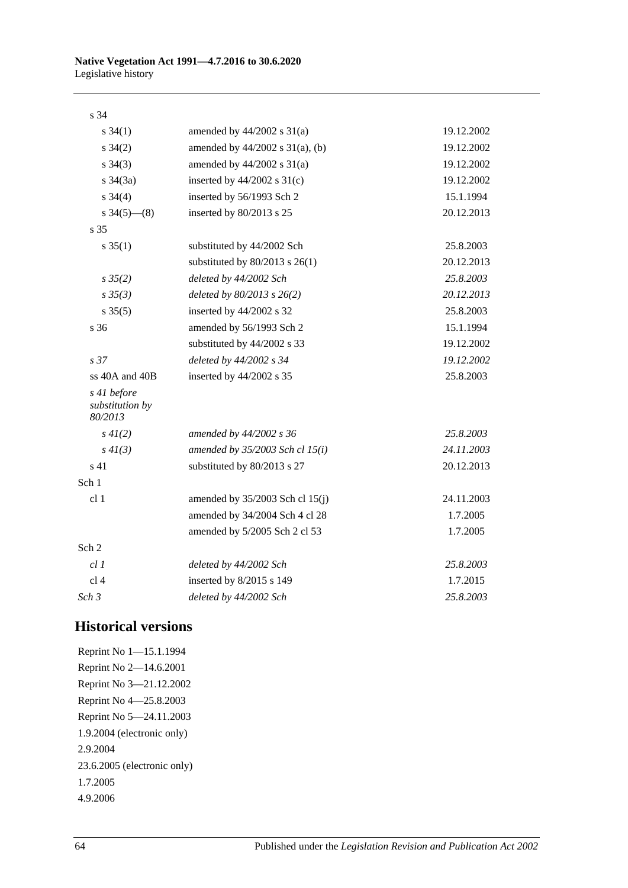| Provision | How varied | Commencement |
|---|---|---|
| s 34 | | |
| s 34(1) | amended by 44/2002 s 31(a) | 19.12.2002 |
| s 34(2) | amended by 44/2002 s 31(a), (b) | 19.12.2002 |
| s 34(3) | amended by 44/2002 s 31(a) | 19.12.2002 |
| s 34(3a) | inserted by 44/2002 s 31(c) | 19.12.2002 |
| s 34(4) | inserted by 56/1993 Sch 2 | 15.1.1994 |
| s 34(5)—(8) | inserted by 80/2013 s 25 | 20.12.2013 |
| s 35 | | |
| s 35(1) | substituted by 44/2002 Sch | 25.8.2003 |
| | substituted by 80/2013 s 26(1) | 20.12.2013 |
| *s 35(2)* | *deleted by 44/2002 Sch* | *25.8.2003* |
| *s 35(3)* | *deleted by 80/2013 s 26(2)* | *20.12.2013* |
| s 35(5) | inserted by 44/2002 s 32 | 25.8.2003 |
| s 36 | amended by 56/1993 Sch 2 | 15.1.1994 |
| | substituted by 44/2002 s 33 | 19.12.2002 |
| *s 37* | *deleted by 44/2002 s 34* | *19.12.2002* |
| ss 40A and 40B | inserted by 44/2002 s 35 | 25.8.2003 |
| *s 41 before substitution by 80/2013* | | |
| *s 41(2)* | *amended by 44/2002 s 36* | *25.8.2003* |
| *s 41(3)* | *amended by 35/2003 Sch cl 15(i)* | *24.11.2003* |
| s 41 | substituted by 80/2013 s 27 | 20.12.2013 |
| Sch 1 | | |
| cl 1 | amended by 35/2003 Sch cl 15(j) | 24.11.2003 |
| | amended by 34/2004 Sch 4 cl 28 | 1.7.2005 |
| | amended by 5/2005 Sch 2 cl 53 | 1.7.2005 |
| Sch 2 | | |
| *cl 1* | *deleted by 44/2002 Sch* | *25.8.2003* |
| cl 4 | inserted by 8/2015 s 149 | 1.7.2015 |
| *Sch 3* | *deleted by 44/2002 Sch* | *25.8.2003* |

## Historical versions

Reprint No 1—15.1.1994

Reprint No 2—14.6.2001

Reprint No 3—21.12.2002

Reprint No 4—25.8.2003

Reprint No 5—24.11.2003

1.9.2004 (electronic only)

2.9.2004

23.6.2005 (electronic only)

1.7.2005

4.9.2006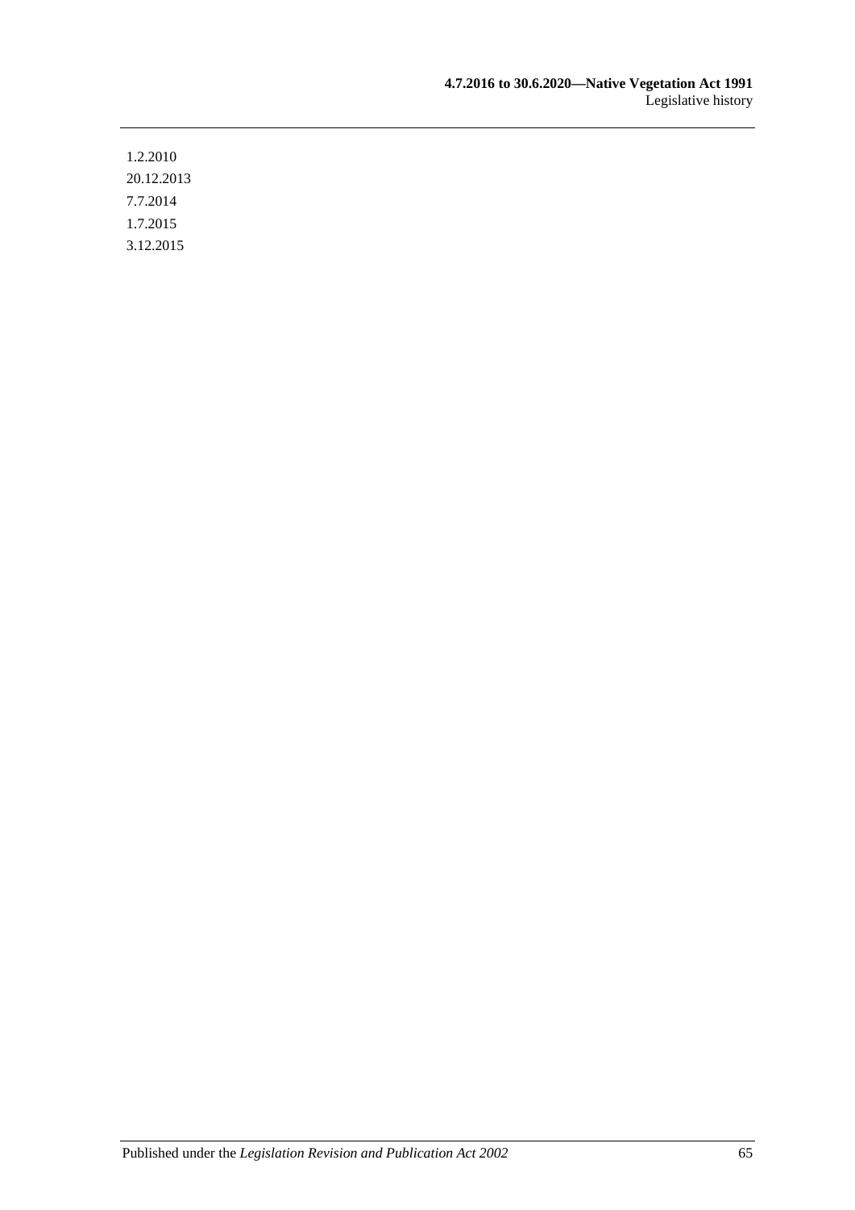1.2.2010

20.12.2013

7.7.2014

1.7.2015

3.12.2015